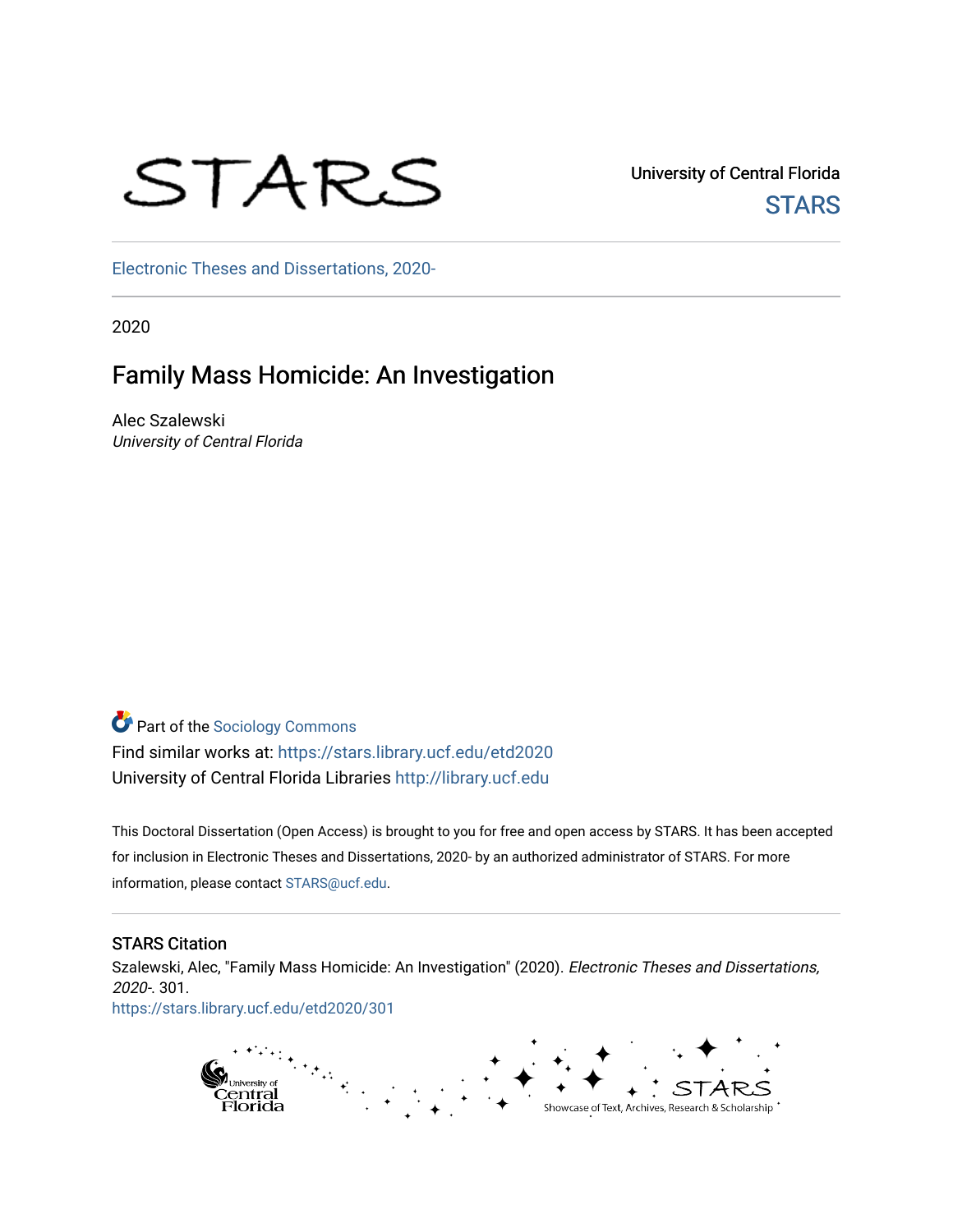University of Central Florida

STARS

Electronic Theses and Dissertations, 2020-

2020

# Family Mass Homicide: An Investigation

Alec Szalewski
*University of Central Florida*

Part of the Sociology Commons

Find similar works at: https://stars.library.ucf.edu/etd2020

University of Central Florida Libraries http://library.ucf.edu

This Doctoral Dissertation (Open Access) is brought to you for free and open access by STARS. It has been accepted for inclusion in Electronic Theses and Dissertations, 2020- by an authorized administrator of STARS. For more information, please contact STARS@ucf.edu.

## STARS Citation

Szalewski, Alec, "Family Mass Homicide: An Investigation" (2020). *Electronic Theses and Dissertations, 2020-*. 301.
https://stars.library.ucf.edu/etd2020/301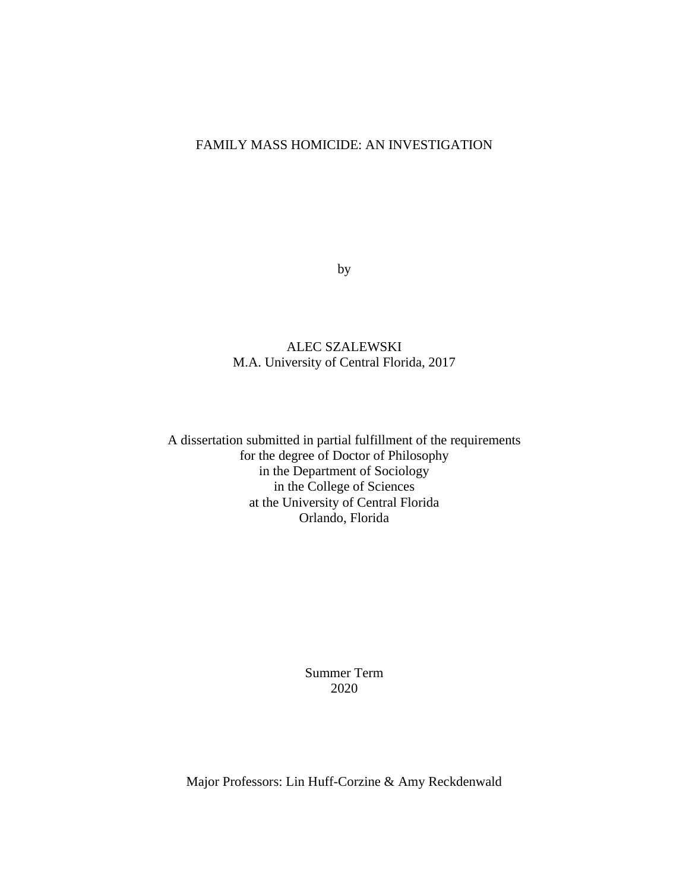# FAMILY MASS HOMICIDE: AN INVESTIGATION

by

ALEC SZALEWSKI
M.A. University of Central Florida, 2017

A dissertation submitted in partial fulfillment of the requirements
for the degree of Doctor of Philosophy
in the Department of Sociology
in the College of Sciences
at the University of Central Florida
Orlando, Florida

Summer Term
2020

Major Professors: Lin Huff-Corzine & Amy Reckdenwald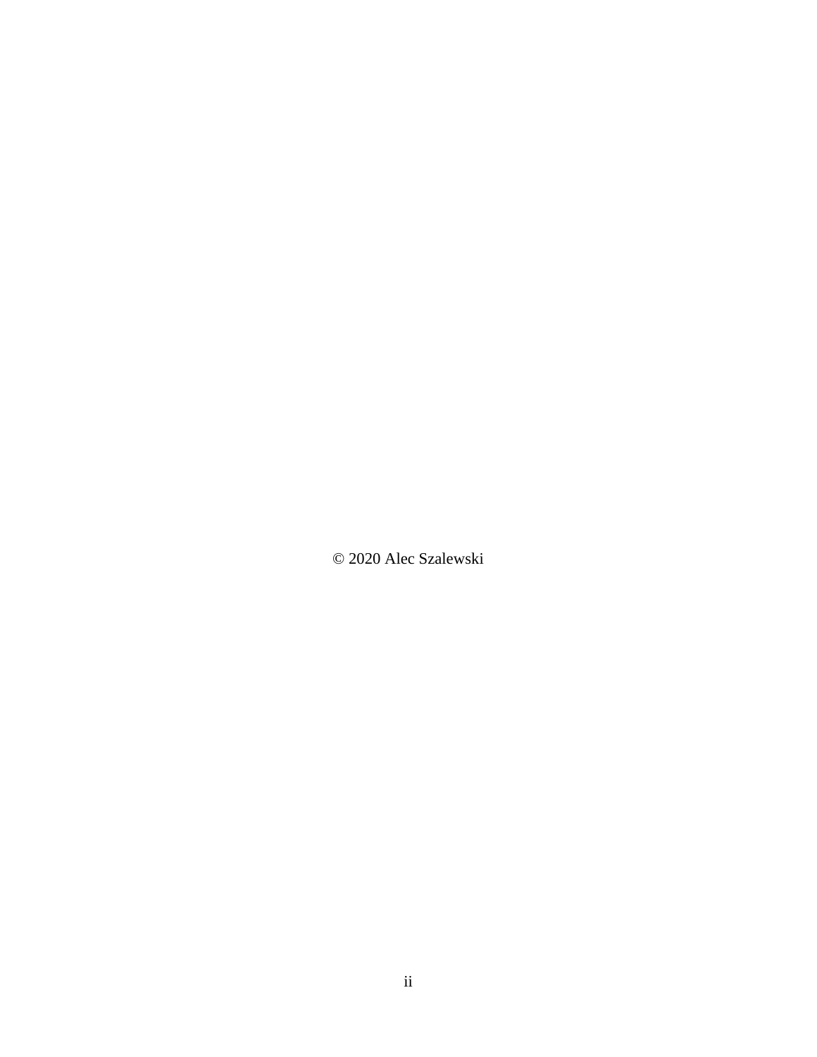© 2020 Alec Szalewski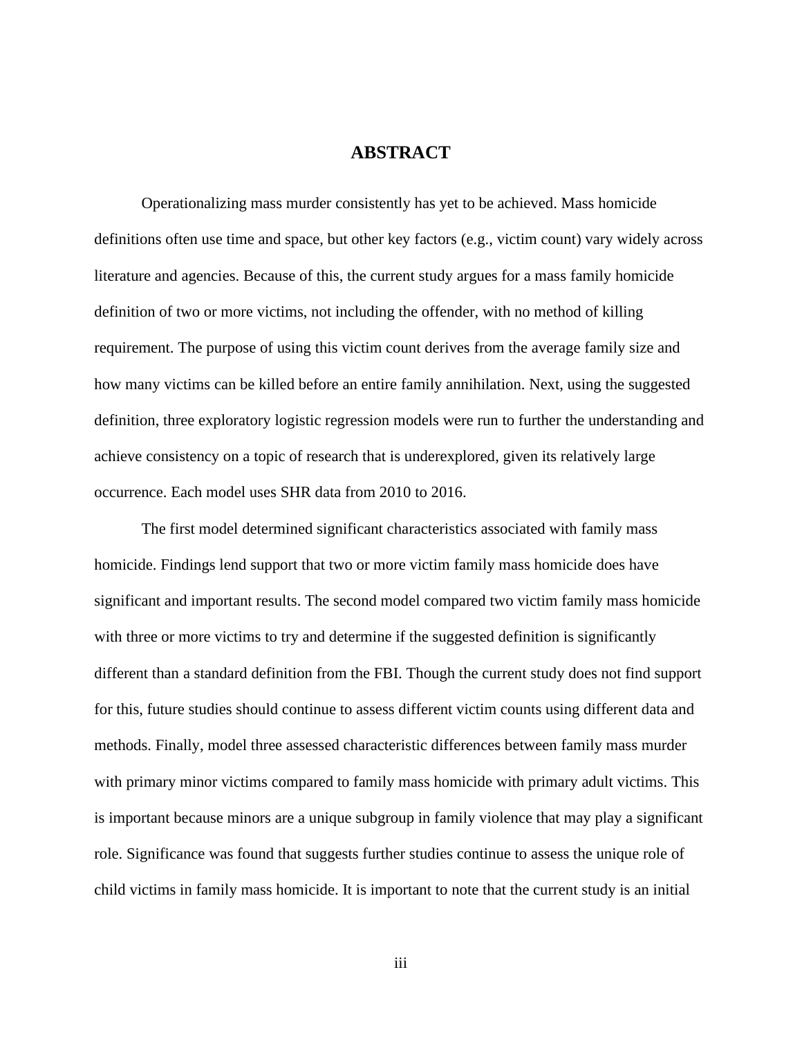# ABSTRACT

Operationalizing mass murder consistently has yet to be achieved. Mass homicide definitions often use time and space, but other key factors (e.g., victim count) vary widely across literature and agencies. Because of this, the current study argues for a mass family homicide definition of two or more victims, not including the offender, with no method of killing requirement. The purpose of using this victim count derives from the average family size and how many victims can be killed before an entire family annihilation. Next, using the suggested definition, three exploratory logistic regression models were run to further the understanding and achieve consistency on a topic of research that is underexplored, given its relatively large occurrence. Each model uses SHR data from 2010 to 2016.

The first model determined significant characteristics associated with family mass homicide. Findings lend support that two or more victim family mass homicide does have significant and important results. The second model compared two victim family mass homicide with three or more victims to try and determine if the suggested definition is significantly different than a standard definition from the FBI. Though the current study does not find support for this, future studies should continue to assess different victim counts using different data and methods. Finally, model three assessed characteristic differences between family mass murder with primary minor victims compared to family mass homicide with primary adult victims. This is important because minors are a unique subgroup in family violence that may play a significant role. Significance was found that suggests further studies continue to assess the unique role of child victims in family mass homicide. It is important to note that the current study is an initial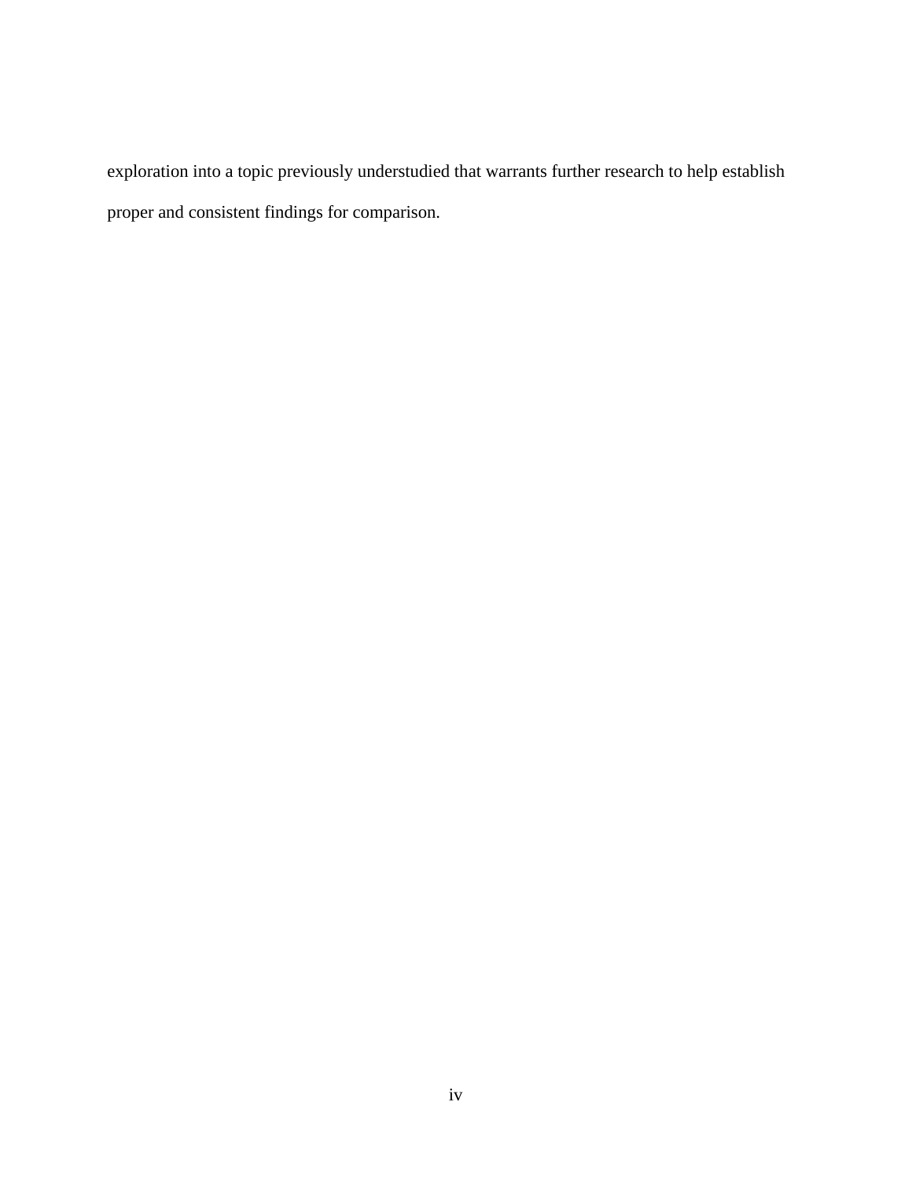exploration into a topic previously understudied that warrants further research to help establish proper and consistent findings for comparison.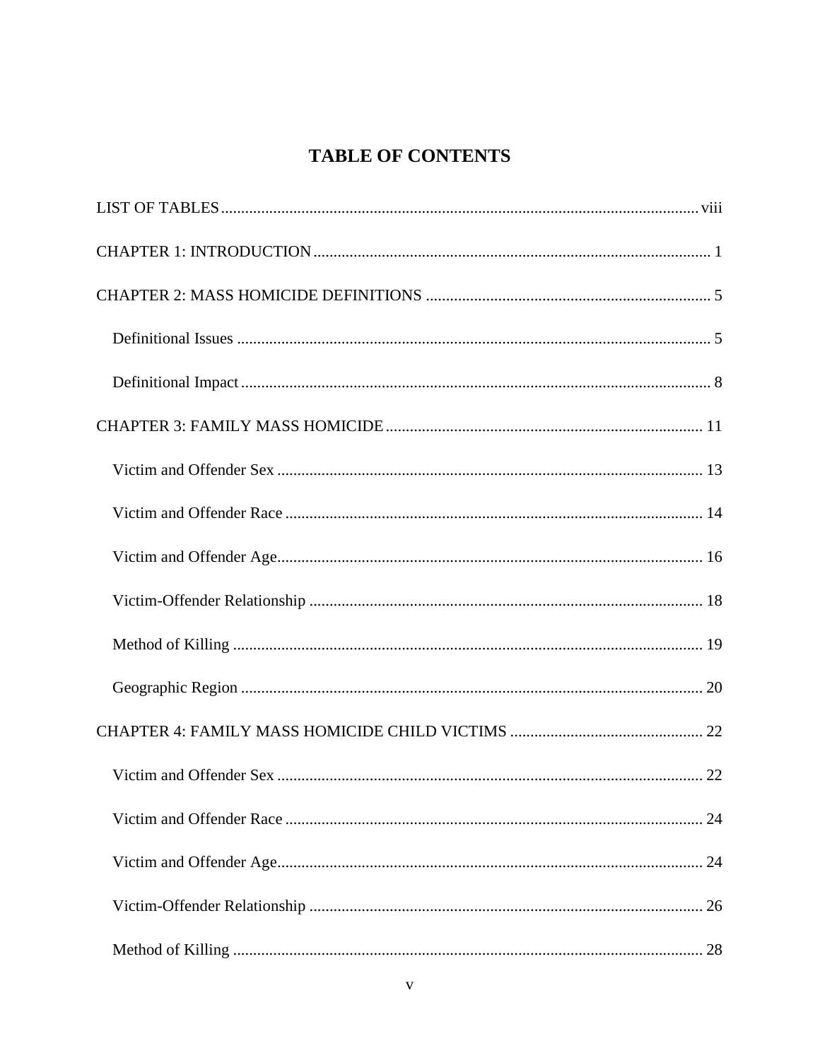# TABLE OF CONTENTS

LIST OF TABLES ..... viii

CHAPTER 1: INTRODUCTION ..... 1

CHAPTER 2: MASS HOMICIDE DEFINITIONS ..... 5

- Definitional Issues ..... 5
- Definitional Impact ..... 8

CHAPTER 3: FAMILY MASS HOMICIDE ..... 11

- Victim and Offender Sex ..... 13
- Victim and Offender Race ..... 14
- Victim and Offender Age ..... 16
- Victim-Offender Relationship ..... 18
- Method of Killing ..... 19
- Geographic Region ..... 20

CHAPTER 4: FAMILY MASS HOMICIDE CHILD VICTIMS ..... 22

- Victim and Offender Sex ..... 22
- Victim and Offender Race ..... 24
- Victim and Offender Age ..... 24
- Victim-Offender Relationship ..... 26
- Method of Killing ..... 28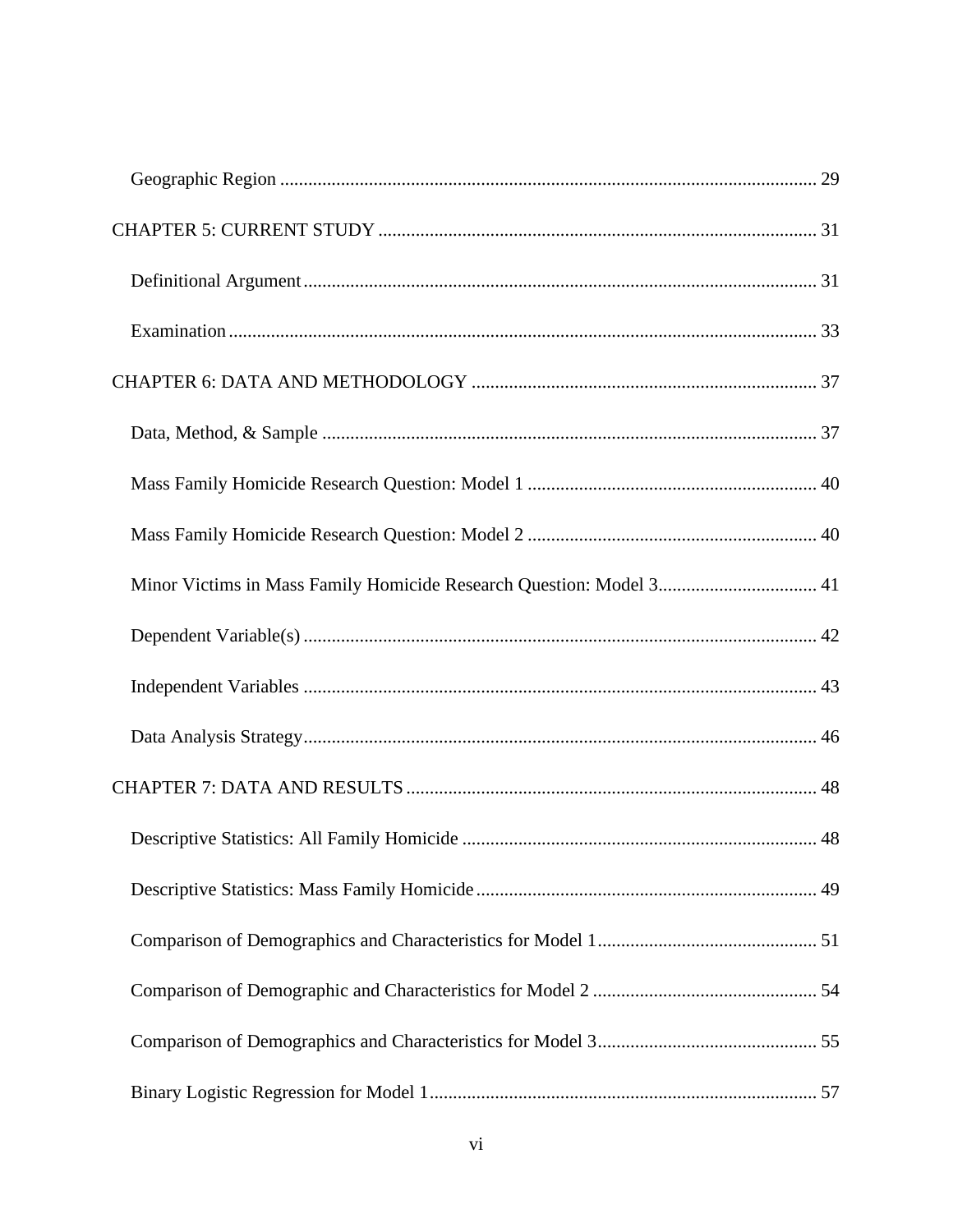Geographic Region ........................................................................................................ 29

CHAPTER 5: CURRENT STUDY ....................................................................................... 31

Definitional Argument .................................................................................................. 31

Examination .................................................................................................................. 33

CHAPTER 6: DATA AND METHODOLOGY .................................................................. 37

Data, Method, & Sample ............................................................................................... 37

Mass Family Homicide Research Question: Model 1 ................................................... 40

Mass Family Homicide Research Question: Model 2 ................................................... 40

Minor Victims in Mass Family Homicide Research Question: Model 3 ...................... 41

Dependent Variable(s) .................................................................................................. 42

Independent Variables .................................................................................................. 43

Data Analysis Strategy .................................................................................................. 46

CHAPTER 7: DATA AND RESULTS ................................................................................ 48

Descriptive Statistics: All Family Homicide ................................................................ 48

Descriptive Statistics: Mass Family Homicide ............................................................. 49

Comparison of Demographics and Characteristics for Model 1 .................................. 51

Comparison of Demographic and Characteristics for Model 2 .................................... 54

Comparison of Demographics and Characteristics for Model 3 .................................. 55

Binary Logistic Regression for Model 1 ....................................................................... 57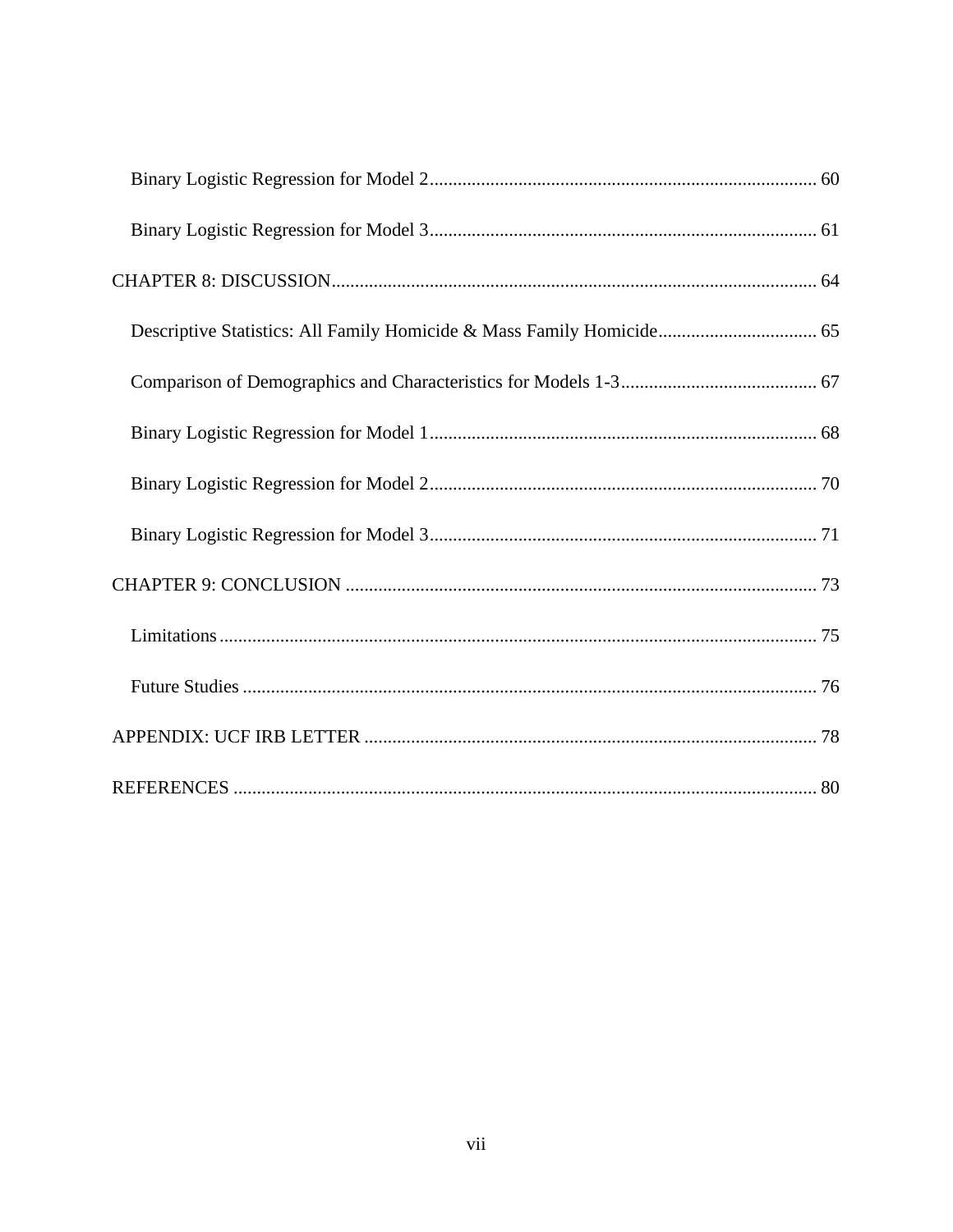Binary Logistic Regression for Model 2 ........................................................................ 60

Binary Logistic Regression for Model 3 ........................................................................ 61

CHAPTER 8: DISCUSSION ........................................................................................... 64

Descriptive Statistics: All Family Homicide & Mass Family Homicide .................................. 65

Comparison of Demographics and Characteristics for Models 1-3 .......................................... 67

Binary Logistic Regression for Model 1 ........................................................................ 68

Binary Logistic Regression for Model 2 ........................................................................ 70

Binary Logistic Regression for Model 3 ........................................................................ 71

CHAPTER 9: CONCLUSION ......................................................................................... 73

Limitations ....................................................................................................................... 75

Future Studies .................................................................................................................. 76

APPENDIX: UCF IRB LETTER ..................................................................................... 78

REFERENCES ................................................................................................................. 80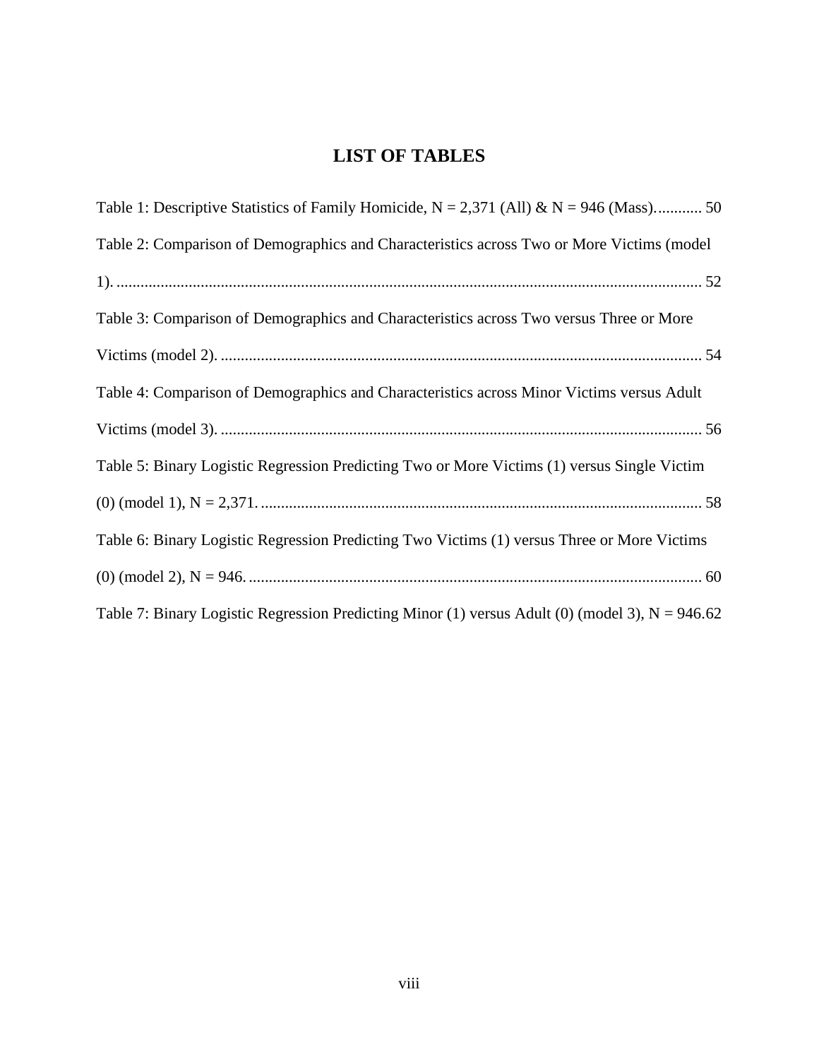# LIST OF TABLES

Table 1: Descriptive Statistics of Family Homicide, N = 2,371 (All) & N = 946 (Mass)............ 50

Table 2: Comparison of Demographics and Characteristics across Two or More Victims (model 1). ................................................................................................................................. 52

Table 3: Comparison of Demographics and Characteristics across Two versus Three or More Victims (model 2). ....................................................................................................... 54

Table 4: Comparison of Demographics and Characteristics across Minor Victims versus Adult Victims (model 3). ....................................................................................................... 56

Table 5: Binary Logistic Regression Predicting Two or More Victims (1) versus Single Victim (0) (model 1), N = 2,371. .............................................................................................. 58

Table 6: Binary Logistic Regression Predicting Two Victims (1) versus Three or More Victims (0) (model 2), N = 946. ................................................................................................. 60

Table 7: Binary Logistic Regression Predicting Minor (1) versus Adult (0) (model 3), N = 946.62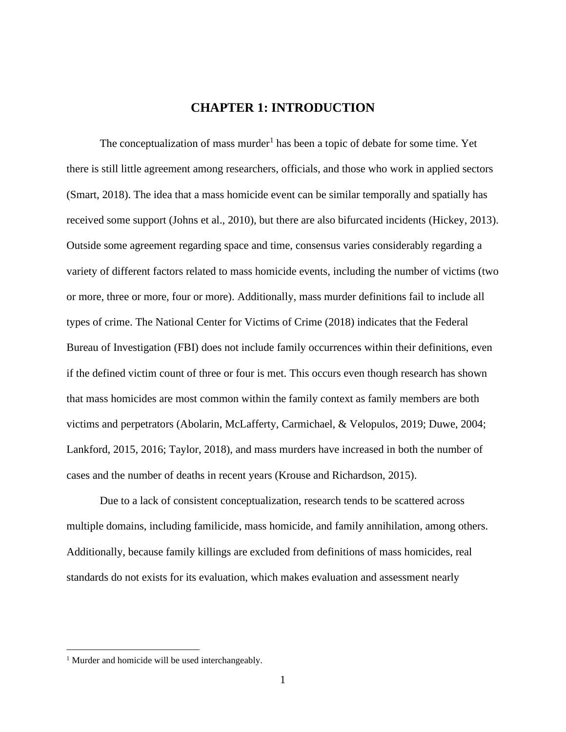# CHAPTER 1: INTRODUCTION

The conceptualization of mass murder[1] has been a topic of debate for some time. Yet there is still little agreement among researchers, officials, and those who work in applied sectors (Smart, 2018). The idea that a mass homicide event can be similar temporally and spatially has received some support (Johns et al., 2010), but there are also bifurcated incidents (Hickey, 2013). Outside some agreement regarding space and time, consensus varies considerably regarding a variety of different factors related to mass homicide events, including the number of victims (two or more, three or more, four or more). Additionally, mass murder definitions fail to include all types of crime. The National Center for Victims of Crime (2018) indicates that the Federal Bureau of Investigation (FBI) does not include family occurrences within their definitions, even if the defined victim count of three or four is met. This occurs even though research has shown that mass homicides are most common within the family context as family members are both victims and perpetrators (Abolarin, McLafferty, Carmichael, & Velopulos, 2019; Duwe, 2004; Lankford, 2015, 2016; Taylor, 2018), and mass murders have increased in both the number of cases and the number of deaths in recent years (Krouse and Richardson, 2015).

Due to a lack of consistent conceptualization, research tends to be scattered across multiple domains, including familicide, mass homicide, and family annihilation, among others. Additionally, because family killings are excluded from definitions of mass homicides, real standards do not exists for its evaluation, which makes evaluation and assessment nearly

[1] Murder and homicide will be used interchangeably.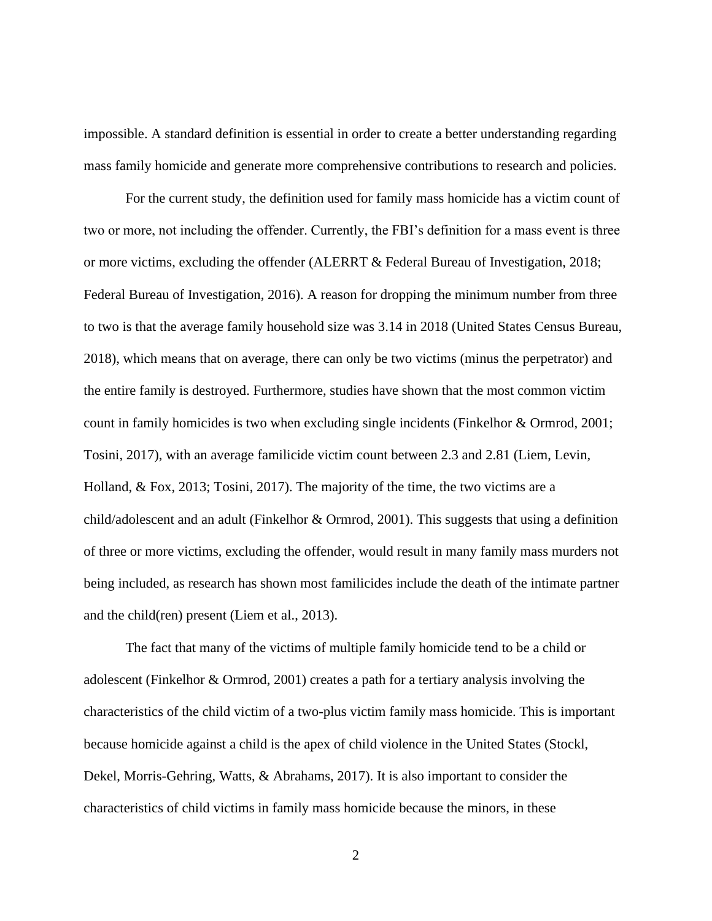impossible. A standard definition is essential in order to create a better understanding regarding mass family homicide and generate more comprehensive contributions to research and policies.

For the current study, the definition used for family mass homicide has a victim count of two or more, not including the offender. Currently, the FBI's definition for a mass event is three or more victims, excluding the offender (ALERRT & Federal Bureau of Investigation, 2018; Federal Bureau of Investigation, 2016). A reason for dropping the minimum number from three to two is that the average family household size was 3.14 in 2018 (United States Census Bureau, 2018), which means that on average, there can only be two victims (minus the perpetrator) and the entire family is destroyed. Furthermore, studies have shown that the most common victim count in family homicides is two when excluding single incidents (Finkelhor & Ormrod, 2001; Tosini, 2017), with an average familicide victim count between 2.3 and 2.81 (Liem, Levin, Holland, & Fox, 2013; Tosini, 2017). The majority of the time, the two victims are a child/adolescent and an adult (Finkelhor & Ormrod, 2001). This suggests that using a definition of three or more victims, excluding the offender, would result in many family mass murders not being included, as research has shown most familicides include the death of the intimate partner and the child(ren) present (Liem et al., 2013).

The fact that many of the victims of multiple family homicide tend to be a child or adolescent (Finkelhor & Ormrod, 2001) creates a path for a tertiary analysis involving the characteristics of the child victim of a two-plus victim family mass homicide. This is important because homicide against a child is the apex of child violence in the United States (Stockl, Dekel, Morris-Gehring, Watts, & Abrahams, 2017). It is also important to consider the characteristics of child victims in family mass homicide because the minors, in these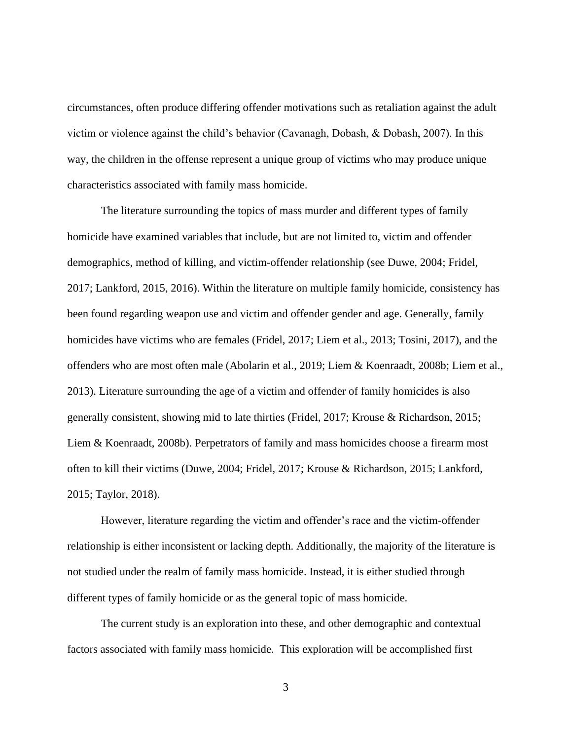circumstances, often produce differing offender motivations such as retaliation against the adult victim or violence against the child's behavior (Cavanagh, Dobash, & Dobash, 2007). In this way, the children in the offense represent a unique group of victims who may produce unique characteristics associated with family mass homicide.

The literature surrounding the topics of mass murder and different types of family homicide have examined variables that include, but are not limited to, victim and offender demographics, method of killing, and victim-offender relationship (see Duwe, 2004; Fridel, 2017; Lankford, 2015, 2016). Within the literature on multiple family homicide, consistency has been found regarding weapon use and victim and offender gender and age. Generally, family homicides have victims who are females (Fridel, 2017; Liem et al., 2013; Tosini, 2017), and the offenders who are most often male (Abolarin et al., 2019; Liem & Koenraadt, 2008b; Liem et al., 2013). Literature surrounding the age of a victim and offender of family homicides is also generally consistent, showing mid to late thirties (Fridel, 2017; Krouse & Richardson, 2015; Liem & Koenraadt, 2008b). Perpetrators of family and mass homicides choose a firearm most often to kill their victims (Duwe, 2004; Fridel, 2017; Krouse & Richardson, 2015; Lankford, 2015; Taylor, 2018).

However, literature regarding the victim and offender's race and the victim-offender relationship is either inconsistent or lacking depth. Additionally, the majority of the literature is not studied under the realm of family mass homicide. Instead, it is either studied through different types of family homicide or as the general topic of mass homicide.

The current study is an exploration into these, and other demographic and contextual factors associated with family mass homicide. This exploration will be accomplished first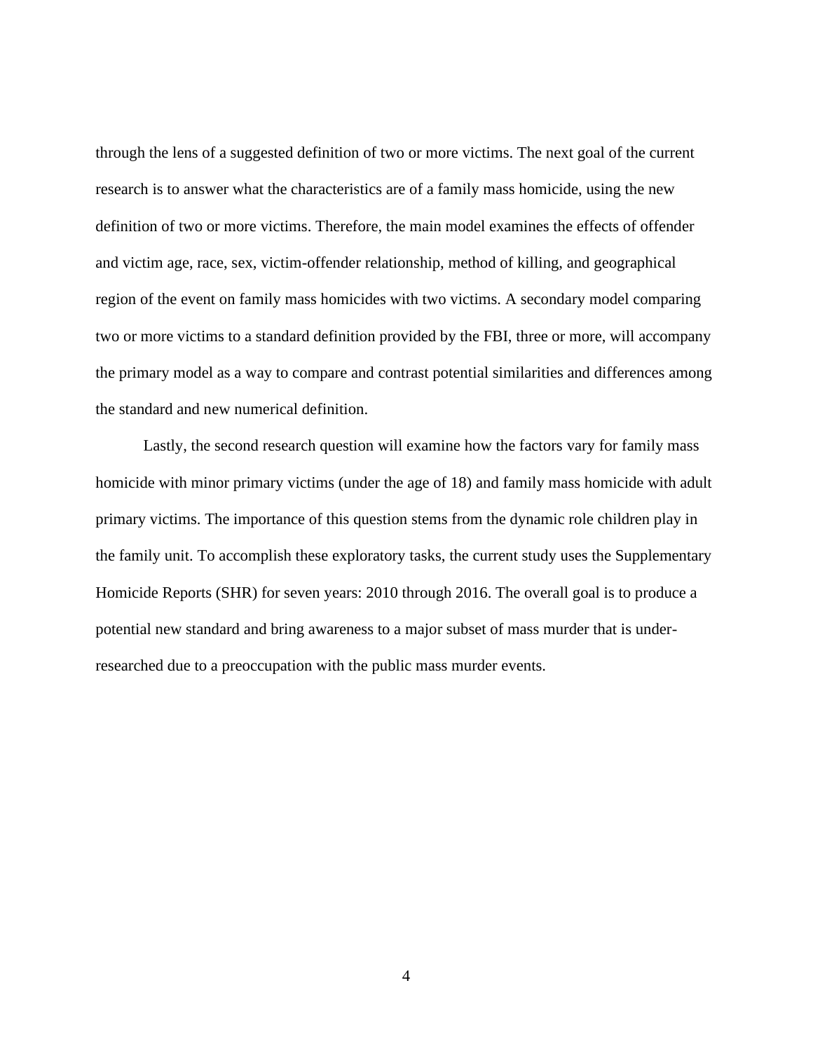through the lens of a suggested definition of two or more victims. The next goal of the current research is to answer what the characteristics are of a family mass homicide, using the new definition of two or more victims. Therefore, the main model examines the effects of offender and victim age, race, sex, victim-offender relationship, method of killing, and geographical region of the event on family mass homicides with two victims. A secondary model comparing two or more victims to a standard definition provided by the FBI, three or more, will accompany the primary model as a way to compare and contrast potential similarities and differences among the standard and new numerical definition.

Lastly, the second research question will examine how the factors vary for family mass homicide with minor primary victims (under the age of 18) and family mass homicide with adult primary victims. The importance of this question stems from the dynamic role children play in the family unit. To accomplish these exploratory tasks, the current study uses the Supplementary Homicide Reports (SHR) for seven years: 2010 through 2016. The overall goal is to produce a potential new standard and bring awareness to a major subset of mass murder that is under-researched due to a preoccupation with the public mass murder events.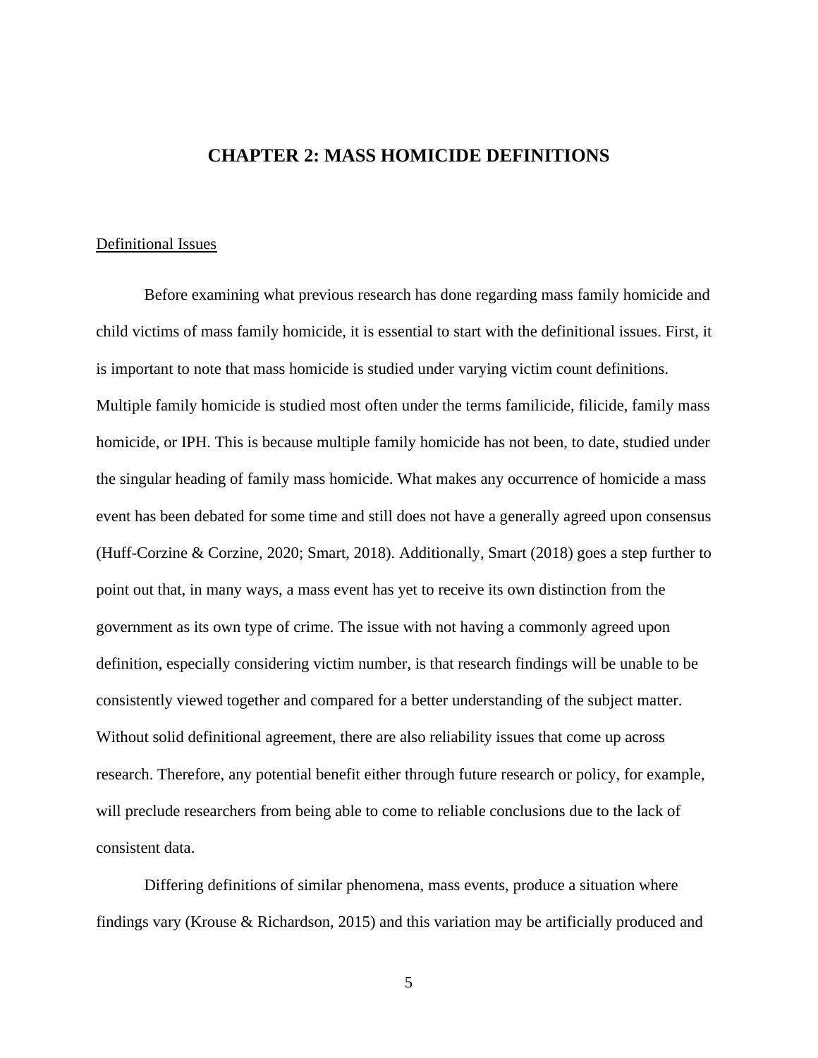# CHAPTER 2: MASS HOMICIDE DEFINITIONS

## Definitional Issues

Before examining what previous research has done regarding mass family homicide and child victims of mass family homicide, it is essential to start with the definitional issues. First, it is important to note that mass homicide is studied under varying victim count definitions. Multiple family homicide is studied most often under the terms familicide, filicide, family mass homicide, or IPH. This is because multiple family homicide has not been, to date, studied under the singular heading of family mass homicide. What makes any occurrence of homicide a mass event has been debated for some time and still does not have a generally agreed upon consensus (Huff-Corzine & Corzine, 2020; Smart, 2018). Additionally, Smart (2018) goes a step further to point out that, in many ways, a mass event has yet to receive its own distinction from the government as its own type of crime. The issue with not having a commonly agreed upon definition, especially considering victim number, is that research findings will be unable to be consistently viewed together and compared for a better understanding of the subject matter. Without solid definitional agreement, there are also reliability issues that come up across research. Therefore, any potential benefit either through future research or policy, for example, will preclude researchers from being able to come to reliable conclusions due to the lack of consistent data.

Differing definitions of similar phenomena, mass events, produce a situation where findings vary (Krouse & Richardson, 2015) and this variation may be artificially produced and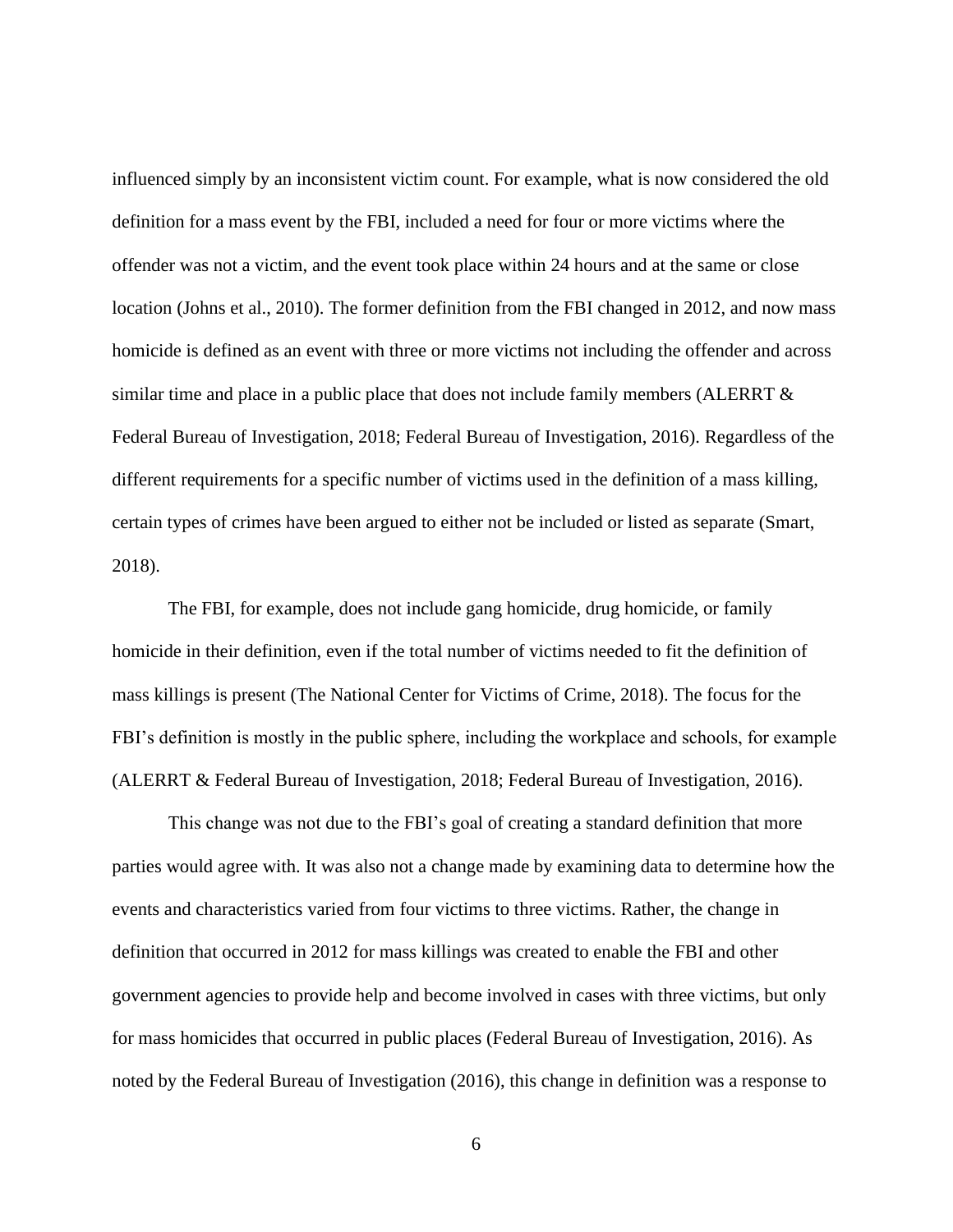influenced simply by an inconsistent victim count. For example, what is now considered the old definition for a mass event by the FBI, included a need for four or more victims where the offender was not a victim, and the event took place within 24 hours and at the same or close location (Johns et al., 2010). The former definition from the FBI changed in 2012, and now mass homicide is defined as an event with three or more victims not including the offender and across similar time and place in a public place that does not include family members (ALERRT & Federal Bureau of Investigation, 2018; Federal Bureau of Investigation, 2016). Regardless of the different requirements for a specific number of victims used in the definition of a mass killing, certain types of crimes have been argued to either not be included or listed as separate (Smart, 2018).

The FBI, for example, does not include gang homicide, drug homicide, or family homicide in their definition, even if the total number of victims needed to fit the definition of mass killings is present (The National Center for Victims of Crime, 2018). The focus for the FBI's definition is mostly in the public sphere, including the workplace and schools, for example (ALERRT & Federal Bureau of Investigation, 2018; Federal Bureau of Investigation, 2016).

This change was not due to the FBI's goal of creating a standard definition that more parties would agree with. It was also not a change made by examining data to determine how the events and characteristics varied from four victims to three victims. Rather, the change in definition that occurred in 2012 for mass killings was created to enable the FBI and other government agencies to provide help and become involved in cases with three victims, but only for mass homicides that occurred in public places (Federal Bureau of Investigation, 2016). As noted by the Federal Bureau of Investigation (2016), this change in definition was a response to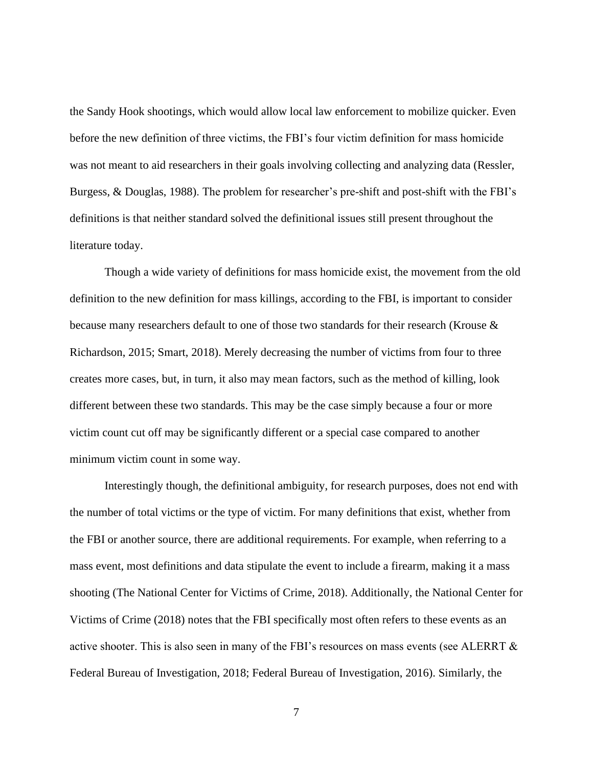the Sandy Hook shootings, which would allow local law enforcement to mobilize quicker. Even before the new definition of three victims, the FBI's four victim definition for mass homicide was not meant to aid researchers in their goals involving collecting and analyzing data (Ressler, Burgess, & Douglas, 1988). The problem for researcher's pre-shift and post-shift with the FBI's definitions is that neither standard solved the definitional issues still present throughout the literature today.

Though a wide variety of definitions for mass homicide exist, the movement from the old definition to the new definition for mass killings, according to the FBI, is important to consider because many researchers default to one of those two standards for their research (Krouse & Richardson, 2015; Smart, 2018). Merely decreasing the number of victims from four to three creates more cases, but, in turn, it also may mean factors, such as the method of killing, look different between these two standards. This may be the case simply because a four or more victim count cut off may be significantly different or a special case compared to another minimum victim count in some way.

Interestingly though, the definitional ambiguity, for research purposes, does not end with the number of total victims or the type of victim. For many definitions that exist, whether from the FBI or another source, there are additional requirements. For example, when referring to a mass event, most definitions and data stipulate the event to include a firearm, making it a mass shooting (The National Center for Victims of Crime, 2018). Additionally, the National Center for Victims of Crime (2018) notes that the FBI specifically most often refers to these events as an active shooter. This is also seen in many of the FBI's resources on mass events (see ALERRT & Federal Bureau of Investigation, 2018; Federal Bureau of Investigation, 2016). Similarly, the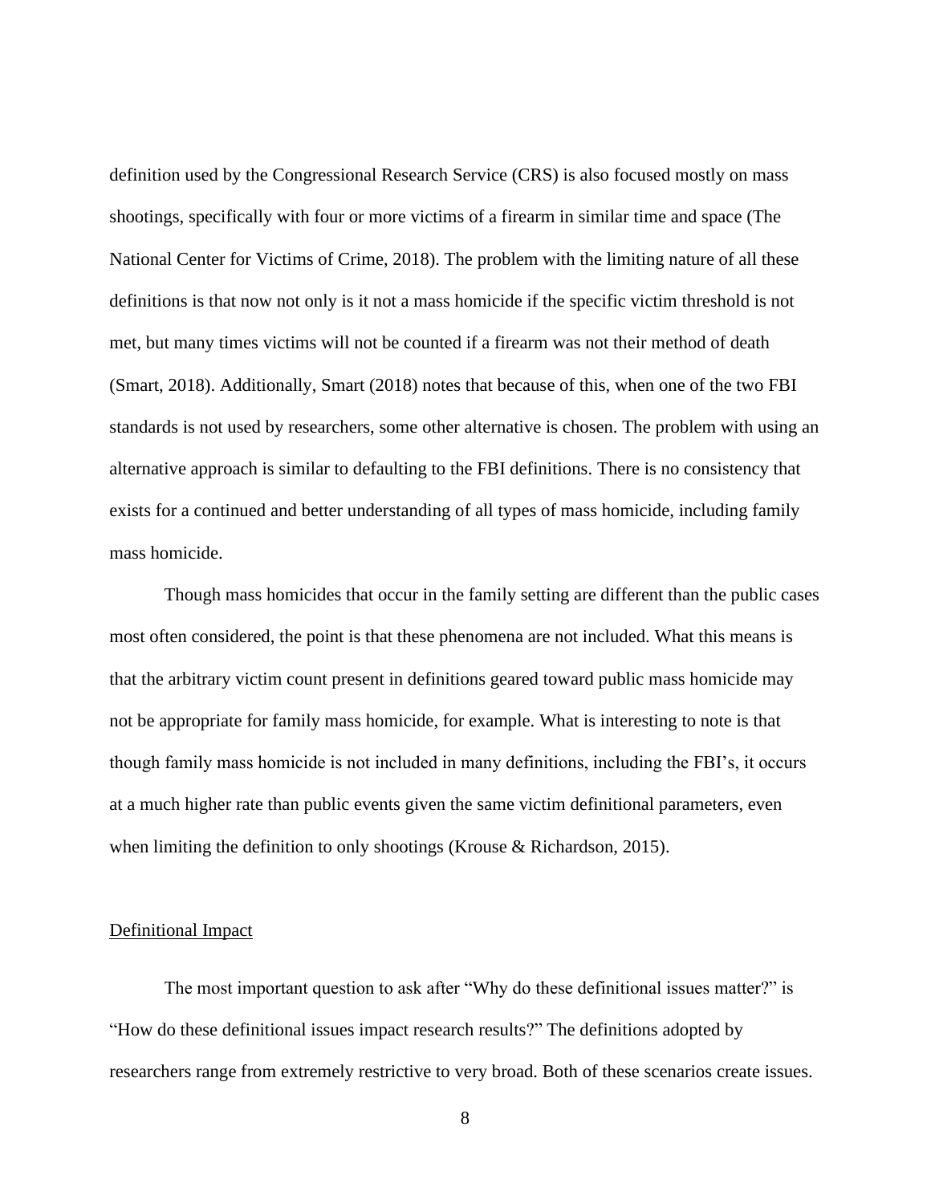definition used by the Congressional Research Service (CRS) is also focused mostly on mass shootings, specifically with four or more victims of a firearm in similar time and space (The National Center for Victims of Crime, 2018). The problem with the limiting nature of all these definitions is that now not only is it not a mass homicide if the specific victim threshold is not met, but many times victims will not be counted if a firearm was not their method of death (Smart, 2018). Additionally, Smart (2018) notes that because of this, when one of the two FBI standards is not used by researchers, some other alternative is chosen. The problem with using an alternative approach is similar to defaulting to the FBI definitions. There is no consistency that exists for a continued and better understanding of all types of mass homicide, including family mass homicide.

Though mass homicides that occur in the family setting are different than the public cases most often considered, the point is that these phenomena are not included. What this means is that the arbitrary victim count present in definitions geared toward public mass homicide may not be appropriate for family mass homicide, for example. What is interesting to note is that though family mass homicide is not included in many definitions, including the FBI's, it occurs at a much higher rate than public events given the same victim definitional parameters, even when limiting the definition to only shootings (Krouse & Richardson, 2015).

## Definitional Impact

The most important question to ask after "Why do these definitional issues matter?" is "How do these definitional issues impact research results?" The definitions adopted by researchers range from extremely restrictive to very broad. Both of these scenarios create issues.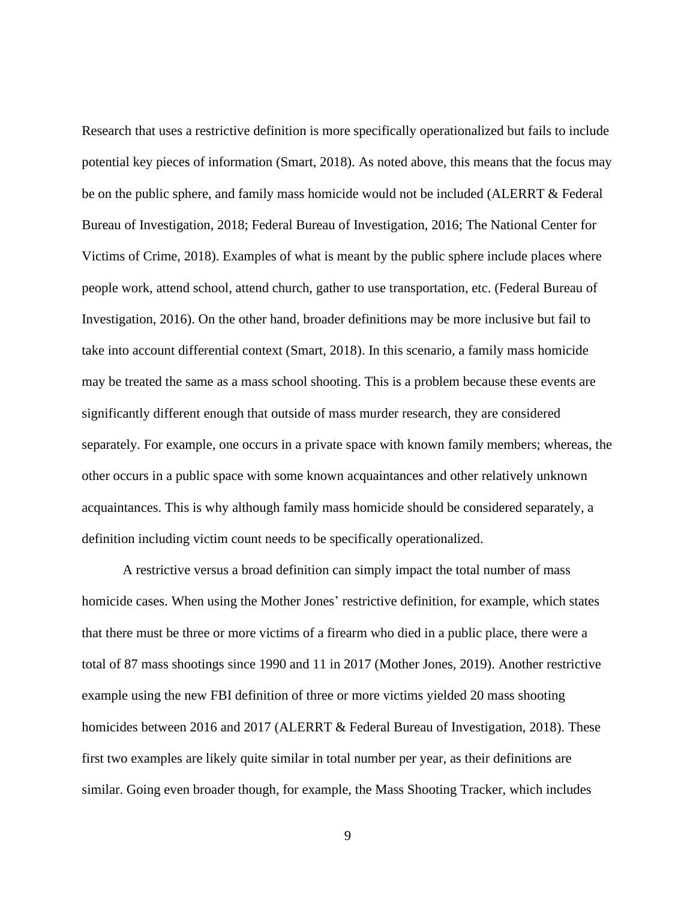Research that uses a restrictive definition is more specifically operationalized but fails to include potential key pieces of information (Smart, 2018). As noted above, this means that the focus may be on the public sphere, and family mass homicide would not be included (ALERRT & Federal Bureau of Investigation, 2018; Federal Bureau of Investigation, 2016; The National Center for Victims of Crime, 2018). Examples of what is meant by the public sphere include places where people work, attend school, attend church, gather to use transportation, etc. (Federal Bureau of Investigation, 2016). On the other hand, broader definitions may be more inclusive but fail to take into account differential context (Smart, 2018). In this scenario, a family mass homicide may be treated the same as a mass school shooting. This is a problem because these events are significantly different enough that outside of mass murder research, they are considered separately. For example, one occurs in a private space with known family members; whereas, the other occurs in a public space with some known acquaintances and other relatively unknown acquaintances. This is why although family mass homicide should be considered separately, a definition including victim count needs to be specifically operationalized.

A restrictive versus a broad definition can simply impact the total number of mass homicide cases. When using the Mother Jones' restrictive definition, for example, which states that there must be three or more victims of a firearm who died in a public place, there were a total of 87 mass shootings since 1990 and 11 in 2017 (Mother Jones, 2019). Another restrictive example using the new FBI definition of three or more victims yielded 20 mass shooting homicides between 2016 and 2017 (ALERRT & Federal Bureau of Investigation, 2018). These first two examples are likely quite similar in total number per year, as their definitions are similar. Going even broader though, for example, the Mass Shooting Tracker, which includes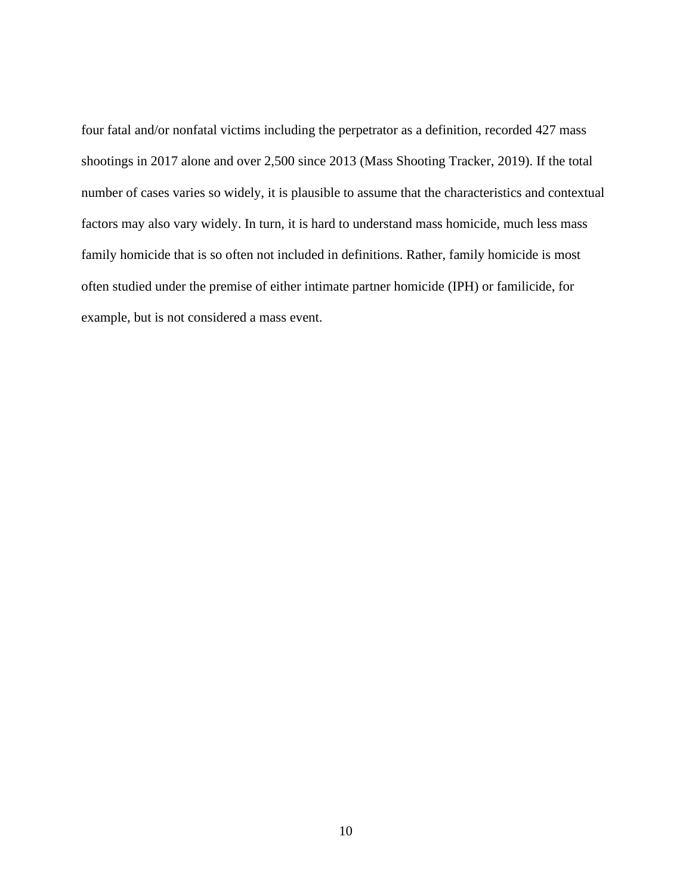four fatal and/or nonfatal victims including the perpetrator as a definition, recorded 427 mass shootings in 2017 alone and over 2,500 since 2013 (Mass Shooting Tracker, 2019). If the total number of cases varies so widely, it is plausible to assume that the characteristics and contextual factors may also vary widely. In turn, it is hard to understand mass homicide, much less mass family homicide that is so often not included in definitions. Rather, family homicide is most often studied under the premise of either intimate partner homicide (IPH) or familicide, for example, but is not considered a mass event.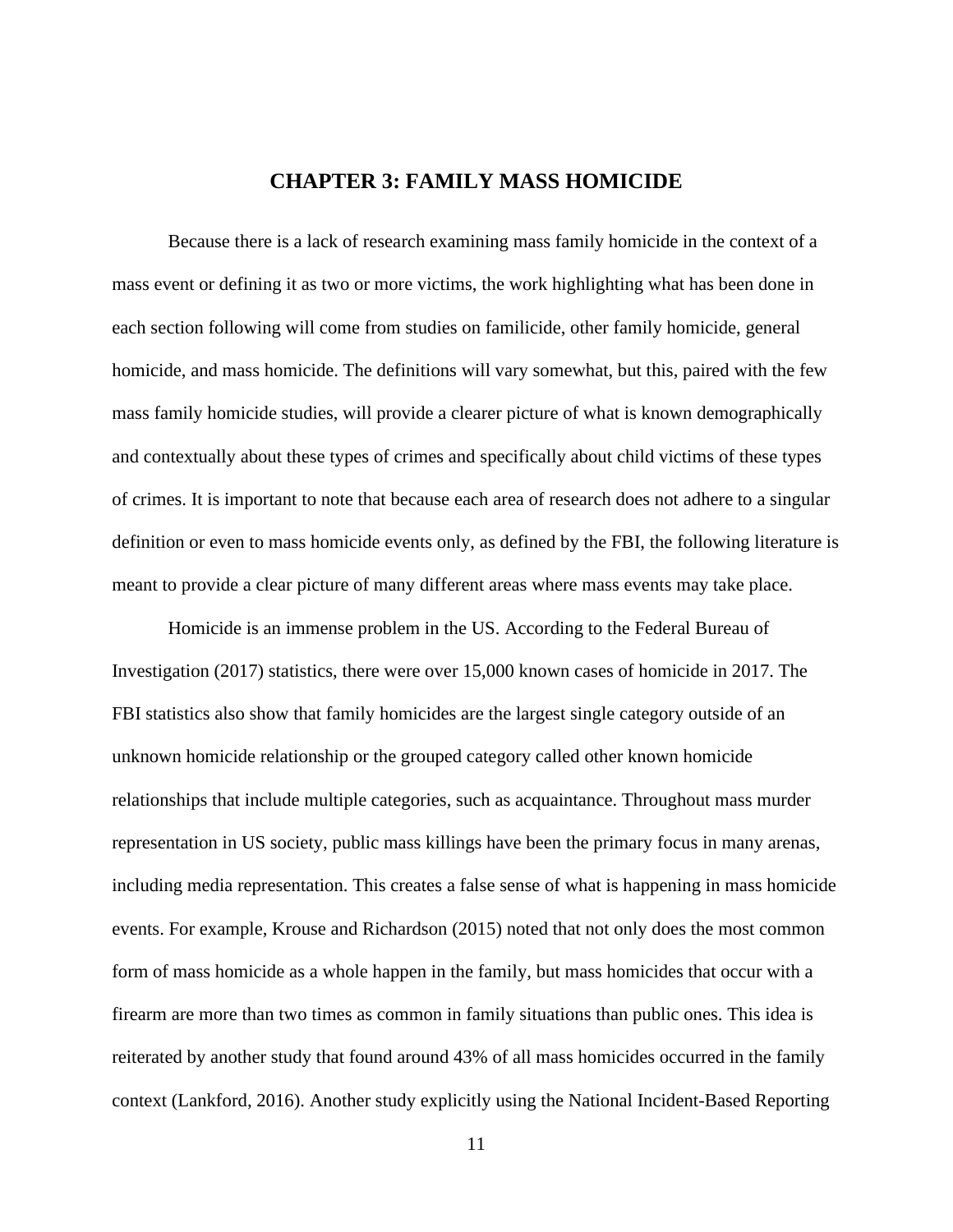# CHAPTER 3: FAMILY MASS HOMICIDE

Because there is a lack of research examining mass family homicide in the context of a mass event or defining it as two or more victims, the work highlighting what has been done in each section following will come from studies on familicide, other family homicide, general homicide, and mass homicide. The definitions will vary somewhat, but this, paired with the few mass family homicide studies, will provide a clearer picture of what is known demographically and contextually about these types of crimes and specifically about child victims of these types of crimes. It is important to note that because each area of research does not adhere to a singular definition or even to mass homicide events only, as defined by the FBI, the following literature is meant to provide a clear picture of many different areas where mass events may take place.

Homicide is an immense problem in the US. According to the Federal Bureau of Investigation (2017) statistics, there were over 15,000 known cases of homicide in 2017. The FBI statistics also show that family homicides are the largest single category outside of an unknown homicide relationship or the grouped category called other known homicide relationships that include multiple categories, such as acquaintance. Throughout mass murder representation in US society, public mass killings have been the primary focus in many arenas, including media representation. This creates a false sense of what is happening in mass homicide events. For example, Krouse and Richardson (2015) noted that not only does the most common form of mass homicide as a whole happen in the family, but mass homicides that occur with a firearm are more than two times as common in family situations than public ones. This idea is reiterated by another study that found around 43% of all mass homicides occurred in the family context (Lankford, 2016). Another study explicitly using the National Incident-Based Reporting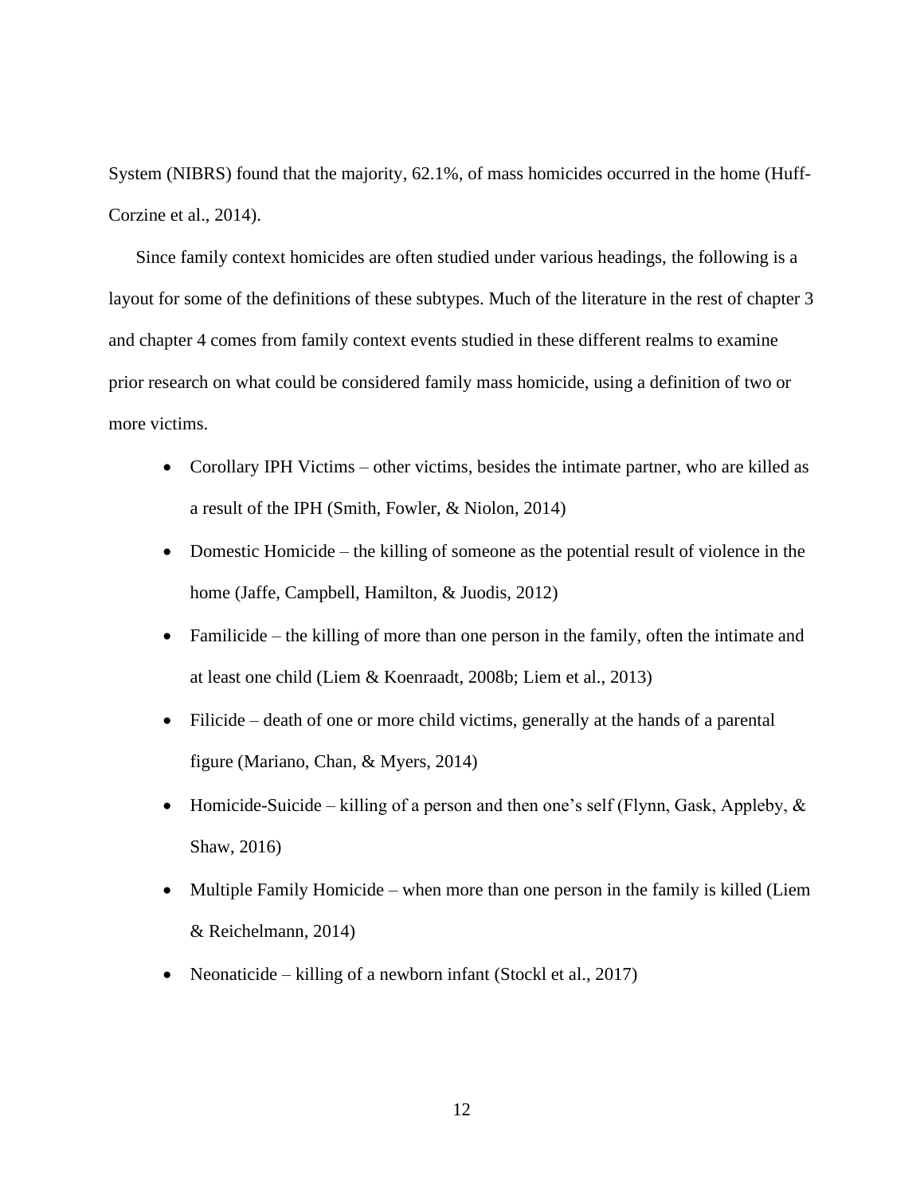System (NIBRS) found that the majority, 62.1%, of mass homicides occurred in the home (Huff-Corzine et al., 2014).

Since family context homicides are often studied under various headings, the following is a layout for some of the definitions of these subtypes. Much of the literature in the rest of chapter 3 and chapter 4 comes from family context events studied in these different realms to examine prior research on what could be considered family mass homicide, using a definition of two or more victims.

- Corollary IPH Victims – other victims, besides the intimate partner, who are killed as a result of the IPH (Smith, Fowler, & Niolon, 2014)
- Domestic Homicide – the killing of someone as the potential result of violence in the home (Jaffe, Campbell, Hamilton, & Juodis, 2012)
- Familicide – the killing of more than one person in the family, often the intimate and at least one child (Liem & Koenraadt, 2008b; Liem et al., 2013)
- Filicide – death of one or more child victims, generally at the hands of a parental figure (Mariano, Chan, & Myers, 2014)
- Homicide-Suicide – killing of a person and then one's self (Flynn, Gask, Appleby, & Shaw, 2016)
- Multiple Family Homicide – when more than one person in the family is killed (Liem & Reichelmann, 2014)
- Neonaticide – killing of a newborn infant (Stockl et al., 2017)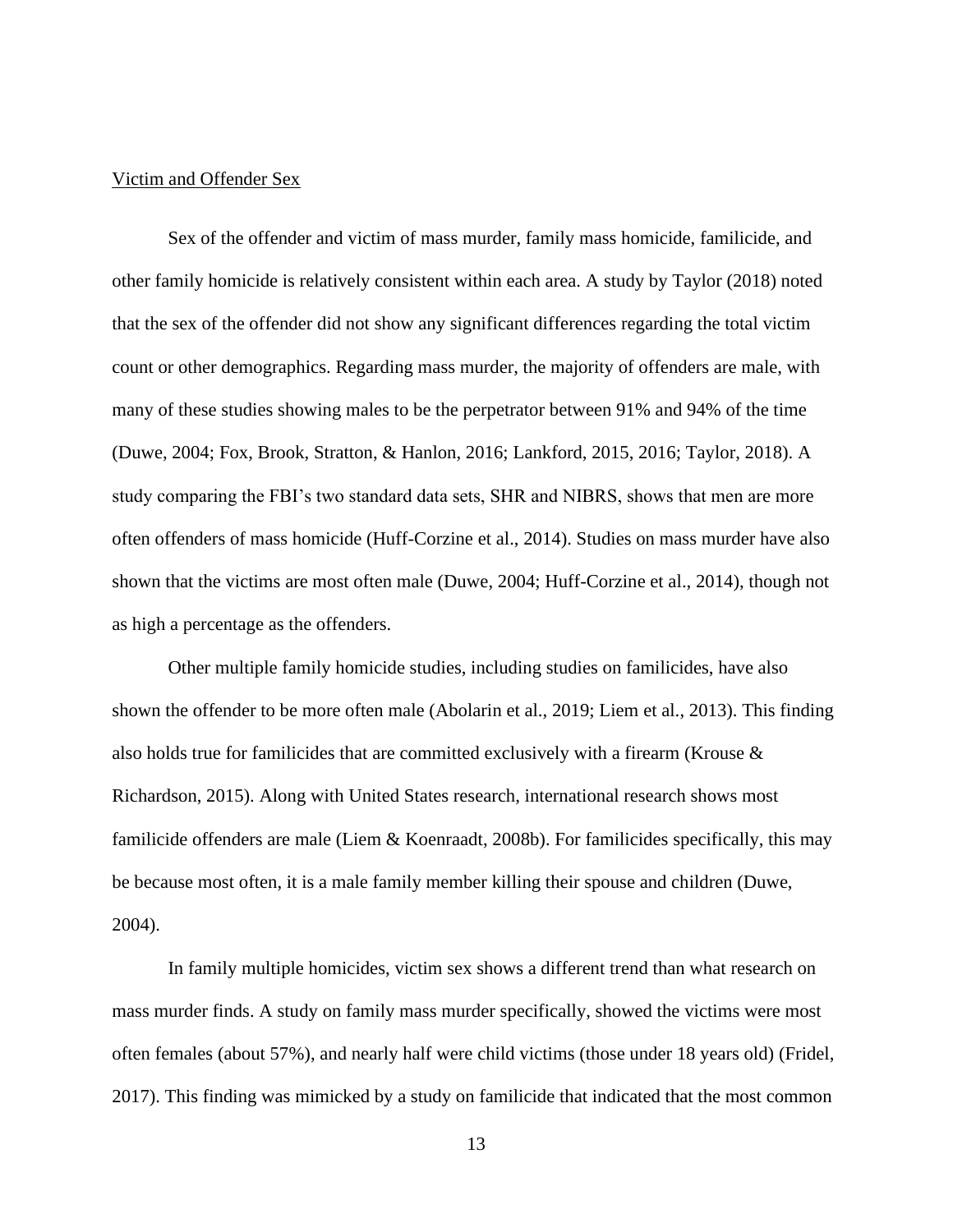Victim and Offender Sex

Sex of the offender and victim of mass murder, family mass homicide, familicide, and other family homicide is relatively consistent within each area. A study by Taylor (2018) noted that the sex of the offender did not show any significant differences regarding the total victim count or other demographics. Regarding mass murder, the majority of offenders are male, with many of these studies showing males to be the perpetrator between 91% and 94% of the time (Duwe, 2004; Fox, Brook, Stratton, & Hanlon, 2016; Lankford, 2015, 2016; Taylor, 2018). A study comparing the FBI's two standard data sets, SHR and NIBRS, shows that men are more often offenders of mass homicide (Huff-Corzine et al., 2014). Studies on mass murder have also shown that the victims are most often male (Duwe, 2004; Huff-Corzine et al., 2014), though not as high a percentage as the offenders.

Other multiple family homicide studies, including studies on familicides, have also shown the offender to be more often male (Abolarin et al., 2019; Liem et al., 2013). This finding also holds true for familicides that are committed exclusively with a firearm (Krouse & Richardson, 2015). Along with United States research, international research shows most familicide offenders are male (Liem & Koenraadt, 2008b). For familicides specifically, this may be because most often, it is a male family member killing their spouse and children (Duwe, 2004).

In family multiple homicides, victim sex shows a different trend than what research on mass murder finds. A study on family mass murder specifically, showed the victims were most often females (about 57%), and nearly half were child victims (those under 18 years old) (Fridel, 2017). This finding was mimicked by a study on familicide that indicated that the most common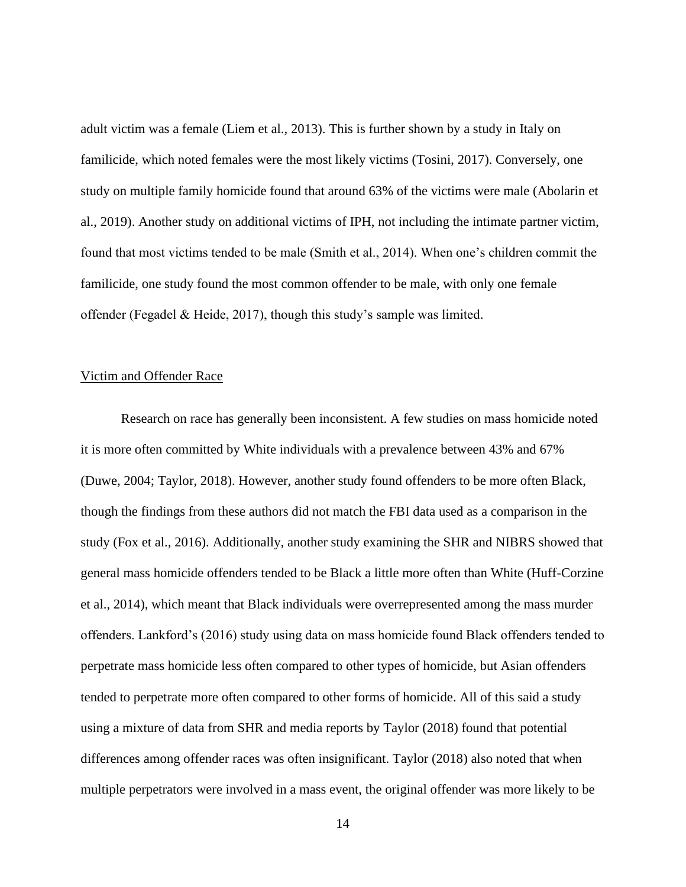adult victim was a female (Liem et al., 2013). This is further shown by a study in Italy on familicide, which noted females were the most likely victims (Tosini, 2017). Conversely, one study on multiple family homicide found that around 63% of the victims were male (Abolarin et al., 2019). Another study on additional victims of IPH, not including the intimate partner victim, found that most victims tended to be male (Smith et al., 2014). When one's children commit the familicide, one study found the most common offender to be male, with only one female offender (Fegadel & Heide, 2017), though this study's sample was limited.

## Victim and Offender Race

Research on race has generally been inconsistent. A few studies on mass homicide noted it is more often committed by White individuals with a prevalence between 43% and 67% (Duwe, 2004; Taylor, 2018). However, another study found offenders to be more often Black, though the findings from these authors did not match the FBI data used as a comparison in the study (Fox et al., 2016). Additionally, another study examining the SHR and NIBRS showed that general mass homicide offenders tended to be Black a little more often than White (Huff-Corzine et al., 2014), which meant that Black individuals were overrepresented among the mass murder offenders. Lankford's (2016) study using data on mass homicide found Black offenders tended to perpetrate mass homicide less often compared to other types of homicide, but Asian offenders tended to perpetrate more often compared to other forms of homicide. All of this said a study using a mixture of data from SHR and media reports by Taylor (2018) found that potential differences among offender races was often insignificant. Taylor (2018) also noted that when multiple perpetrators were involved in a mass event, the original offender was more likely to be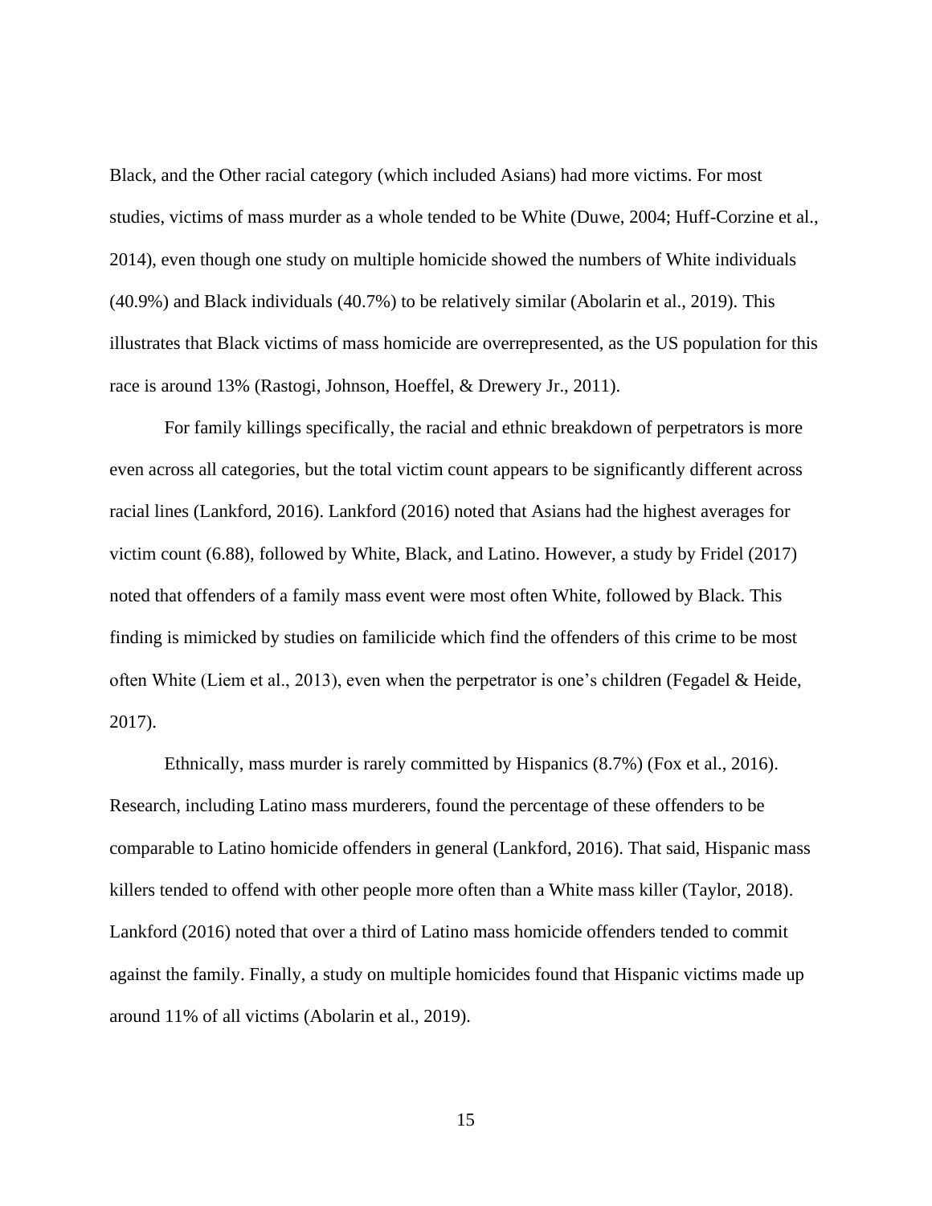Black, and the Other racial category (which included Asians) had more victims. For most studies, victims of mass murder as a whole tended to be White (Duwe, 2004; Huff-Corzine et al., 2014), even though one study on multiple homicide showed the numbers of White individuals (40.9%) and Black individuals (40.7%) to be relatively similar (Abolarin et al., 2019). This illustrates that Black victims of mass homicide are overrepresented, as the US population for this race is around 13% (Rastogi, Johnson, Hoeffel, & Drewery Jr., 2011).

For family killings specifically, the racial and ethnic breakdown of perpetrators is more even across all categories, but the total victim count appears to be significantly different across racial lines (Lankford, 2016). Lankford (2016) noted that Asians had the highest averages for victim count (6.88), followed by White, Black, and Latino. However, a study by Fridel (2017) noted that offenders of a family mass event were most often White, followed by Black. This finding is mimicked by studies on familicide which find the offenders of this crime to be most often White (Liem et al., 2013), even when the perpetrator is one's children (Fegadel & Heide, 2017).

Ethnically, mass murder is rarely committed by Hispanics (8.7%) (Fox et al., 2016). Research, including Latino mass murderers, found the percentage of these offenders to be comparable to Latino homicide offenders in general (Lankford, 2016). That said, Hispanic mass killers tended to offend with other people more often than a White mass killer (Taylor, 2018). Lankford (2016) noted that over a third of Latino mass homicide offenders tended to commit against the family. Finally, a study on multiple homicides found that Hispanic victims made up around 11% of all victims (Abolarin et al., 2019).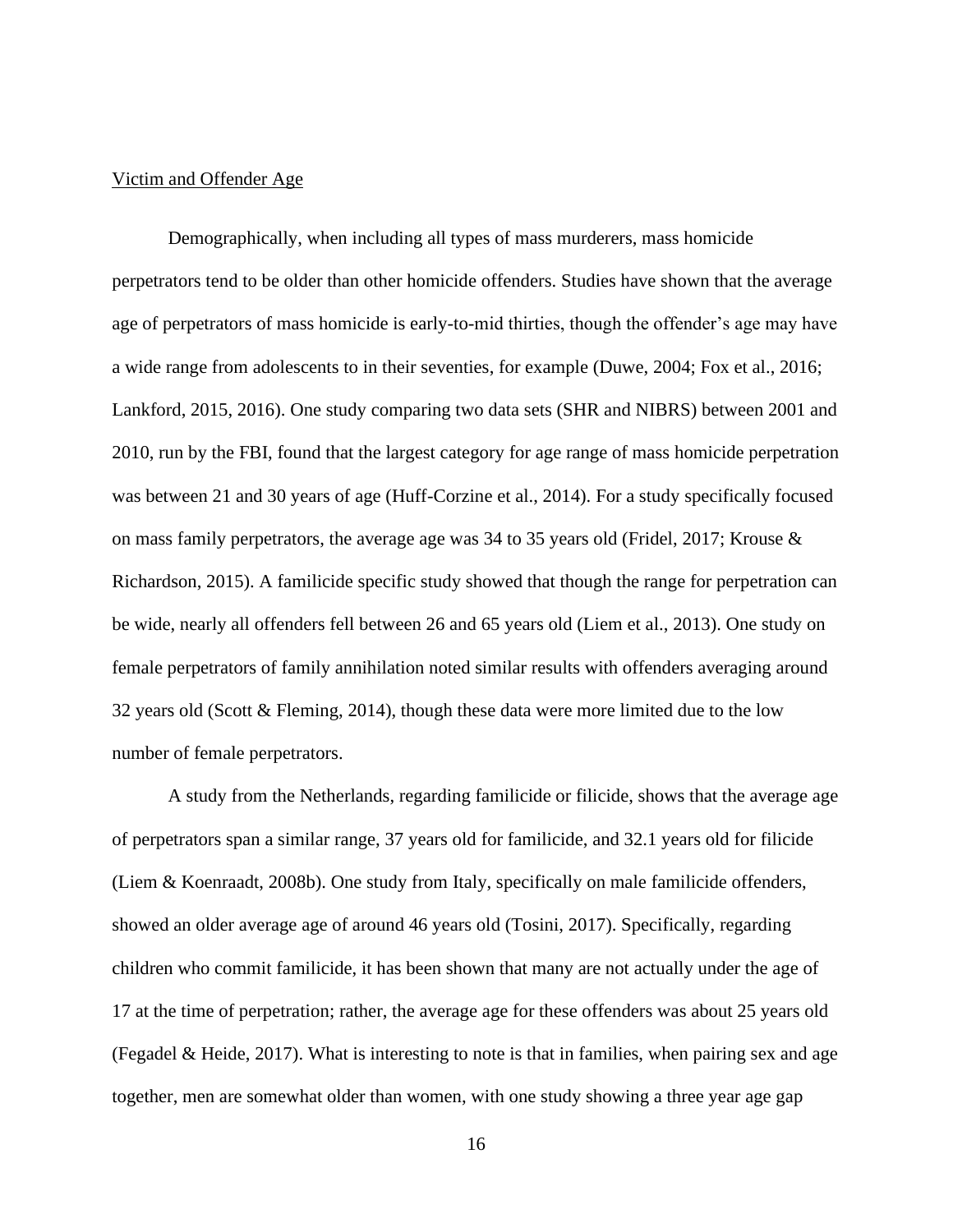<u>Victim and Offender Age</u>

Demographically, when including all types of mass murderers, mass homicide perpetrators tend to be older than other homicide offenders. Studies have shown that the average age of perpetrators of mass homicide is early-to-mid thirties, though the offender's age may have a wide range from adolescents to in their seventies, for example (Duwe, 2004; Fox et al., 2016; Lankford, 2015, 2016). One study comparing two data sets (SHR and NIBRS) between 2001 and 2010, run by the FBI, found that the largest category for age range of mass homicide perpetration was between 21 and 30 years of age (Huff-Corzine et al., 2014). For a study specifically focused on mass family perpetrators, the average age was 34 to 35 years old (Fridel, 2017; Krouse & Richardson, 2015). A familicide specific study showed that though the range for perpetration can be wide, nearly all offenders fell between 26 and 65 years old (Liem et al., 2013). One study on female perpetrators of family annihilation noted similar results with offenders averaging around 32 years old (Scott & Fleming, 2014), though these data were more limited due to the low number of female perpetrators.

A study from the Netherlands, regarding familicide or filicide, shows that the average age of perpetrators span a similar range, 37 years old for familicide, and 32.1 years old for filicide (Liem & Koenraadt, 2008b). One study from Italy, specifically on male familicide offenders, showed an older average age of around 46 years old (Tosini, 2017). Specifically, regarding children who commit familicide, it has been shown that many are not actually under the age of 17 at the time of perpetration; rather, the average age for these offenders was about 25 years old (Fegadel & Heide, 2017). What is interesting to note is that in families, when pairing sex and age together, men are somewhat older than women, with one study showing a three year age gap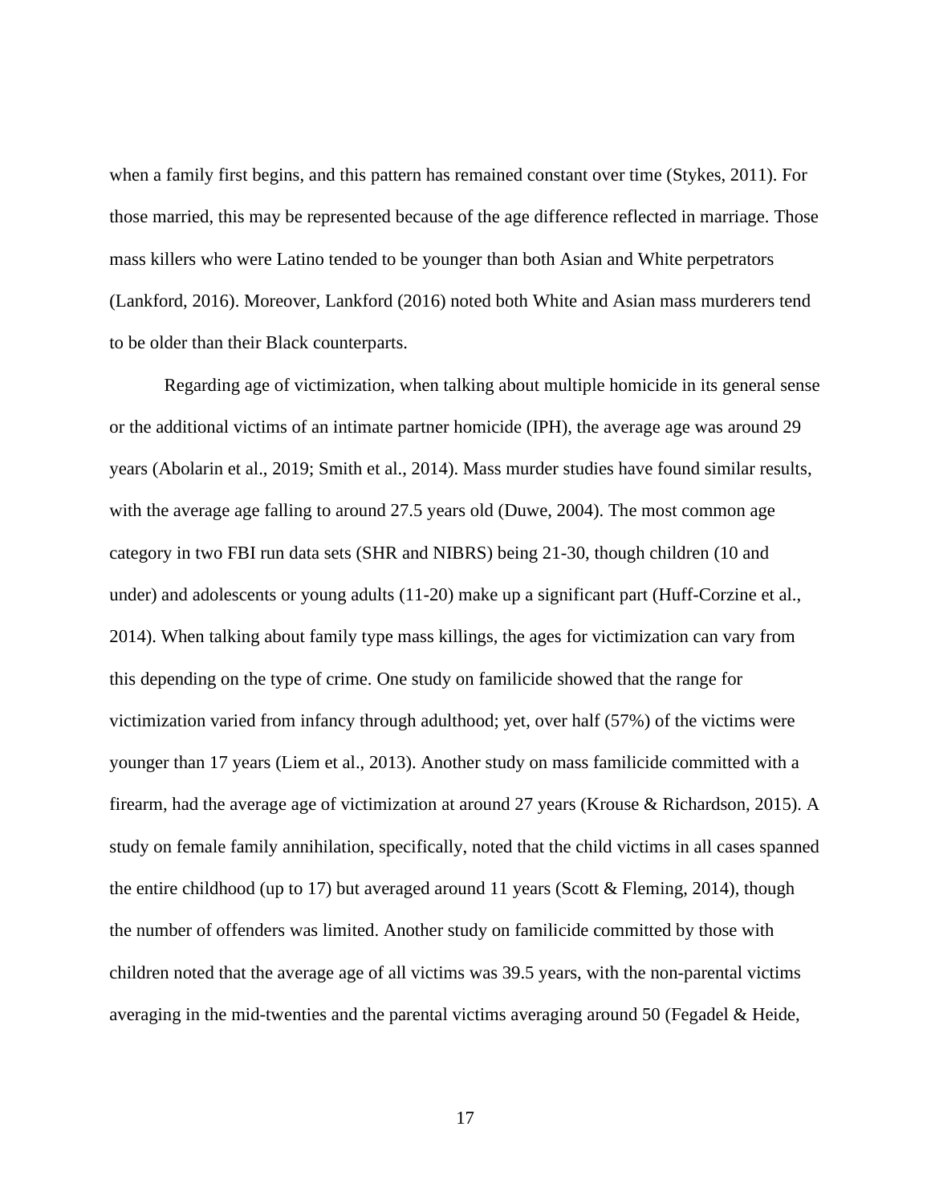when a family first begins, and this pattern has remained constant over time (Stykes, 2011). For those married, this may be represented because of the age difference reflected in marriage. Those mass killers who were Latino tended to be younger than both Asian and White perpetrators (Lankford, 2016). Moreover, Lankford (2016) noted both White and Asian mass murderers tend to be older than their Black counterparts.

Regarding age of victimization, when talking about multiple homicide in its general sense or the additional victims of an intimate partner homicide (IPH), the average age was around 29 years (Abolarin et al., 2019; Smith et al., 2014). Mass murder studies have found similar results, with the average age falling to around 27.5 years old (Duwe, 2004). The most common age category in two FBI run data sets (SHR and NIBRS) being 21-30, though children (10 and under) and adolescents or young adults (11-20) make up a significant part (Huff-Corzine et al., 2014). When talking about family type mass killings, the ages for victimization can vary from this depending on the type of crime. One study on familicide showed that the range for victimization varied from infancy through adulthood; yet, over half (57%) of the victims were younger than 17 years (Liem et al., 2013). Another study on mass familicide committed with a firearm, had the average age of victimization at around 27 years (Krouse & Richardson, 2015). A study on female family annihilation, specifically, noted that the child victims in all cases spanned the entire childhood (up to 17) but averaged around 11 years (Scott & Fleming, 2014), though the number of offenders was limited. Another study on familicide committed by those with children noted that the average age of all victims was 39.5 years, with the non-parental victims averaging in the mid-twenties and the parental victims averaging around 50 (Fegadel & Heide,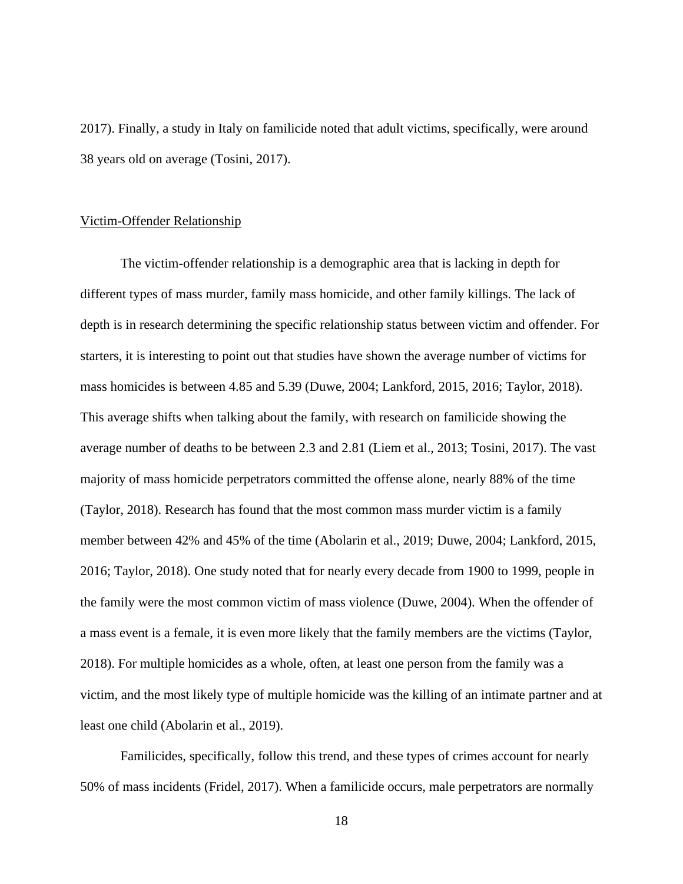2017). Finally, a study in Italy on familicide noted that adult victims, specifically, were around 38 years old on average (Tosini, 2017).

<u>Victim-Offender Relationship</u>

The victim-offender relationship is a demographic area that is lacking in depth for different types of mass murder, family mass homicide, and other family killings. The lack of depth is in research determining the specific relationship status between victim and offender. For starters, it is interesting to point out that studies have shown the average number of victims for mass homicides is between 4.85 and 5.39 (Duwe, 2004; Lankford, 2015, 2016; Taylor, 2018). This average shifts when talking about the family, with research on familicide showing the average number of deaths to be between 2.3 and 2.81 (Liem et al., 2013; Tosini, 2017). The vast majority of mass homicide perpetrators committed the offense alone, nearly 88% of the time (Taylor, 2018). Research has found that the most common mass murder victim is a family member between 42% and 45% of the time (Abolarin et al., 2019; Duwe, 2004; Lankford, 2015, 2016; Taylor, 2018). One study noted that for nearly every decade from 1900 to 1999, people in the family were the most common victim of mass violence (Duwe, 2004). When the offender of a mass event is a female, it is even more likely that the family members are the victims (Taylor, 2018). For multiple homicides as a whole, often, at least one person from the family was a victim, and the most likely type of multiple homicide was the killing of an intimate partner and at least one child (Abolarin et al., 2019).

Familicides, specifically, follow this trend, and these types of crimes account for nearly 50% of mass incidents (Fridel, 2017). When a familicide occurs, male perpetrators are normally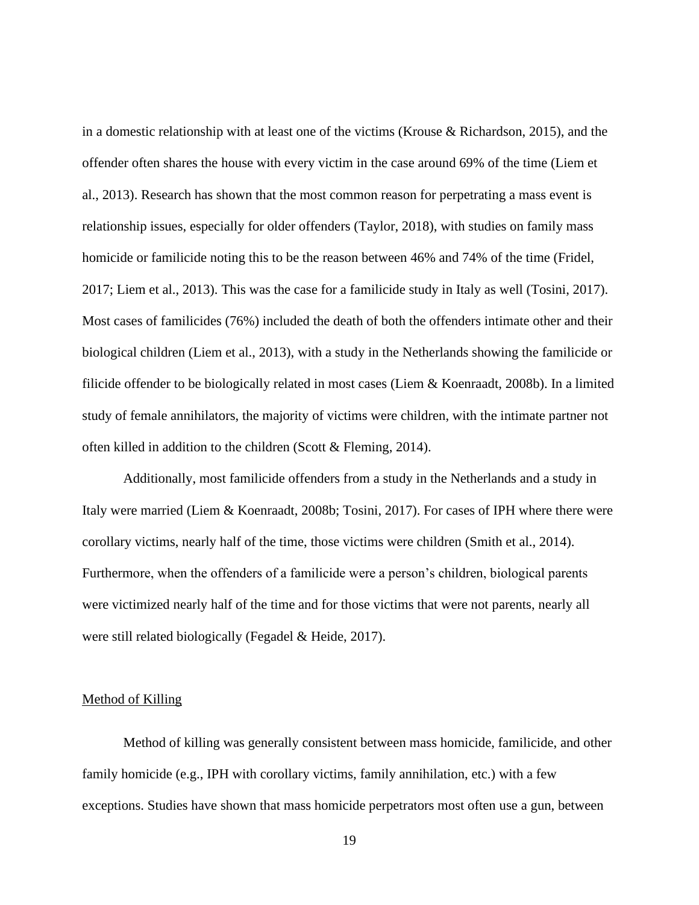in a domestic relationship with at least one of the victims (Krouse & Richardson, 2015), and the offender often shares the house with every victim in the case around 69% of the time (Liem et al., 2013). Research has shown that the most common reason for perpetrating a mass event is relationship issues, especially for older offenders (Taylor, 2018), with studies on family mass homicide or familicide noting this to be the reason between 46% and 74% of the time (Fridel, 2017; Liem et al., 2013). This was the case for a familicide study in Italy as well (Tosini, 2017). Most cases of familicides (76%) included the death of both the offenders intimate other and their biological children (Liem et al., 2013), with a study in the Netherlands showing the familicide or filicide offender to be biologically related in most cases (Liem & Koenraadt, 2008b). In a limited study of female annihilators, the majority of victims were children, with the intimate partner not often killed in addition to the children (Scott & Fleming, 2014).

Additionally, most familicide offenders from a study in the Netherlands and a study in Italy were married (Liem & Koenraadt, 2008b; Tosini, 2017). For cases of IPH where there were corollary victims, nearly half of the time, those victims were children (Smith et al., 2014). Furthermore, when the offenders of a familicide were a person's children, biological parents were victimized nearly half of the time and for those victims that were not parents, nearly all were still related biologically (Fegadel & Heide, 2017).

## Method of Killing

Method of killing was generally consistent between mass homicide, familicide, and other family homicide (e.g., IPH with corollary victims, family annihilation, etc.) with a few exceptions. Studies have shown that mass homicide perpetrators most often use a gun, between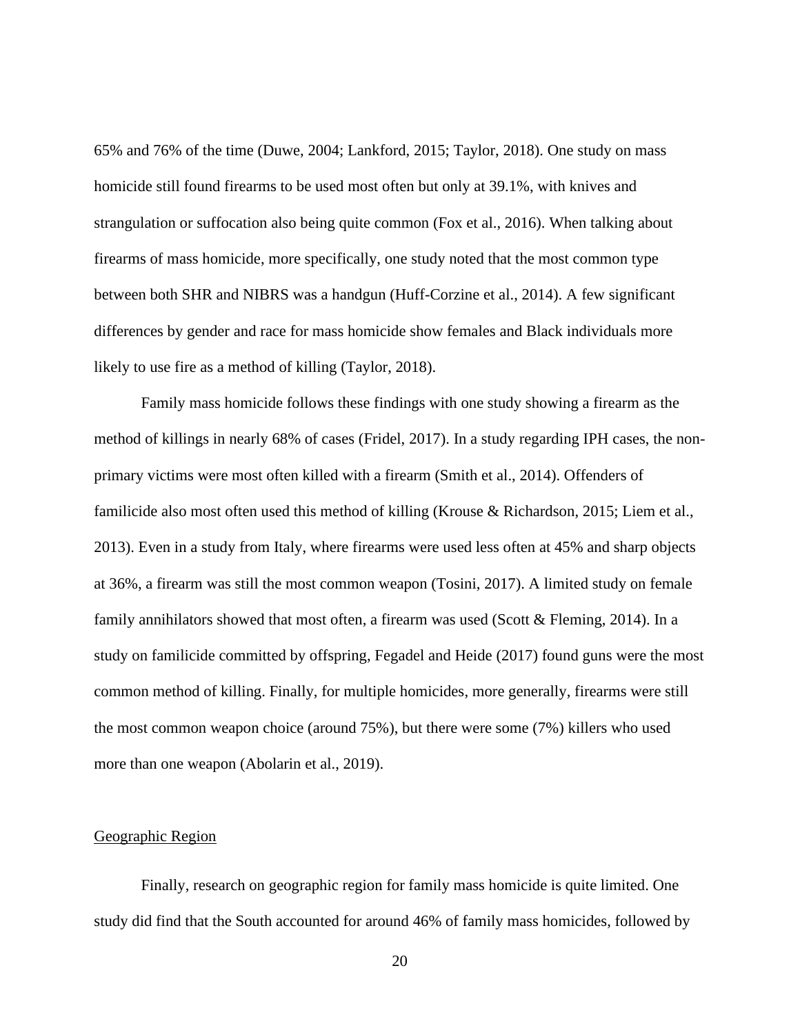65% and 76% of the time (Duwe, 2004; Lankford, 2015; Taylor, 2018). One study on mass homicide still found firearms to be used most often but only at 39.1%, with knives and strangulation or suffocation also being quite common (Fox et al., 2016). When talking about firearms of mass homicide, more specifically, one study noted that the most common type between both SHR and NIBRS was a handgun (Huff-Corzine et al., 2014). A few significant differences by gender and race for mass homicide show females and Black individuals more likely to use fire as a method of killing (Taylor, 2018).

Family mass homicide follows these findings with one study showing a firearm as the method of killings in nearly 68% of cases (Fridel, 2017). In a study regarding IPH cases, the non-primary victims were most often killed with a firearm (Smith et al., 2014). Offenders of familicide also most often used this method of killing (Krouse & Richardson, 2015; Liem et al., 2013). Even in a study from Italy, where firearms were used less often at 45% and sharp objects at 36%, a firearm was still the most common weapon (Tosini, 2017). A limited study on female family annihilators showed that most often, a firearm was used (Scott & Fleming, 2014). In a study on familicide committed by offspring, Fegadel and Heide (2017) found guns were the most common method of killing. Finally, for multiple homicides, more generally, firearms were still the most common weapon choice (around 75%), but there were some (7%) killers who used more than one weapon (Abolarin et al., 2019).

<u>Geographic Region</u>

Finally, research on geographic region for family mass homicide is quite limited. One study did find that the South accounted for around 46% of family mass homicides, followed by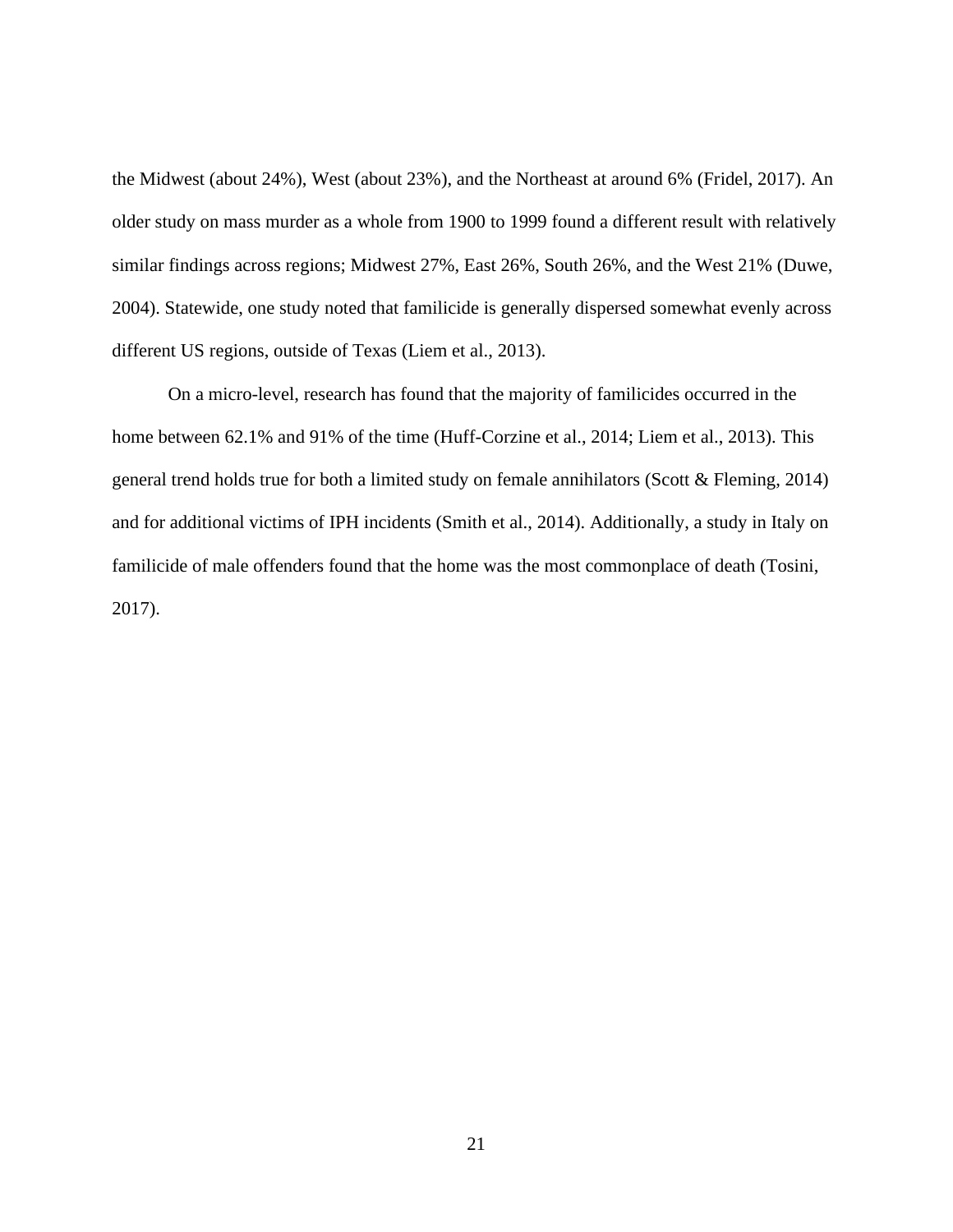the Midwest (about 24%), West (about 23%), and the Northeast at around 6% (Fridel, 2017). An older study on mass murder as a whole from 1900 to 1999 found a different result with relatively similar findings across regions; Midwest 27%, East 26%, South 26%, and the West 21% (Duwe, 2004). Statewide, one study noted that familicide is generally dispersed somewhat evenly across different US regions, outside of Texas (Liem et al., 2013).

On a micro-level, research has found that the majority of familicides occurred in the home between 62.1% and 91% of the time (Huff-Corzine et al., 2014; Liem et al., 2013). This general trend holds true for both a limited study on female annihilators (Scott & Fleming, 2014) and for additional victims of IPH incidents (Smith et al., 2014). Additionally, a study in Italy on familicide of male offenders found that the home was the most commonplace of death (Tosini, 2017).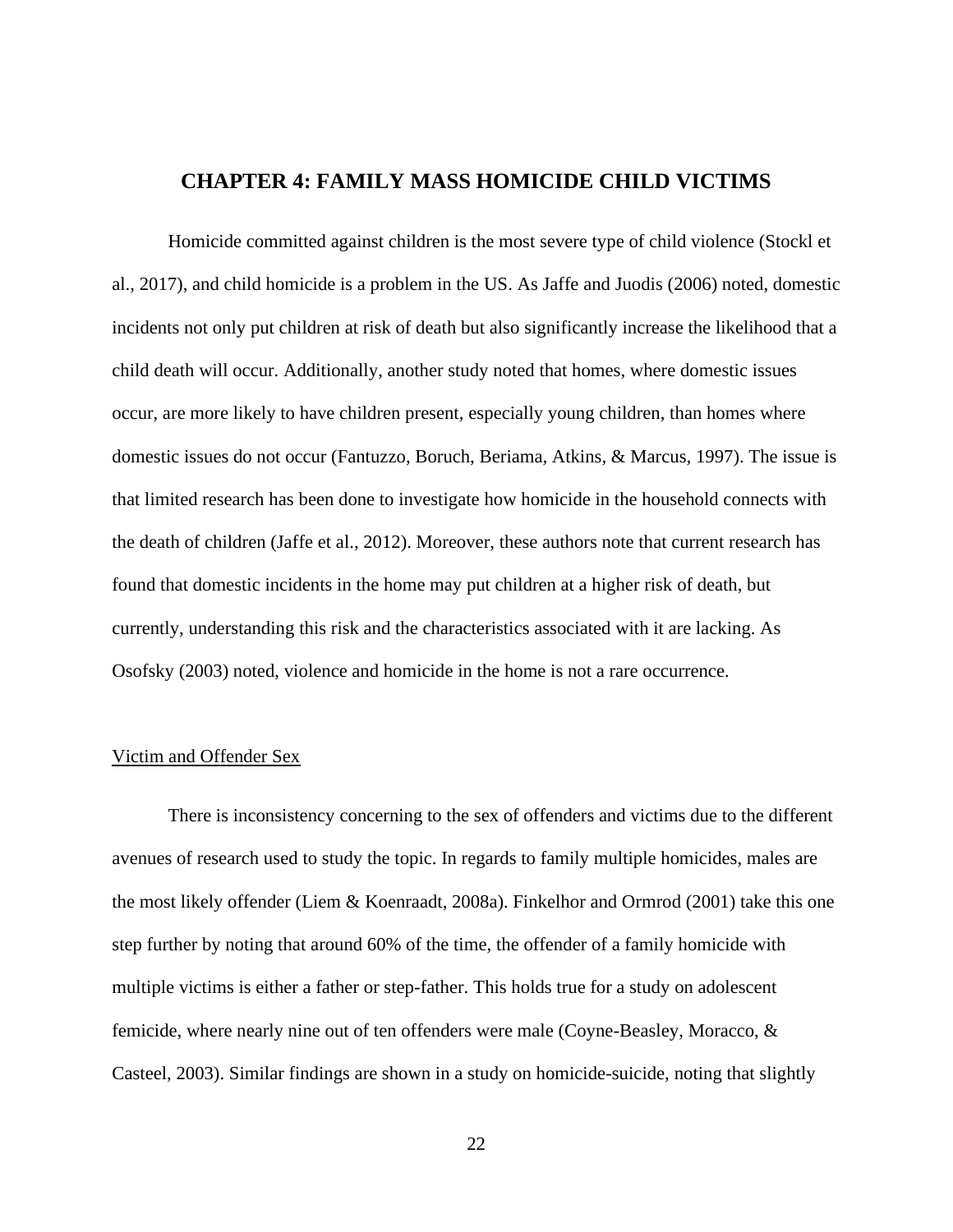# CHAPTER 4: FAMILY MASS HOMICIDE CHILD VICTIMS

Homicide committed against children is the most severe type of child violence (Stockl et al., 2017), and child homicide is a problem in the US. As Jaffe and Juodis (2006) noted, domestic incidents not only put children at risk of death but also significantly increase the likelihood that a child death will occur. Additionally, another study noted that homes, where domestic issues occur, are more likely to have children present, especially young children, than homes where domestic issues do not occur (Fantuzzo, Boruch, Beriama, Atkins, & Marcus, 1997). The issue is that limited research has been done to investigate how homicide in the household connects with the death of children (Jaffe et al., 2012). Moreover, these authors note that current research has found that domestic incidents in the home may put children at a higher risk of death, but currently, understanding this risk and the characteristics associated with it are lacking. As Osofsky (2003) noted, violence and homicide in the home is not a rare occurrence.

## Victim and Offender Sex

There is inconsistency concerning to the sex of offenders and victims due to the different avenues of research used to study the topic. In regards to family multiple homicides, males are the most likely offender (Liem & Koenraadt, 2008a). Finkelhor and Ormrod (2001) take this one step further by noting that around 60% of the time, the offender of a family homicide with multiple victims is either a father or step-father. This holds true for a study on adolescent femicide, where nearly nine out of ten offenders were male (Coyne-Beasley, Moracco, & Casteel, 2003). Similar findings are shown in a study on homicide-suicide, noting that slightly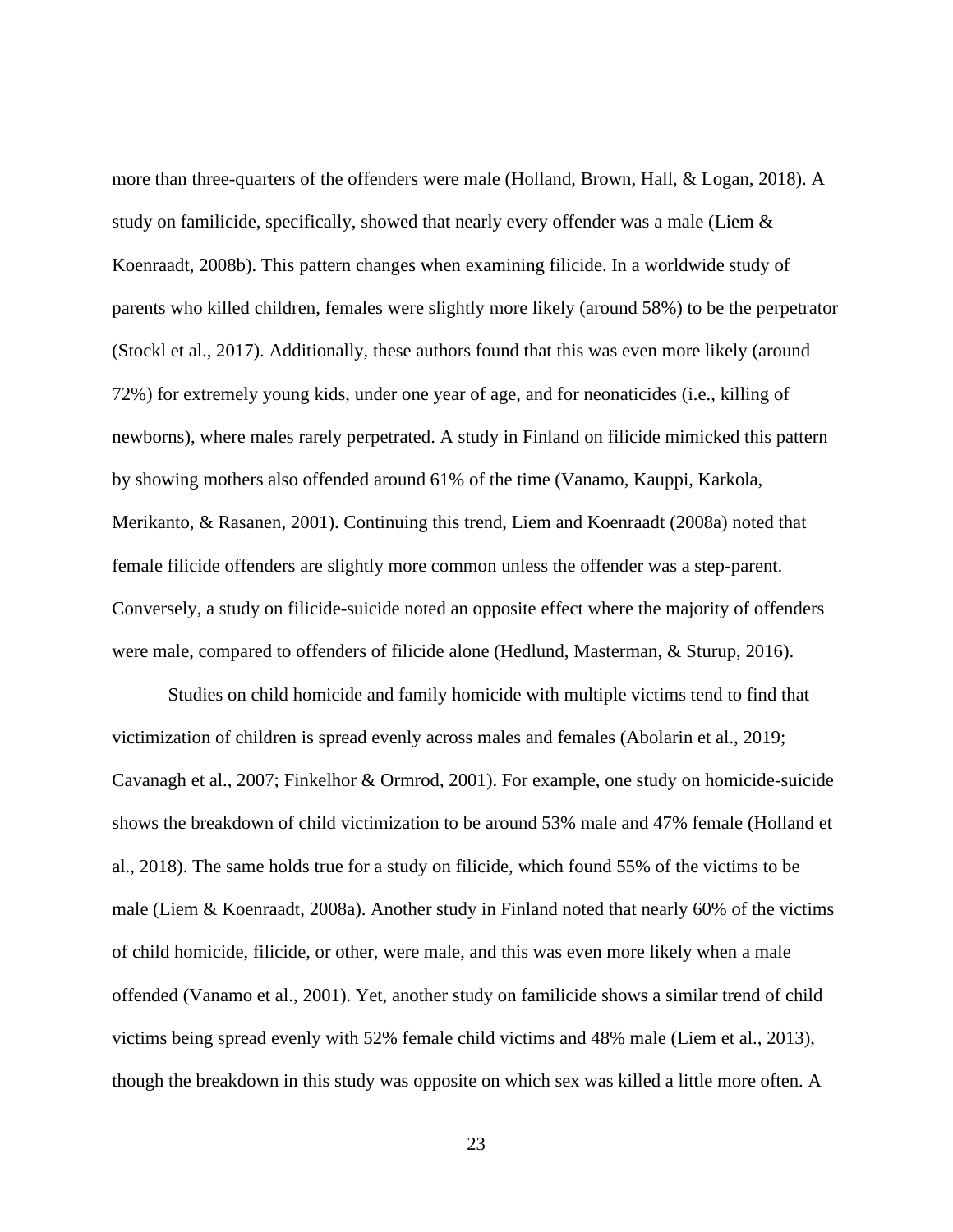more than three-quarters of the offenders were male (Holland, Brown, Hall, & Logan, 2018). A study on familicide, specifically, showed that nearly every offender was a male (Liem & Koenraadt, 2008b). This pattern changes when examining filicide. In a worldwide study of parents who killed children, females were slightly more likely (around 58%) to be the perpetrator (Stockl et al., 2017). Additionally, these authors found that this was even more likely (around 72%) for extremely young kids, under one year of age, and for neonaticides (i.e., killing of newborns), where males rarely perpetrated. A study in Finland on filicide mimicked this pattern by showing mothers also offended around 61% of the time (Vanamo, Kauppi, Karkola, Merikanto, & Rasanen, 2001). Continuing this trend, Liem and Koenraadt (2008a) noted that female filicide offenders are slightly more common unless the offender was a step-parent. Conversely, a study on filicide-suicide noted an opposite effect where the majority of offenders were male, compared to offenders of filicide alone (Hedlund, Masterman, & Sturup, 2016).

Studies on child homicide and family homicide with multiple victims tend to find that victimization of children is spread evenly across males and females (Abolarin et al., 2019; Cavanagh et al., 2007; Finkelhor & Ormrod, 2001). For example, one study on homicide-suicide shows the breakdown of child victimization to be around 53% male and 47% female (Holland et al., 2018). The same holds true for a study on filicide, which found 55% of the victims to be male (Liem & Koenraadt, 2008a). Another study in Finland noted that nearly 60% of the victims of child homicide, filicide, or other, were male, and this was even more likely when a male offended (Vanamo et al., 2001). Yet, another study on familicide shows a similar trend of child victims being spread evenly with 52% female child victims and 48% male (Liem et al., 2013), though the breakdown in this study was opposite on which sex was killed a little more often. A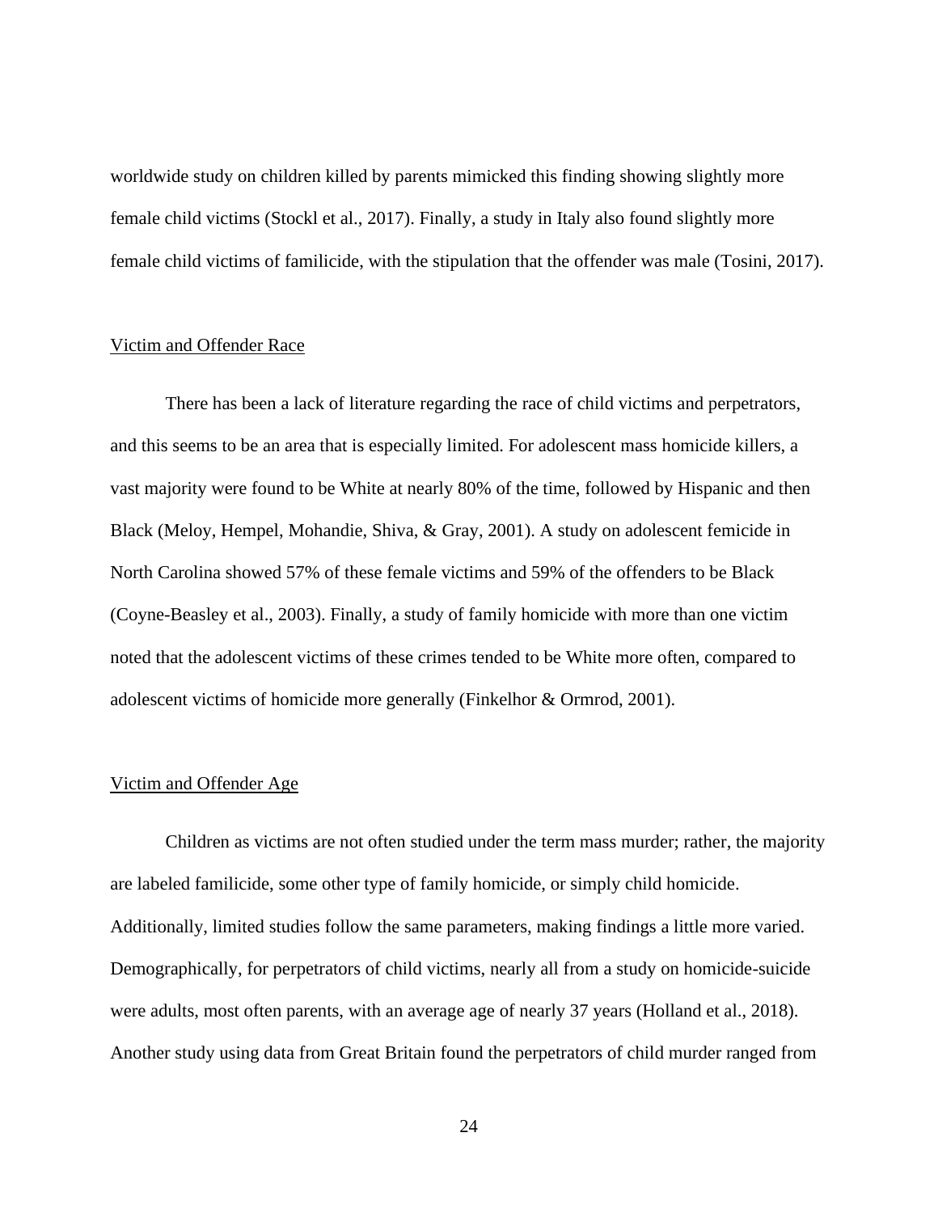worldwide study on children killed by parents mimicked this finding showing slightly more female child victims (Stockl et al., 2017). Finally, a study in Italy also found slightly more female child victims of familicide, with the stipulation that the offender was male (Tosini, 2017).

Victim and Offender Race

There has been a lack of literature regarding the race of child victims and perpetrators, and this seems to be an area that is especially limited. For adolescent mass homicide killers, a vast majority were found to be White at nearly 80% of the time, followed by Hispanic and then Black (Meloy, Hempel, Mohandie, Shiva, & Gray, 2001). A study on adolescent femicide in North Carolina showed 57% of these female victims and 59% of the offenders to be Black (Coyne-Beasley et al., 2003). Finally, a study of family homicide with more than one victim noted that the adolescent victims of these crimes tended to be White more often, compared to adolescent victims of homicide more generally (Finkelhor & Ormrod, 2001).

Victim and Offender Age

Children as victims are not often studied under the term mass murder; rather, the majority are labeled familicide, some other type of family homicide, or simply child homicide. Additionally, limited studies follow the same parameters, making findings a little more varied. Demographically, for perpetrators of child victims, nearly all from a study on homicide-suicide were adults, most often parents, with an average age of nearly 37 years (Holland et al., 2018). Another study using data from Great Britain found the perpetrators of child murder ranged from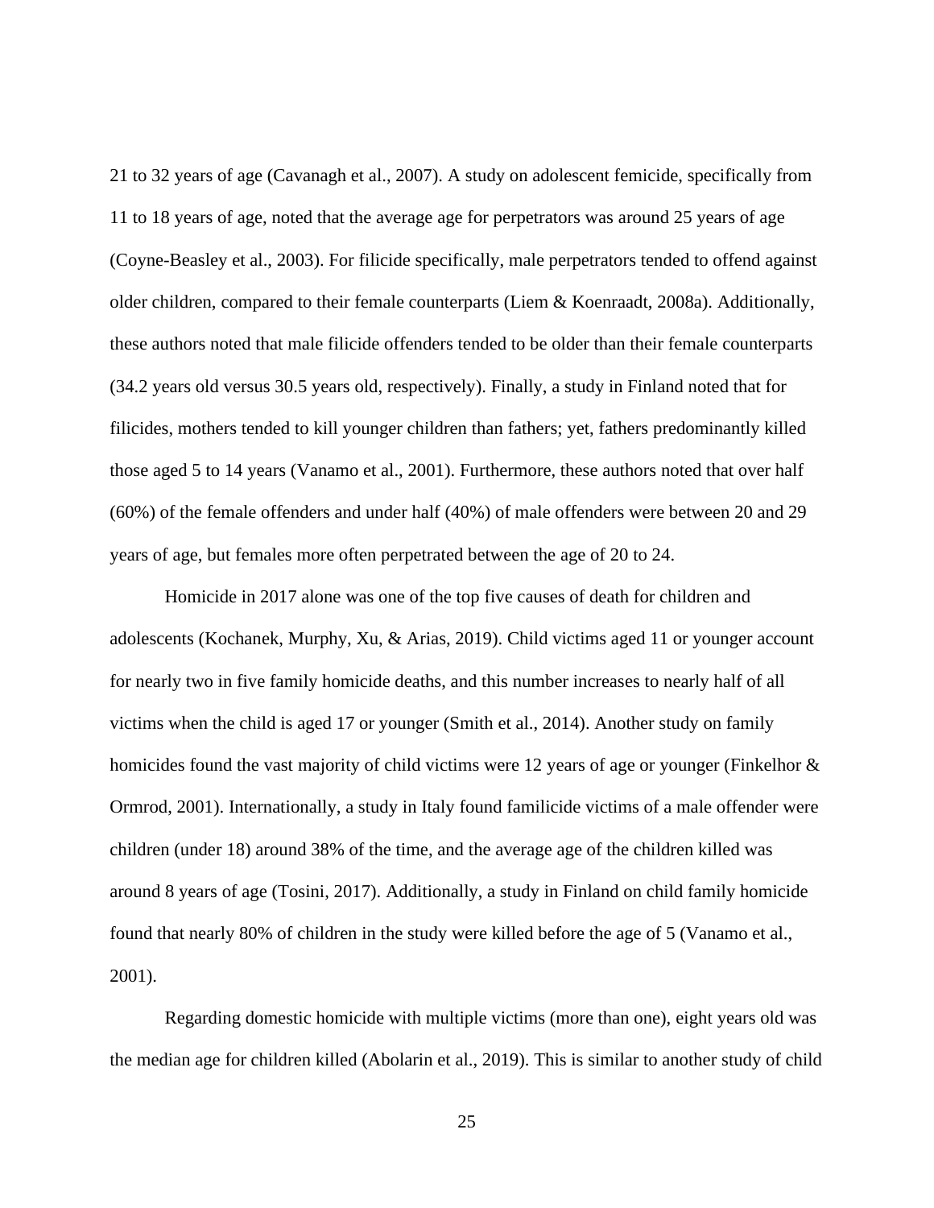21 to 32 years of age (Cavanagh et al., 2007). A study on adolescent femicide, specifically from 11 to 18 years of age, noted that the average age for perpetrators was around 25 years of age (Coyne-Beasley et al., 2003). For filicide specifically, male perpetrators tended to offend against older children, compared to their female counterparts (Liem & Koenraadt, 2008a). Additionally, these authors noted that male filicide offenders tended to be older than their female counterparts (34.2 years old versus 30.5 years old, respectively). Finally, a study in Finland noted that for filicides, mothers tended to kill younger children than fathers; yet, fathers predominantly killed those aged 5 to 14 years (Vanamo et al., 2001). Furthermore, these authors noted that over half (60%) of the female offenders and under half (40%) of male offenders were between 20 and 29 years of age, but females more often perpetrated between the age of 20 to 24.

Homicide in 2017 alone was one of the top five causes of death for children and adolescents (Kochanek, Murphy, Xu, & Arias, 2019). Child victims aged 11 or younger account for nearly two in five family homicide deaths, and this number increases to nearly half of all victims when the child is aged 17 or younger (Smith et al., 2014). Another study on family homicides found the vast majority of child victims were 12 years of age or younger (Finkelhor & Ormrod, 2001). Internationally, a study in Italy found familicide victims of a male offender were children (under 18) around 38% of the time, and the average age of the children killed was around 8 years of age (Tosini, 2017). Additionally, a study in Finland on child family homicide found that nearly 80% of children in the study were killed before the age of 5 (Vanamo et al., 2001).

Regarding domestic homicide with multiple victims (more than one), eight years old was the median age for children killed (Abolarin et al., 2019). This is similar to another study of child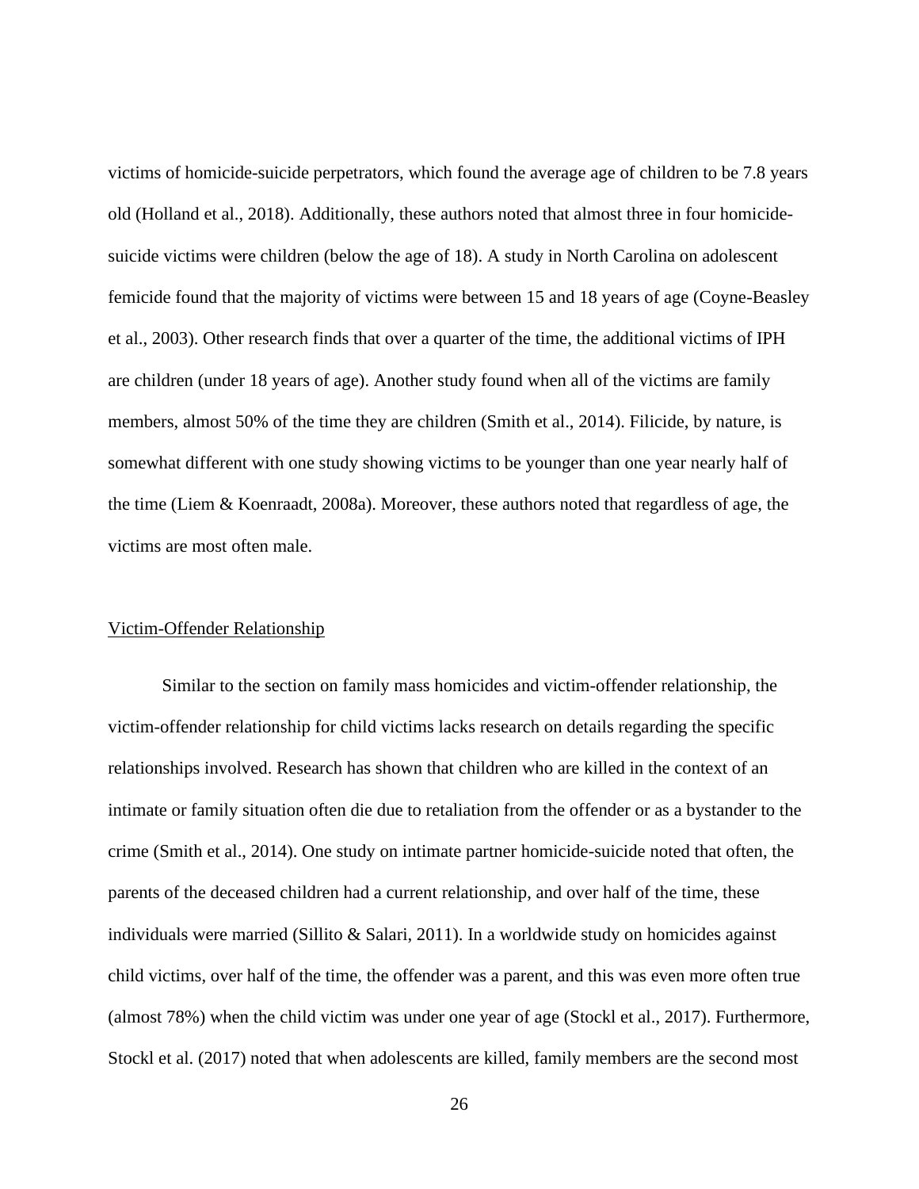victims of homicide-suicide perpetrators, which found the average age of children to be 7.8 years old (Holland et al., 2018). Additionally, these authors noted that almost three in four homicide-suicide victims were children (below the age of 18). A study in North Carolina on adolescent femicide found that the majority of victims were between 15 and 18 years of age (Coyne-Beasley et al., 2003). Other research finds that over a quarter of the time, the additional victims of IPH are children (under 18 years of age). Another study found when all of the victims are family members, almost 50% of the time they are children (Smith et al., 2014). Filicide, by nature, is somewhat different with one study showing victims to be younger than one year nearly half of the time (Liem & Koenraadt, 2008a). Moreover, these authors noted that regardless of age, the victims are most often male.

### Victim-Offender Relationship

Similar to the section on family mass homicides and victim-offender relationship, the victim-offender relationship for child victims lacks research on details regarding the specific relationships involved. Research has shown that children who are killed in the context of an intimate or family situation often die due to retaliation from the offender or as a bystander to the crime (Smith et al., 2014). One study on intimate partner homicide-suicide noted that often, the parents of the deceased children had a current relationship, and over half of the time, these individuals were married (Sillito & Salari, 2011). In a worldwide study on homicides against child victims, over half of the time, the offender was a parent, and this was even more often true (almost 78%) when the child victim was under one year of age (Stockl et al., 2017). Furthermore, Stockl et al. (2017) noted that when adolescents are killed, family members are the second most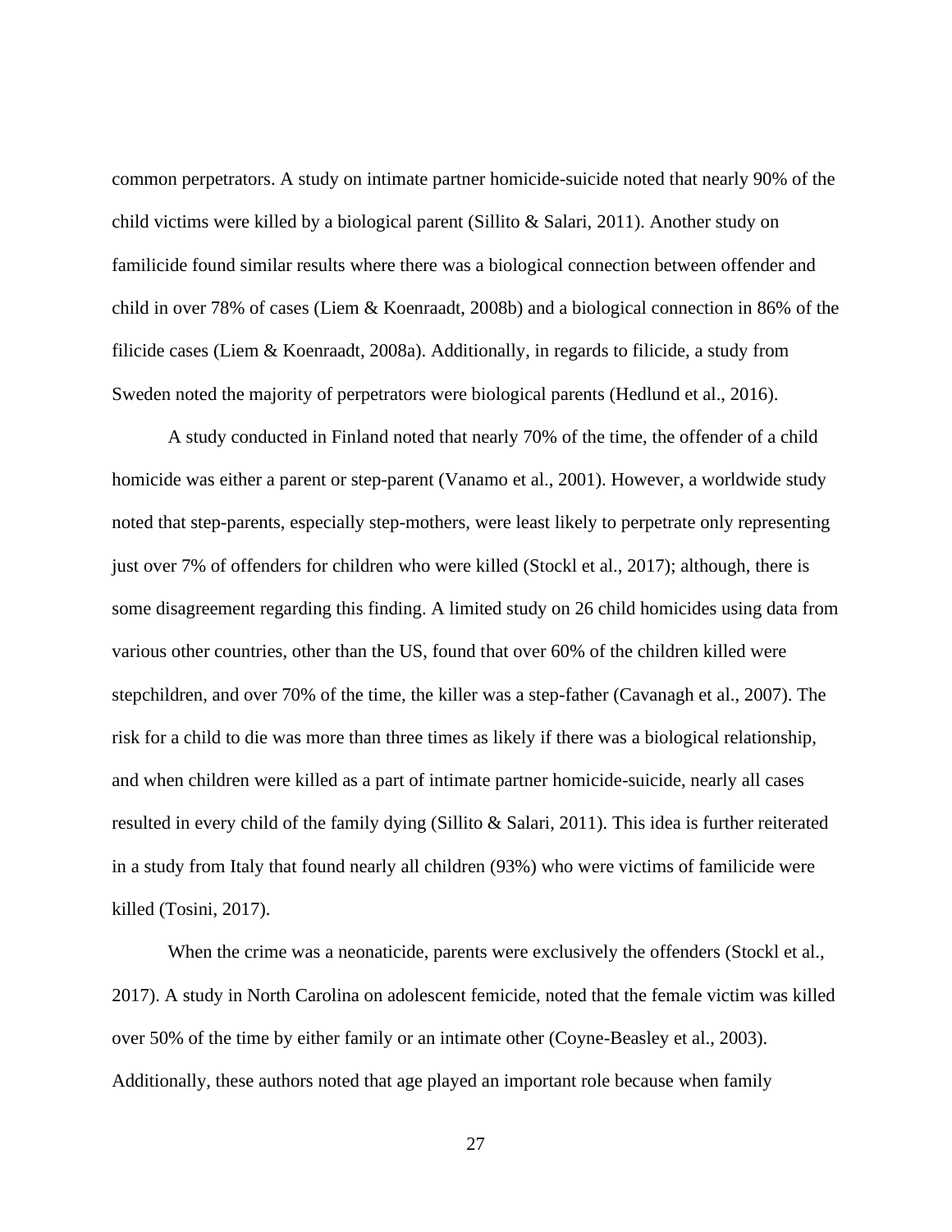common perpetrators. A study on intimate partner homicide-suicide noted that nearly 90% of the child victims were killed by a biological parent (Sillito & Salari, 2011). Another study on familicide found similar results where there was a biological connection between offender and child in over 78% of cases (Liem & Koenraadt, 2008b) and a biological connection in 86% of the filicide cases (Liem & Koenraadt, 2008a). Additionally, in regards to filicide, a study from Sweden noted the majority of perpetrators were biological parents (Hedlund et al., 2016).

A study conducted in Finland noted that nearly 70% of the time, the offender of a child homicide was either a parent or step-parent (Vanamo et al., 2001). However, a worldwide study noted that step-parents, especially step-mothers, were least likely to perpetrate only representing just over 7% of offenders for children who were killed (Stockl et al., 2017); although, there is some disagreement regarding this finding. A limited study on 26 child homicides using data from various other countries, other than the US, found that over 60% of the children killed were stepchildren, and over 70% of the time, the killer was a step-father (Cavanagh et al., 2007). The risk for a child to die was more than three times as likely if there was a biological relationship, and when children were killed as a part of intimate partner homicide-suicide, nearly all cases resulted in every child of the family dying (Sillito & Salari, 2011). This idea is further reiterated in a study from Italy that found nearly all children (93%) who were victims of familicide were killed (Tosini, 2017).

When the crime was a neonaticide, parents were exclusively the offenders (Stockl et al., 2017). A study in North Carolina on adolescent femicide, noted that the female victim was killed over 50% of the time by either family or an intimate other (Coyne-Beasley et al., 2003). Additionally, these authors noted that age played an important role because when family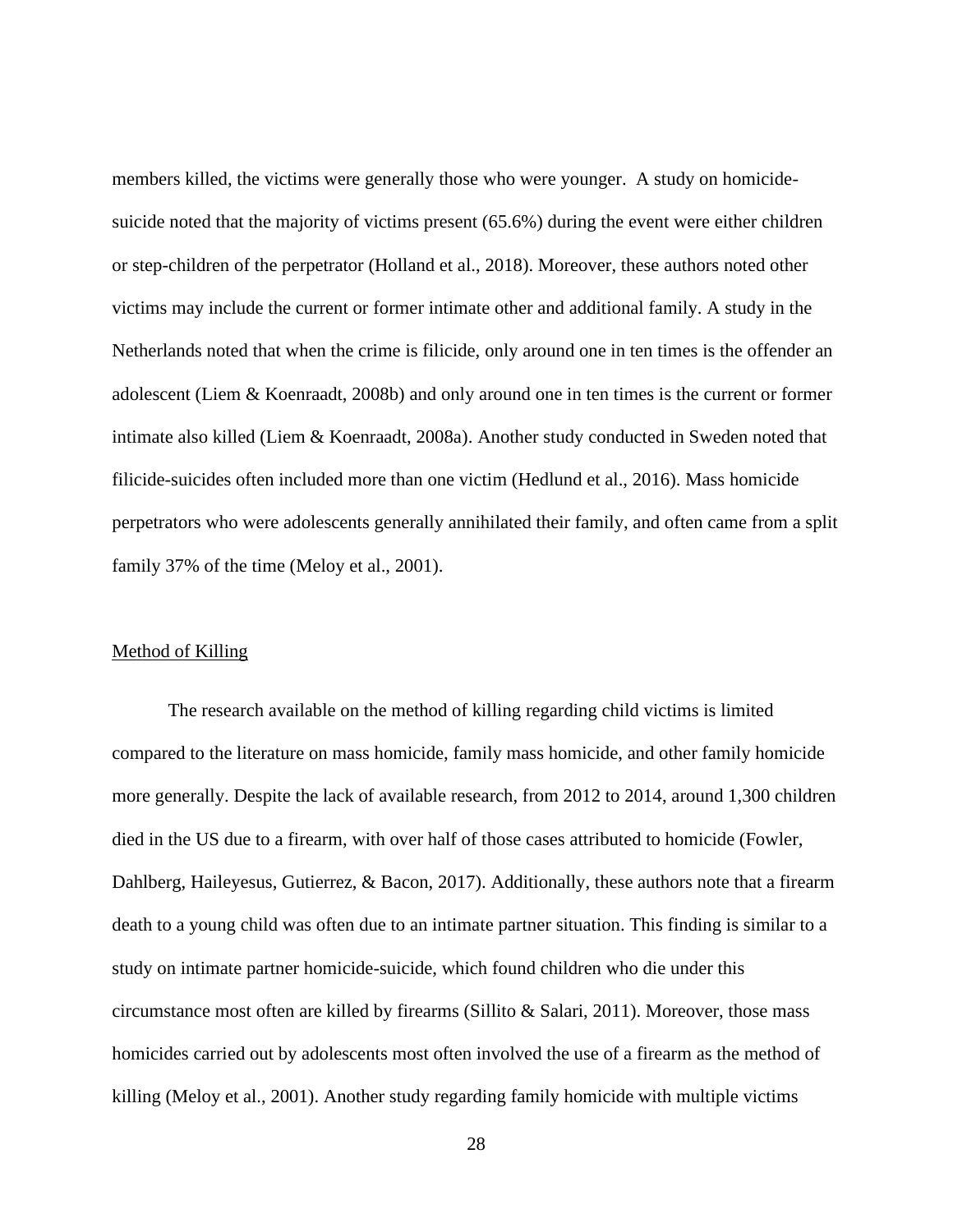members killed, the victims were generally those who were younger. A study on homicide-suicide noted that the majority of victims present (65.6%) during the event were either children or step-children of the perpetrator (Holland et al., 2018). Moreover, these authors noted other victims may include the current or former intimate other and additional family. A study in the Netherlands noted that when the crime is filicide, only around one in ten times is the offender an adolescent (Liem & Koenraadt, 2008b) and only around one in ten times is the current or former intimate also killed (Liem & Koenraadt, 2008a). Another study conducted in Sweden noted that filicide-suicides often included more than one victim (Hedlund et al., 2016). Mass homicide perpetrators who were adolescents generally annihilated their family, and often came from a split family 37% of the time (Meloy et al., 2001).

## Method of Killing

The research available on the method of killing regarding child victims is limited compared to the literature on mass homicide, family mass homicide, and other family homicide more generally. Despite the lack of available research, from 2012 to 2014, around 1,300 children died in the US due to a firearm, with over half of those cases attributed to homicide (Fowler, Dahlberg, Haileyesus, Gutierrez, & Bacon, 2017). Additionally, these authors note that a firearm death to a young child was often due to an intimate partner situation. This finding is similar to a study on intimate partner homicide-suicide, which found children who die under this circumstance most often are killed by firearms (Sillito & Salari, 2011). Moreover, those mass homicides carried out by adolescents most often involved the use of a firearm as the method of killing (Meloy et al., 2001). Another study regarding family homicide with multiple victims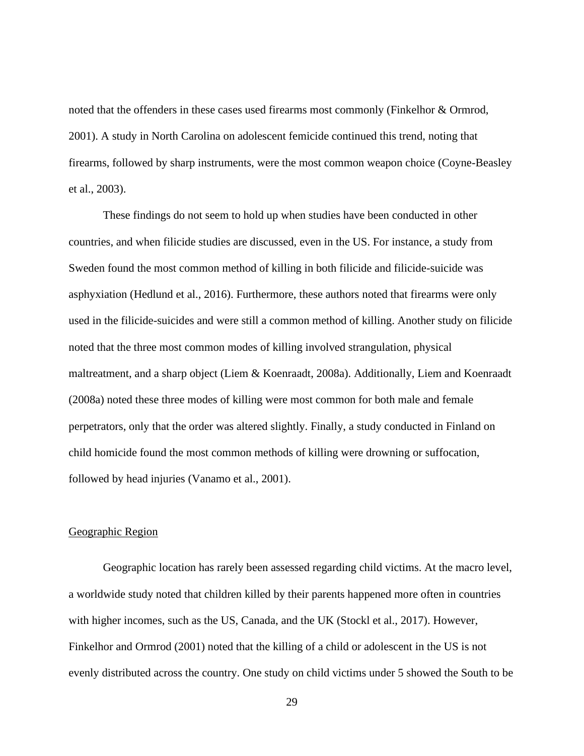noted that the offenders in these cases used firearms most commonly (Finkelhor & Ormrod, 2001). A study in North Carolina on adolescent femicide continued this trend, noting that firearms, followed by sharp instruments, were the most common weapon choice (Coyne-Beasley et al., 2003).

These findings do not seem to hold up when studies have been conducted in other countries, and when filicide studies are discussed, even in the US. For instance, a study from Sweden found the most common method of killing in both filicide and filicide-suicide was asphyxiation (Hedlund et al., 2016). Furthermore, these authors noted that firearms were only used in the filicide-suicides and were still a common method of killing. Another study on filicide noted that the three most common modes of killing involved strangulation, physical maltreatment, and a sharp object (Liem & Koenraadt, 2008a). Additionally, Liem and Koenraadt (2008a) noted these three modes of killing were most common for both male and female perpetrators, only that the order was altered slightly. Finally, a study conducted in Finland on child homicide found the most common methods of killing were drowning or suffocation, followed by head injuries (Vanamo et al., 2001).

## Geographic Region

Geographic location has rarely been assessed regarding child victims. At the macro level, a worldwide study noted that children killed by their parents happened more often in countries with higher incomes, such as the US, Canada, and the UK (Stockl et al., 2017). However, Finkelhor and Ormrod (2001) noted that the killing of a child or adolescent in the US is not evenly distributed across the country. One study on child victims under 5 showed the South to be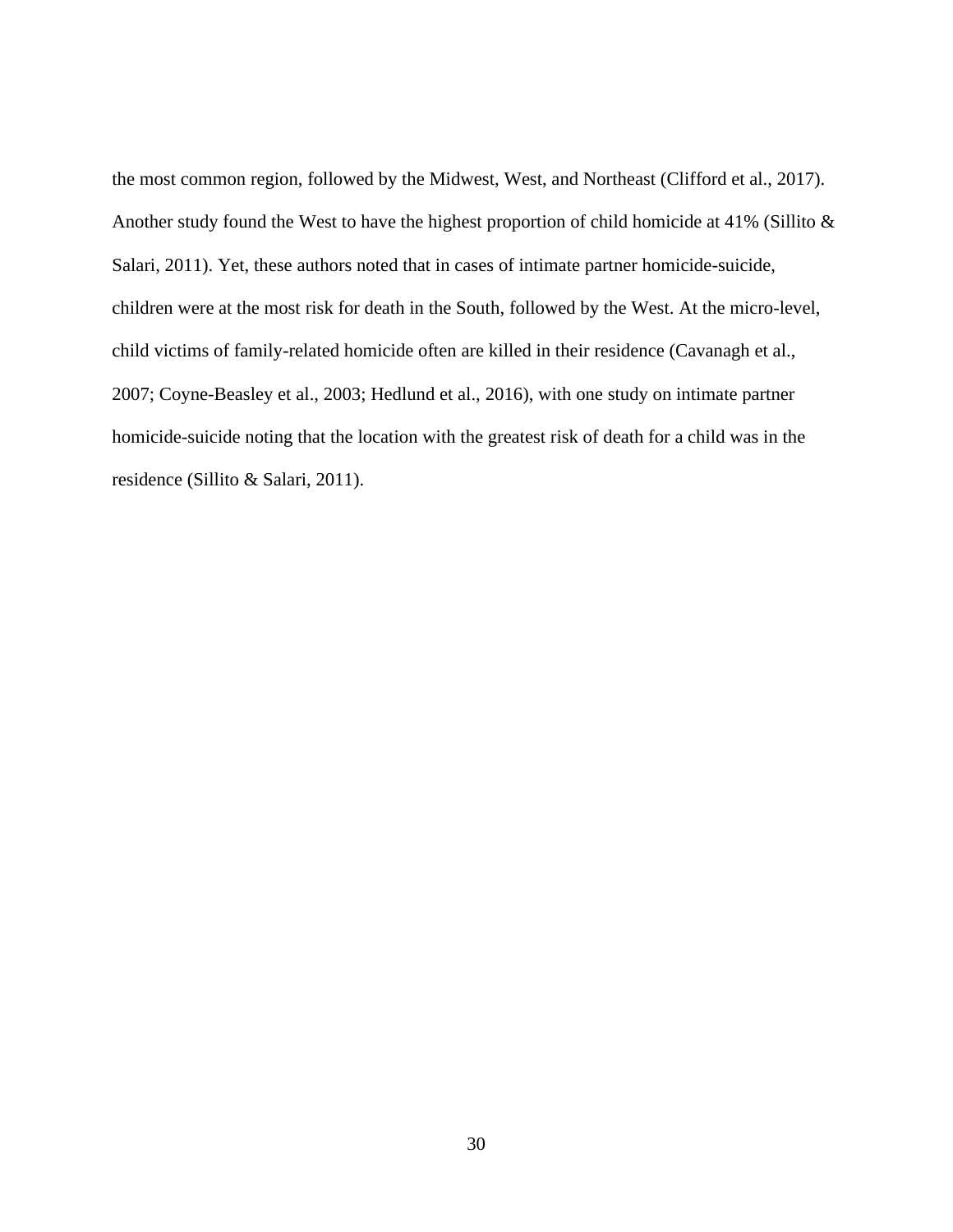the most common region, followed by the Midwest, West, and Northeast (Clifford et al., 2017). Another study found the West to have the highest proportion of child homicide at 41% (Sillito & Salari, 2011). Yet, these authors noted that in cases of intimate partner homicide-suicide, children were at the most risk for death in the South, followed by the West. At the micro-level, child victims of family-related homicide often are killed in their residence (Cavanagh et al., 2007; Coyne-Beasley et al., 2003; Hedlund et al., 2016), with one study on intimate partner homicide-suicide noting that the location with the greatest risk of death for a child was in the residence (Sillito & Salari, 2011).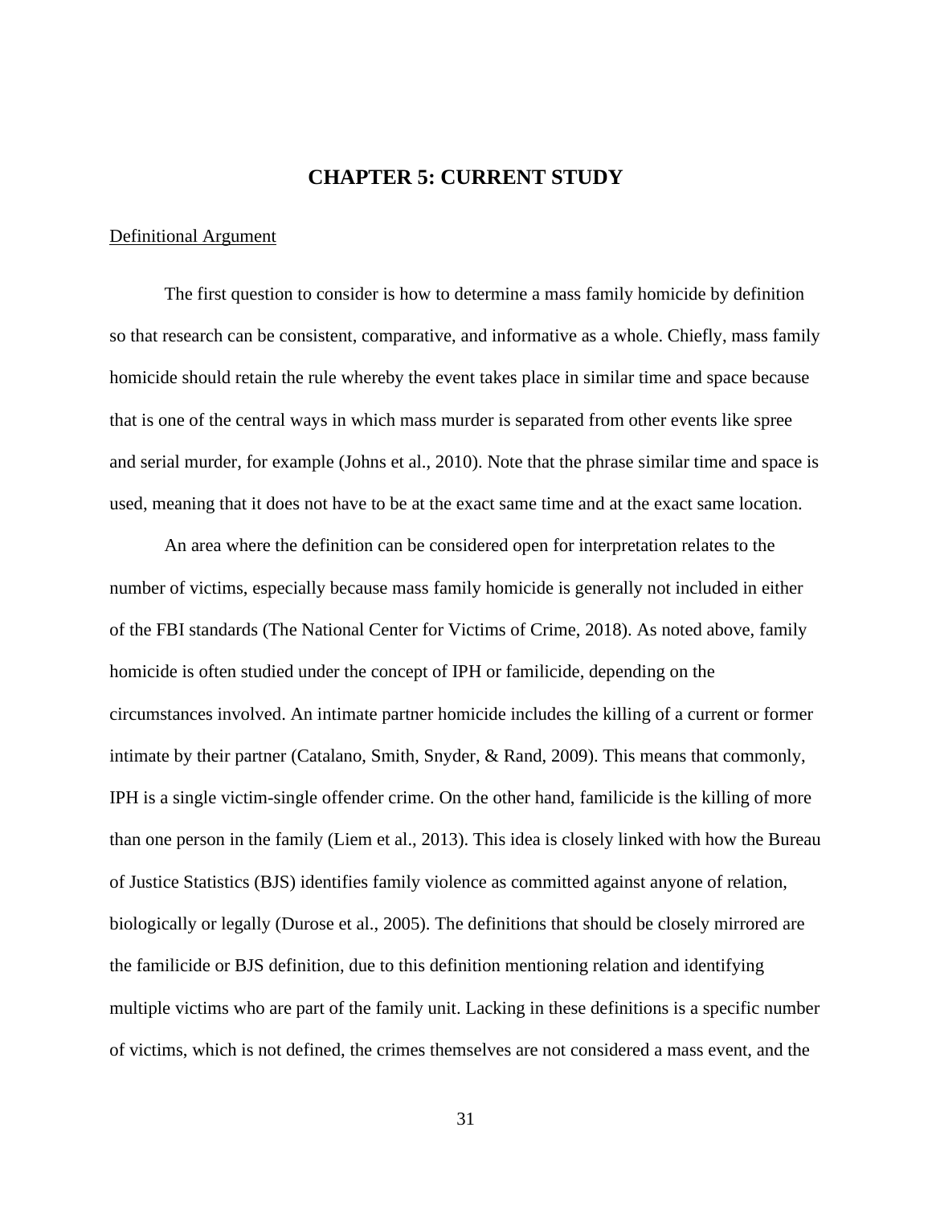# CHAPTER 5: CURRENT STUDY

Definitional Argument

The first question to consider is how to determine a mass family homicide by definition so that research can be consistent, comparative, and informative as a whole. Chiefly, mass family homicide should retain the rule whereby the event takes place in similar time and space because that is one of the central ways in which mass murder is separated from other events like spree and serial murder, for example (Johns et al., 2010). Note that the phrase similar time and space is used, meaning that it does not have to be at the exact same time and at the exact same location.

An area where the definition can be considered open for interpretation relates to the number of victims, especially because mass family homicide is generally not included in either of the FBI standards (The National Center for Victims of Crime, 2018). As noted above, family homicide is often studied under the concept of IPH or familicide, depending on the circumstances involved. An intimate partner homicide includes the killing of a current or former intimate by their partner (Catalano, Smith, Snyder, & Rand, 2009). This means that commonly, IPH is a single victim-single offender crime. On the other hand, familicide is the killing of more than one person in the family (Liem et al., 2013). This idea is closely linked with how the Bureau of Justice Statistics (BJS) identifies family violence as committed against anyone of relation, biologically or legally (Durose et al., 2005). The definitions that should be closely mirrored are the familicide or BJS definition, due to this definition mentioning relation and identifying multiple victims who are part of the family unit. Lacking in these definitions is a specific number of victims, which is not defined, the crimes themselves are not considered a mass event, and the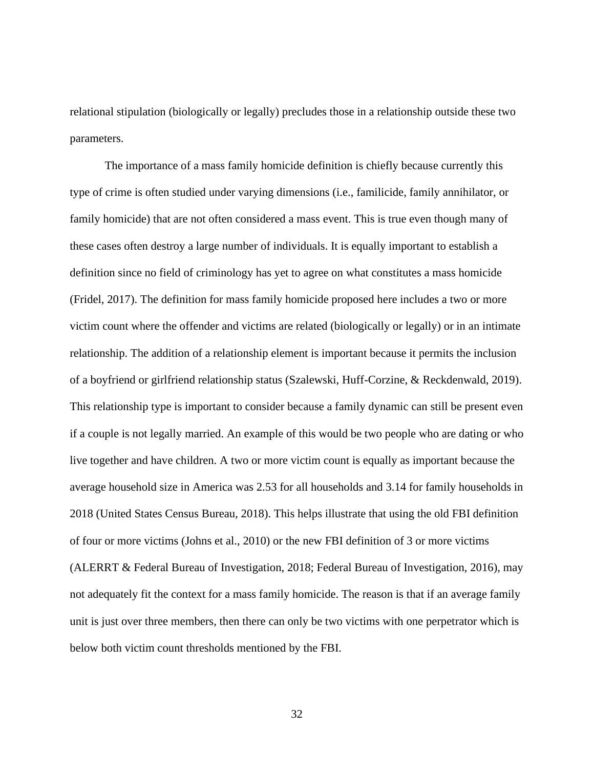relational stipulation (biologically or legally) precludes those in a relationship outside these two parameters.

The importance of a mass family homicide definition is chiefly because currently this type of crime is often studied under varying dimensions (i.e., familicide, family annihilator, or family homicide) that are not often considered a mass event. This is true even though many of these cases often destroy a large number of individuals. It is equally important to establish a definition since no field of criminology has yet to agree on what constitutes a mass homicide (Fridel, 2017). The definition for mass family homicide proposed here includes a two or more victim count where the offender and victims are related (biologically or legally) or in an intimate relationship. The addition of a relationship element is important because it permits the inclusion of a boyfriend or girlfriend relationship status (Szalewski, Huff-Corzine, & Reckdenwald, 2019). This relationship type is important to consider because a family dynamic can still be present even if a couple is not legally married. An example of this would be two people who are dating or who live together and have children. A two or more victim count is equally as important because the average household size in America was 2.53 for all households and 3.14 for family households in 2018 (United States Census Bureau, 2018). This helps illustrate that using the old FBI definition of four or more victims (Johns et al., 2010) or the new FBI definition of 3 or more victims (ALERRT & Federal Bureau of Investigation, 2018; Federal Bureau of Investigation, 2016), may not adequately fit the context for a mass family homicide. The reason is that if an average family unit is just over three members, then there can only be two victims with one perpetrator which is below both victim count thresholds mentioned by the FBI.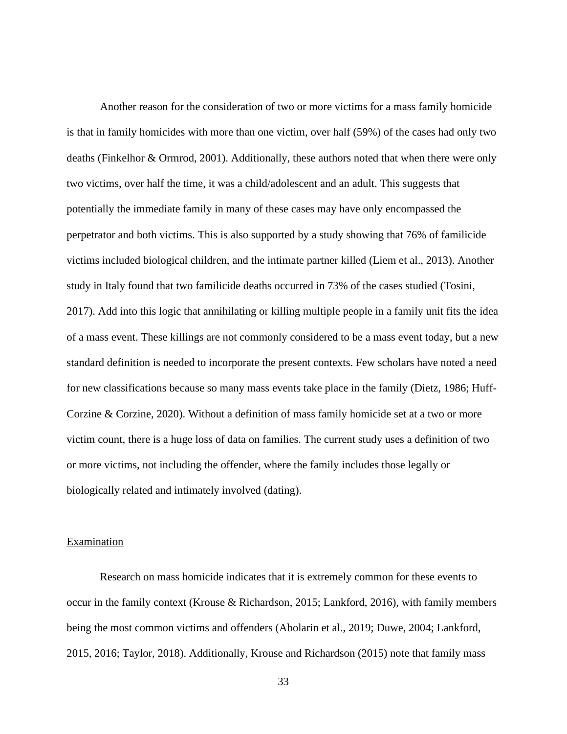Another reason for the consideration of two or more victims for a mass family homicide is that in family homicides with more than one victim, over half (59%) of the cases had only two deaths (Finkelhor & Ormrod, 2001). Additionally, these authors noted that when there were only two victims, over half the time, it was a child/adolescent and an adult. This suggests that potentially the immediate family in many of these cases may have only encompassed the perpetrator and both victims. This is also supported by a study showing that 76% of familicide victims included biological children, and the intimate partner killed (Liem et al., 2013). Another study in Italy found that two familicide deaths occurred in 73% of the cases studied (Tosini, 2017). Add into this logic that annihilating or killing multiple people in a family unit fits the idea of a mass event. These killings are not commonly considered to be a mass event today, but a new standard definition is needed to incorporate the present contexts. Few scholars have noted a need for new classifications because so many mass events take place in the family (Dietz, 1986; Huff-Corzine & Corzine, 2020). Without a definition of mass family homicide set at a two or more victim count, there is a huge loss of data on families. The current study uses a definition of two or more victims, not including the offender, where the family includes those legally or biologically related and intimately involved (dating).

<u>Examination</u>

Research on mass homicide indicates that it is extremely common for these events to occur in the family context (Krouse & Richardson, 2015; Lankford, 2016), with family members being the most common victims and offenders (Abolarin et al., 2019; Duwe, 2004; Lankford, 2015, 2016; Taylor, 2018). Additionally, Krouse and Richardson (2015) note that family mass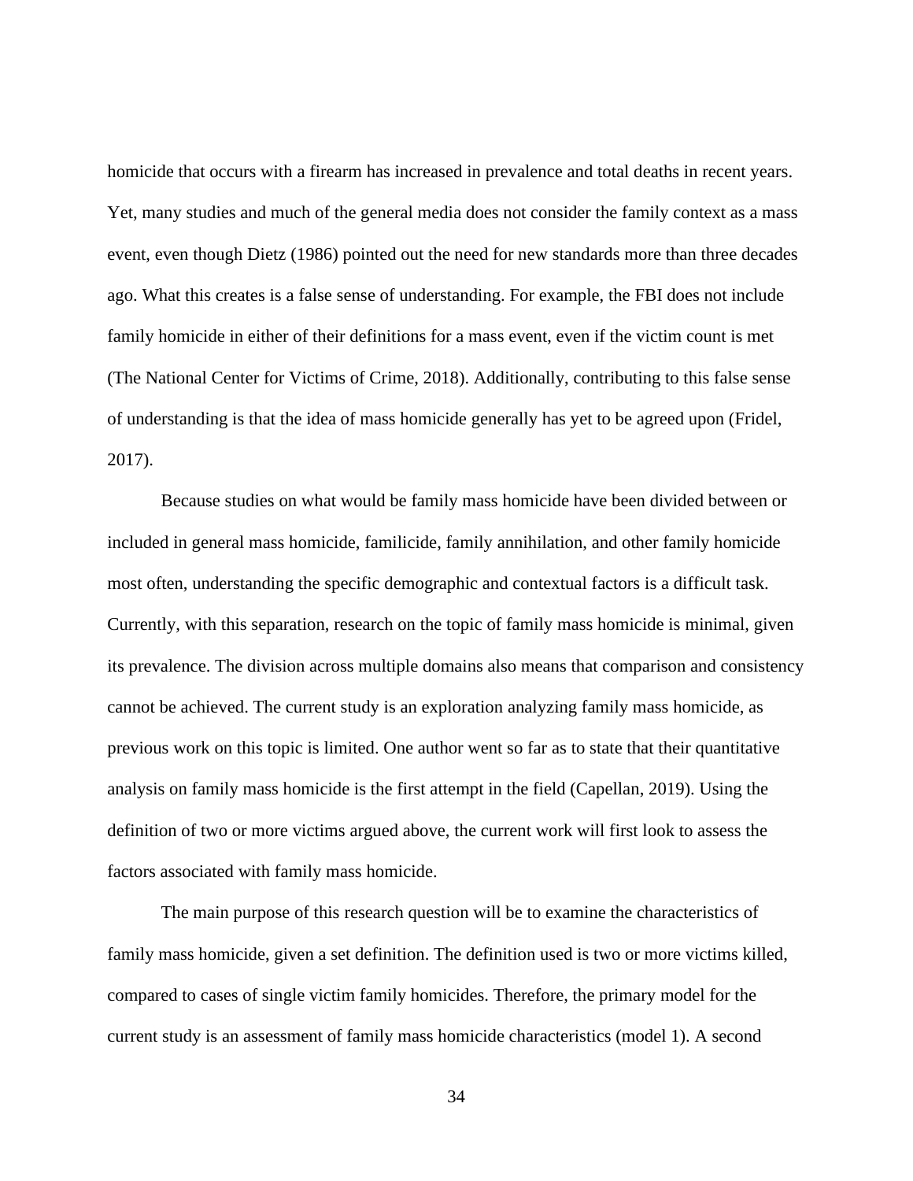homicide that occurs with a firearm has increased in prevalence and total deaths in recent years. Yet, many studies and much of the general media does not consider the family context as a mass event, even though Dietz (1986) pointed out the need for new standards more than three decades ago. What this creates is a false sense of understanding. For example, the FBI does not include family homicide in either of their definitions for a mass event, even if the victim count is met (The National Center for Victims of Crime, 2018). Additionally, contributing to this false sense of understanding is that the idea of mass homicide generally has yet to be agreed upon (Fridel, 2017).

Because studies on what would be family mass homicide have been divided between or included in general mass homicide, familicide, family annihilation, and other family homicide most often, understanding the specific demographic and contextual factors is a difficult task. Currently, with this separation, research on the topic of family mass homicide is minimal, given its prevalence. The division across multiple domains also means that comparison and consistency cannot be achieved. The current study is an exploration analyzing family mass homicide, as previous work on this topic is limited. One author went so far as to state that their quantitative analysis on family mass homicide is the first attempt in the field (Capellan, 2019). Using the definition of two or more victims argued above, the current work will first look to assess the factors associated with family mass homicide.

The main purpose of this research question will be to examine the characteristics of family mass homicide, given a set definition. The definition used is two or more victims killed, compared to cases of single victim family homicides. Therefore, the primary model for the current study is an assessment of family mass homicide characteristics (model 1). A second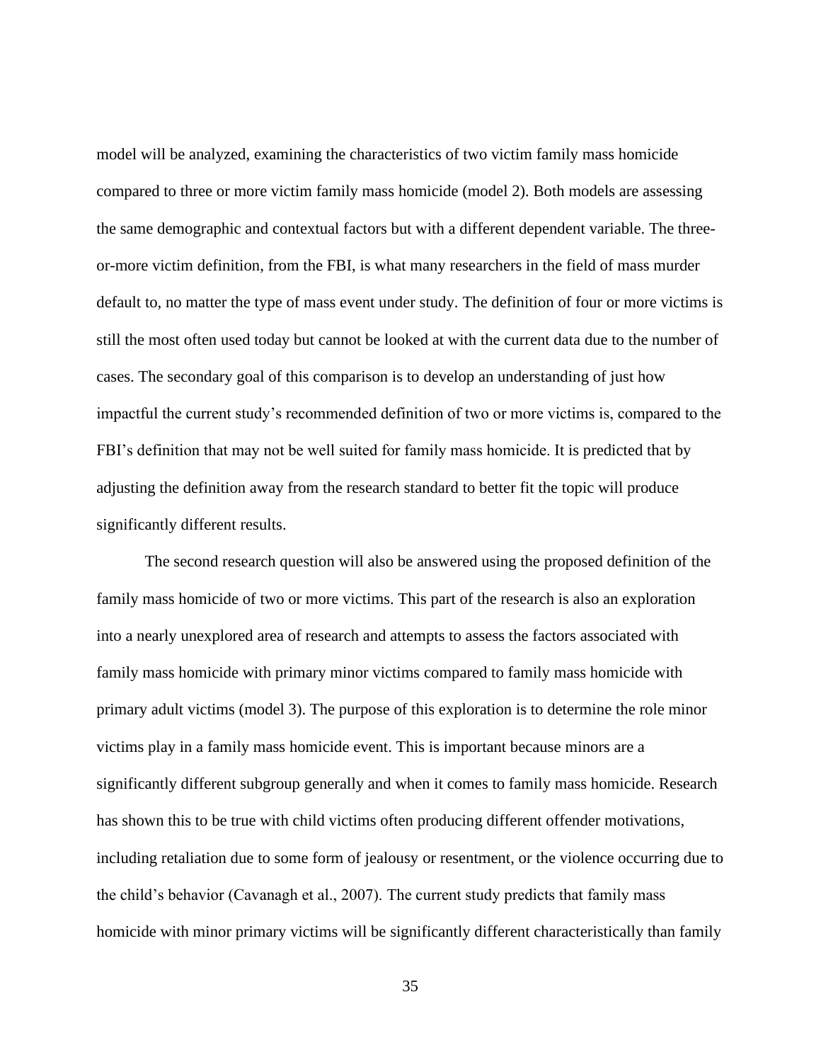model will be analyzed, examining the characteristics of two victim family mass homicide compared to three or more victim family mass homicide (model 2). Both models are assessing the same demographic and contextual factors but with a different dependent variable. The three-or-more victim definition, from the FBI, is what many researchers in the field of mass murder default to, no matter the type of mass event under study. The definition of four or more victims is still the most often used today but cannot be looked at with the current data due to the number of cases. The secondary goal of this comparison is to develop an understanding of just how impactful the current study's recommended definition of two or more victims is, compared to the FBI's definition that may not be well suited for family mass homicide. It is predicted that by adjusting the definition away from the research standard to better fit the topic will produce significantly different results.

The second research question will also be answered using the proposed definition of the family mass homicide of two or more victims. This part of the research is also an exploration into a nearly unexplored area of research and attempts to assess the factors associated with family mass homicide with primary minor victims compared to family mass homicide with primary adult victims (model 3). The purpose of this exploration is to determine the role minor victims play in a family mass homicide event. This is important because minors are a significantly different subgroup generally and when it comes to family mass homicide. Research has shown this to be true with child victims often producing different offender motivations, including retaliation due to some form of jealousy or resentment, or the violence occurring due to the child's behavior (Cavanagh et al., 2007). The current study predicts that family mass homicide with minor primary victims will be significantly different characteristically than family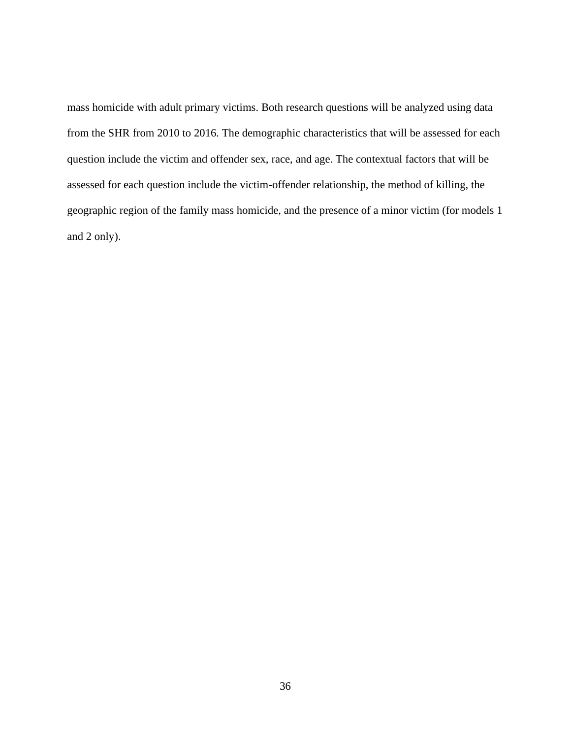mass homicide with adult primary victims. Both research questions will be analyzed using data from the SHR from 2010 to 2016. The demographic characteristics that will be assessed for each question include the victim and offender sex, race, and age. The contextual factors that will be assessed for each question include the victim-offender relationship, the method of killing, the geographic region of the family mass homicide, and the presence of a minor victim (for models 1 and 2 only).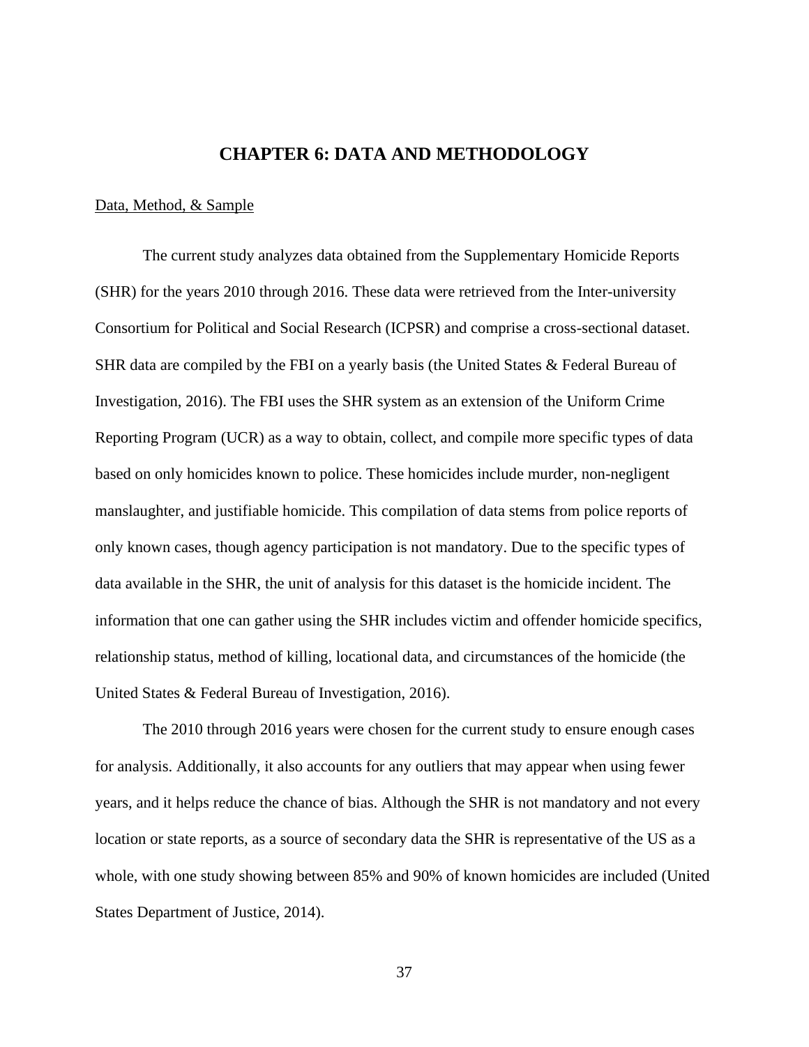# CHAPTER 6: DATA AND METHODOLOGY

<u>Data, Method, & Sample</u>

The current study analyzes data obtained from the Supplementary Homicide Reports (SHR) for the years 2010 through 2016. These data were retrieved from the Inter-university Consortium for Political and Social Research (ICPSR) and comprise a cross-sectional dataset. SHR data are compiled by the FBI on a yearly basis (the United States & Federal Bureau of Investigation, 2016). The FBI uses the SHR system as an extension of the Uniform Crime Reporting Program (UCR) as a way to obtain, collect, and compile more specific types of data based on only homicides known to police. These homicides include murder, non-negligent manslaughter, and justifiable homicide. This compilation of data stems from police reports of only known cases, though agency participation is not mandatory. Due to the specific types of data available in the SHR, the unit of analysis for this dataset is the homicide incident. The information that one can gather using the SHR includes victim and offender homicide specifics, relationship status, method of killing, locational data, and circumstances of the homicide (the United States & Federal Bureau of Investigation, 2016).

The 2010 through 2016 years were chosen for the current study to ensure enough cases for analysis. Additionally, it also accounts for any outliers that may appear when using fewer years, and it helps reduce the chance of bias. Although the SHR is not mandatory and not every location or state reports, as a source of secondary data the SHR is representative of the US as a whole, with one study showing between 85% and 90% of known homicides are included (United States Department of Justice, 2014).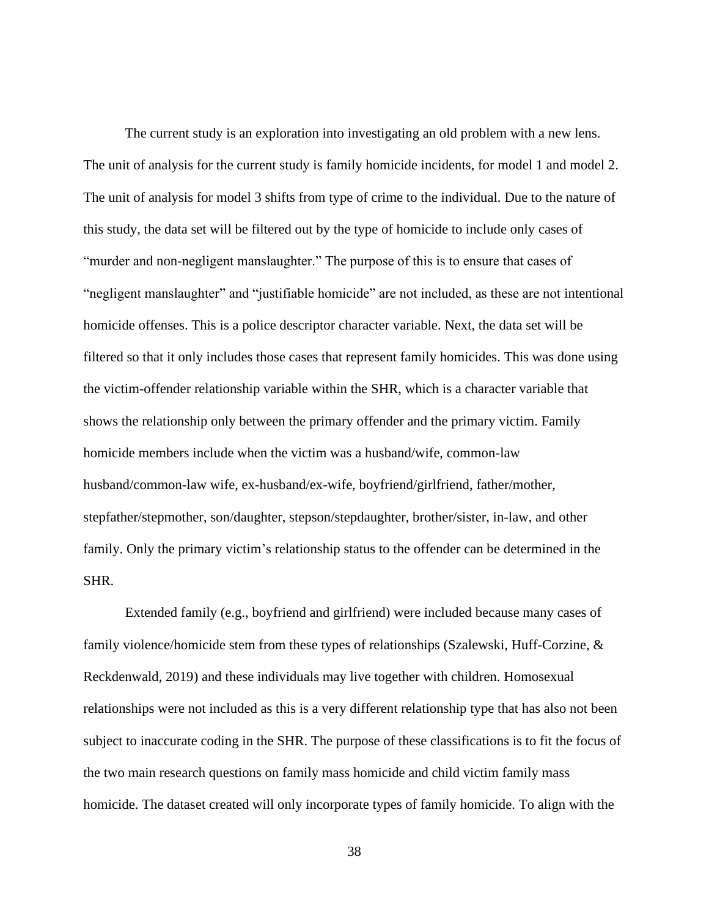The current study is an exploration into investigating an old problem with a new lens. The unit of analysis for the current study is family homicide incidents, for model 1 and model 2. The unit of analysis for model 3 shifts from type of crime to the individual. Due to the nature of this study, the data set will be filtered out by the type of homicide to include only cases of "murder and non-negligent manslaughter." The purpose of this is to ensure that cases of "negligent manslaughter" and "justifiable homicide" are not included, as these are not intentional homicide offenses. This is a police descriptor character variable. Next, the data set will be filtered so that it only includes those cases that represent family homicides. This was done using the victim-offender relationship variable within the SHR, which is a character variable that shows the relationship only between the primary offender and the primary victim. Family homicide members include when the victim was a husband/wife, common-law husband/common-law wife, ex-husband/ex-wife, boyfriend/girlfriend, father/mother, stepfather/stepmother, son/daughter, stepson/stepdaughter, brother/sister, in-law, and other family. Only the primary victim's relationship status to the offender can be determined in the SHR.

Extended family (e.g., boyfriend and girlfriend) were included because many cases of family violence/homicide stem from these types of relationships (Szalewski, Huff-Corzine, & Reckdenwald, 2019) and these individuals may live together with children. Homosexual relationships were not included as this is a very different relationship type that has also not been subject to inaccurate coding in the SHR. The purpose of these classifications is to fit the focus of the two main research questions on family mass homicide and child victim family mass homicide. The dataset created will only incorporate types of family homicide. To align with the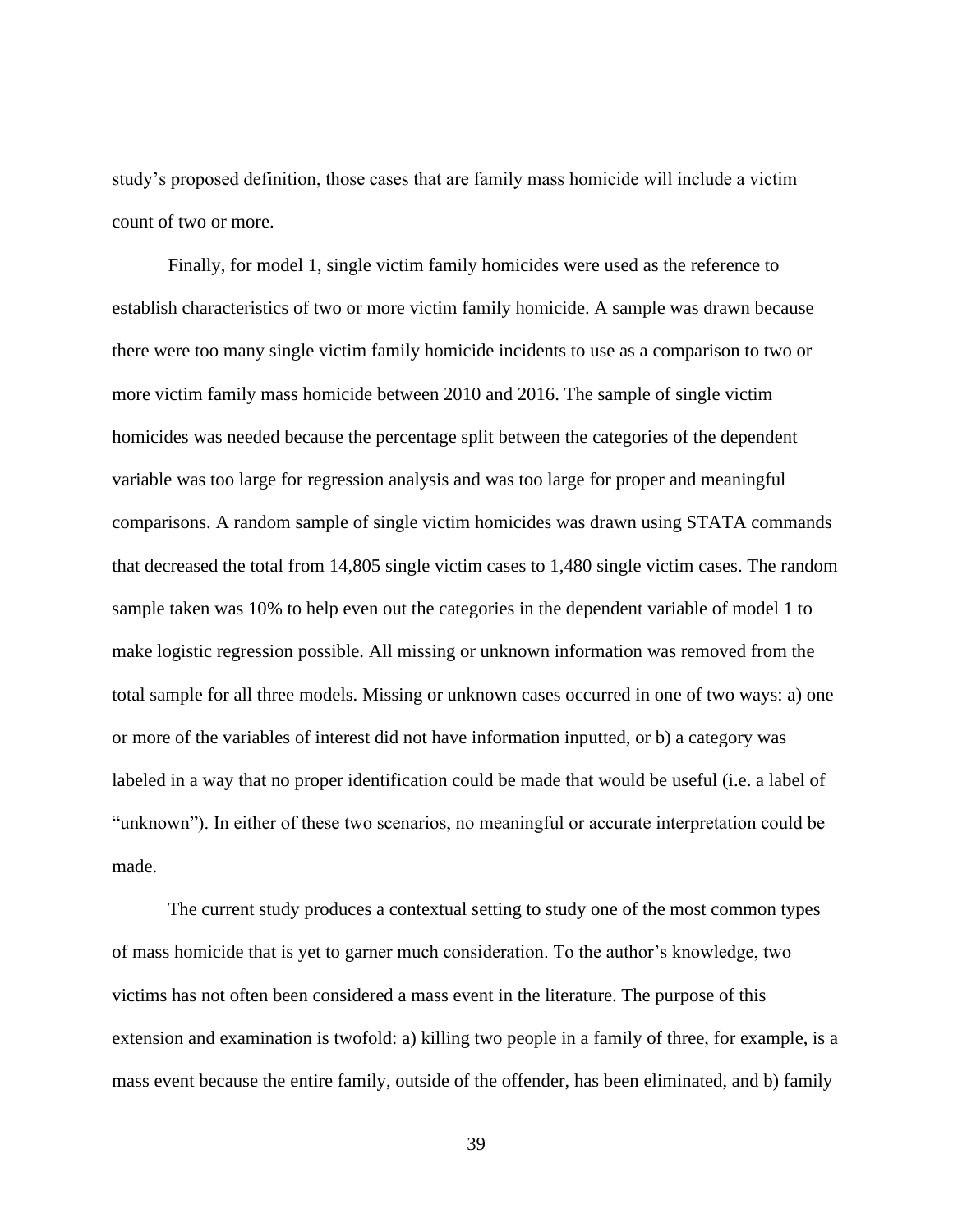study's proposed definition, those cases that are family mass homicide will include a victim count of two or more.

Finally, for model 1, single victim family homicides were used as the reference to establish characteristics of two or more victim family homicide. A sample was drawn because there were too many single victim family homicide incidents to use as a comparison to two or more victim family mass homicide between 2010 and 2016. The sample of single victim homicides was needed because the percentage split between the categories of the dependent variable was too large for regression analysis and was too large for proper and meaningful comparisons. A random sample of single victim homicides was drawn using STATA commands that decreased the total from 14,805 single victim cases to 1,480 single victim cases. The random sample taken was 10% to help even out the categories in the dependent variable of model 1 to make logistic regression possible. All missing or unknown information was removed from the total sample for all three models. Missing or unknown cases occurred in one of two ways: a) one or more of the variables of interest did not have information inputted, or b) a category was labeled in a way that no proper identification could be made that would be useful (i.e. a label of "unknown"). In either of these two scenarios, no meaningful or accurate interpretation could be made.

The current study produces a contextual setting to study one of the most common types of mass homicide that is yet to garner much consideration. To the author's knowledge, two victims has not often been considered a mass event in the literature. The purpose of this extension and examination is twofold: a) killing two people in a family of three, for example, is a mass event because the entire family, outside of the offender, has been eliminated, and b) family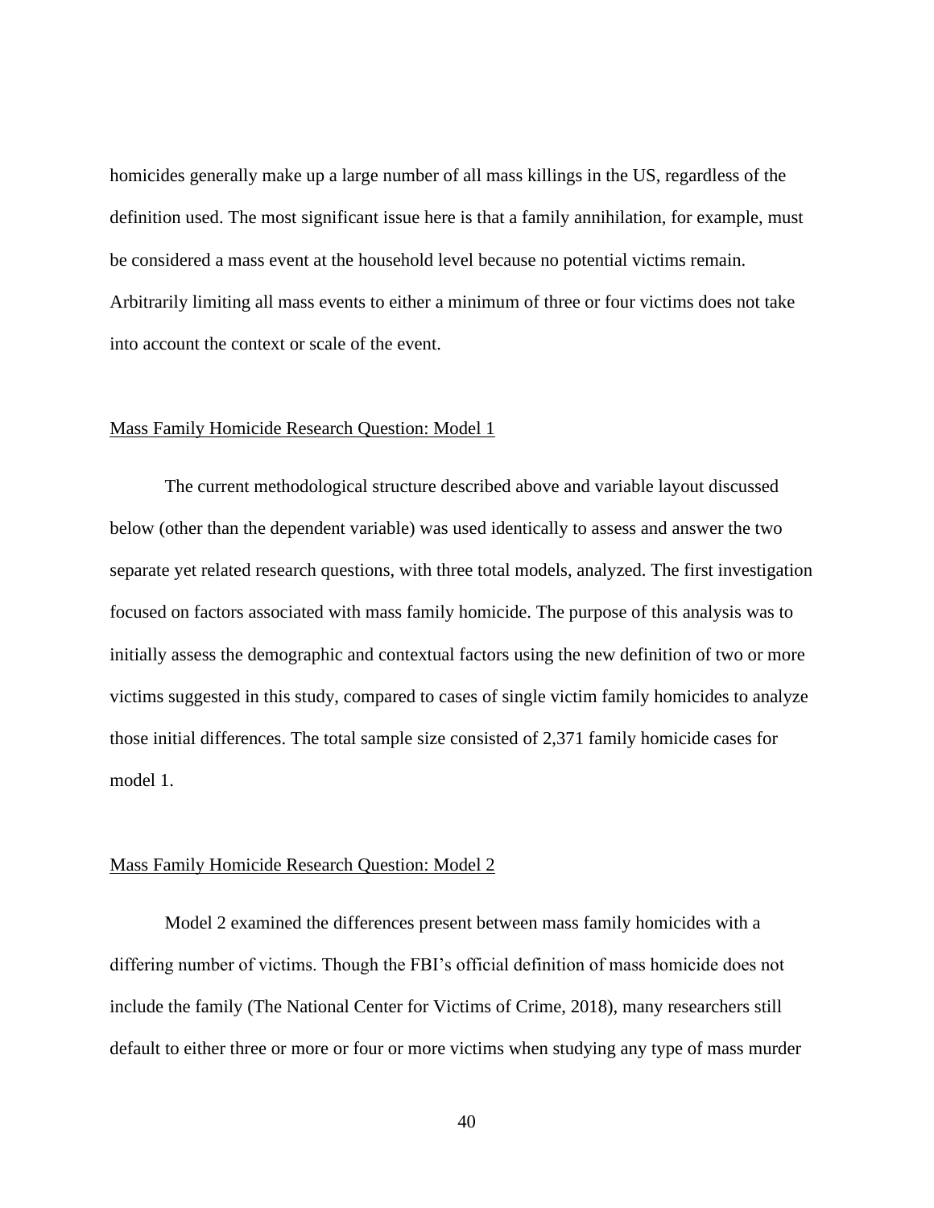homicides generally make up a large number of all mass killings in the US, regardless of the definition used. The most significant issue here is that a family annihilation, for example, must be considered a mass event at the household level because no potential victims remain. Arbitrarily limiting all mass events to either a minimum of three or four victims does not take into account the context or scale of the event.

<u>Mass Family Homicide Research Question: Model 1</u>

The current methodological structure described above and variable layout discussed below (other than the dependent variable) was used identically to assess and answer the two separate yet related research questions, with three total models, analyzed. The first investigation focused on factors associated with mass family homicide. The purpose of this analysis was to initially assess the demographic and contextual factors using the new definition of two or more victims suggested in this study, compared to cases of single victim family homicides to analyze those initial differences. The total sample size consisted of 2,371 family homicide cases for model 1.

<u>Mass Family Homicide Research Question: Model 2</u>

Model 2 examined the differences present between mass family homicides with a differing number of victims. Though the FBI's official definition of mass homicide does not include the family (The National Center for Victims of Crime, 2018), many researchers still default to either three or more or four or more victims when studying any type of mass murder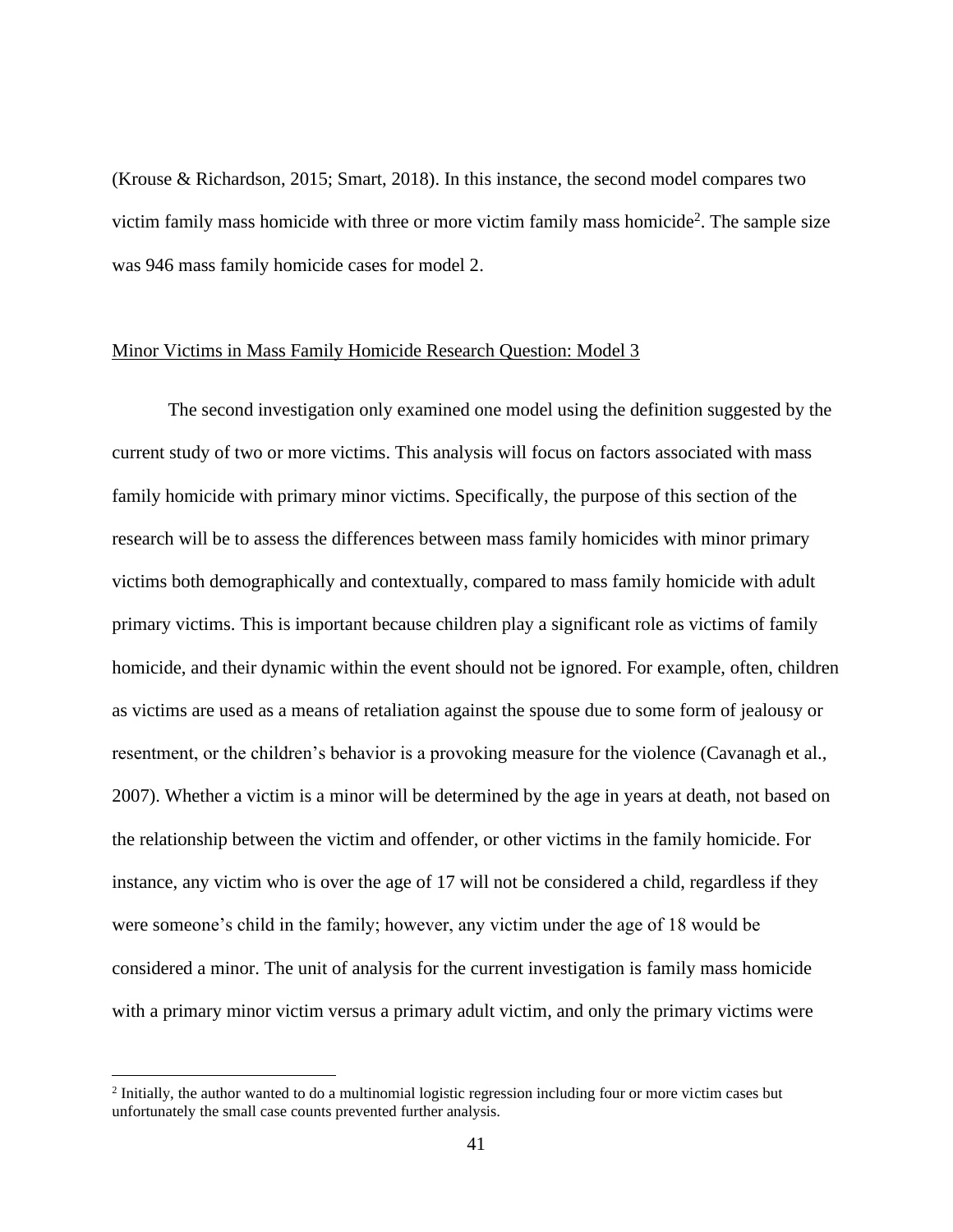(Krouse & Richardson, 2015; Smart, 2018). In this instance, the second model compares two victim family mass homicide with three or more victim family mass homicide[2]. The sample size was 946 mass family homicide cases for model 2.

Minor Victims in Mass Family Homicide Research Question: Model 3

The second investigation only examined one model using the definition suggested by the current study of two or more victims. This analysis will focus on factors associated with mass family homicide with primary minor victims. Specifically, the purpose of this section of the research will be to assess the differences between mass family homicides with minor primary victims both demographically and contextually, compared to mass family homicide with adult primary victims. This is important because children play a significant role as victims of family homicide, and their dynamic within the event should not be ignored. For example, often, children as victims are used as a means of retaliation against the spouse due to some form of jealousy or resentment, or the children's behavior is a provoking measure for the violence (Cavanagh et al., 2007). Whether a victim is a minor will be determined by the age in years at death, not based on the relationship between the victim and offender, or other victims in the family homicide. For instance, any victim who is over the age of 17 will not be considered a child, regardless if they were someone's child in the family; however, any victim under the age of 18 would be considered a minor. The unit of analysis for the current investigation is family mass homicide with a primary minor victim versus a primary adult victim, and only the primary victims were

[2] Initially, the author wanted to do a multinomial logistic regression including four or more victim cases but unfortunately the small case counts prevented further analysis.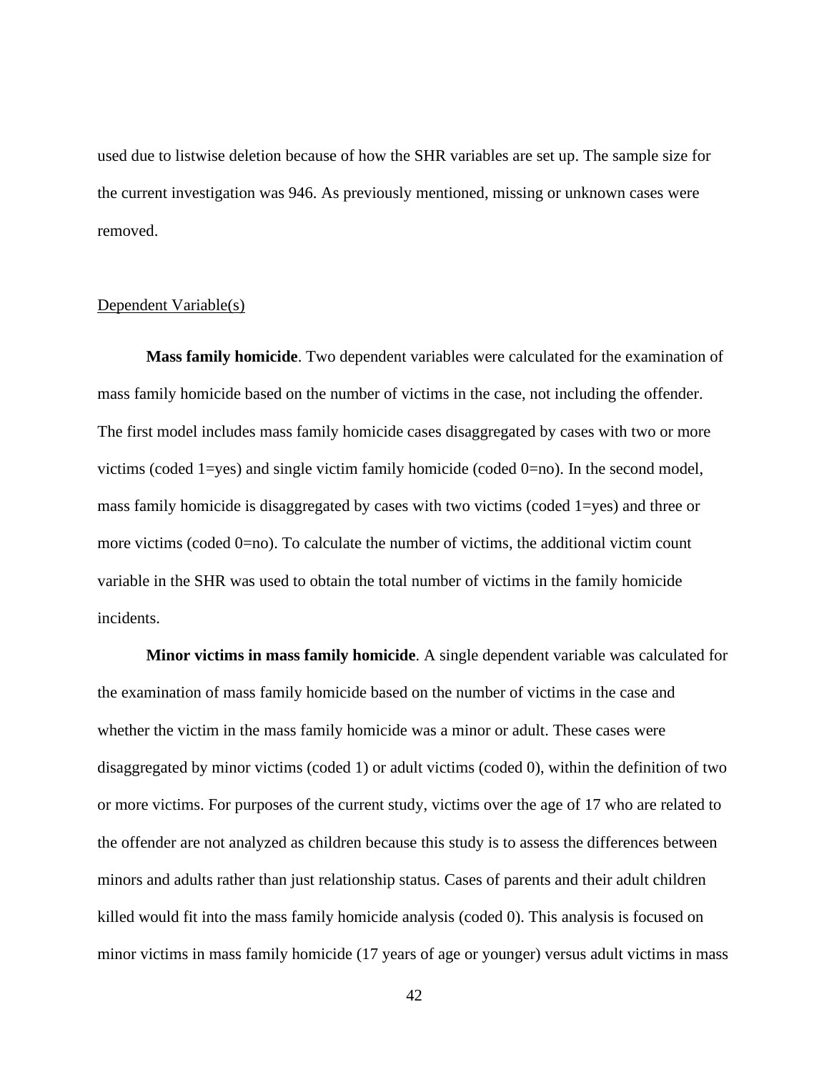used due to listwise deletion because of how the SHR variables are set up. The sample size for the current investigation was 946. As previously mentioned, missing or unknown cases were removed.

Dependent Variable(s)

**Mass family homicide**. Two dependent variables were calculated for the examination of mass family homicide based on the number of victims in the case, not including the offender. The first model includes mass family homicide cases disaggregated by cases with two or more victims (coded 1=yes) and single victim family homicide (coded 0=no). In the second model, mass family homicide is disaggregated by cases with two victims (coded 1=yes) and three or more victims (coded 0=no). To calculate the number of victims, the additional victim count variable in the SHR was used to obtain the total number of victims in the family homicide incidents.

**Minor victims in mass family homicide**. A single dependent variable was calculated for the examination of mass family homicide based on the number of victims in the case and whether the victim in the mass family homicide was a minor or adult. These cases were disaggregated by minor victims (coded 1) or adult victims (coded 0), within the definition of two or more victims. For purposes of the current study, victims over the age of 17 who are related to the offender are not analyzed as children because this study is to assess the differences between minors and adults rather than just relationship status. Cases of parents and their adult children killed would fit into the mass family homicide analysis (coded 0). This analysis is focused on minor victims in mass family homicide (17 years of age or younger) versus adult victims in mass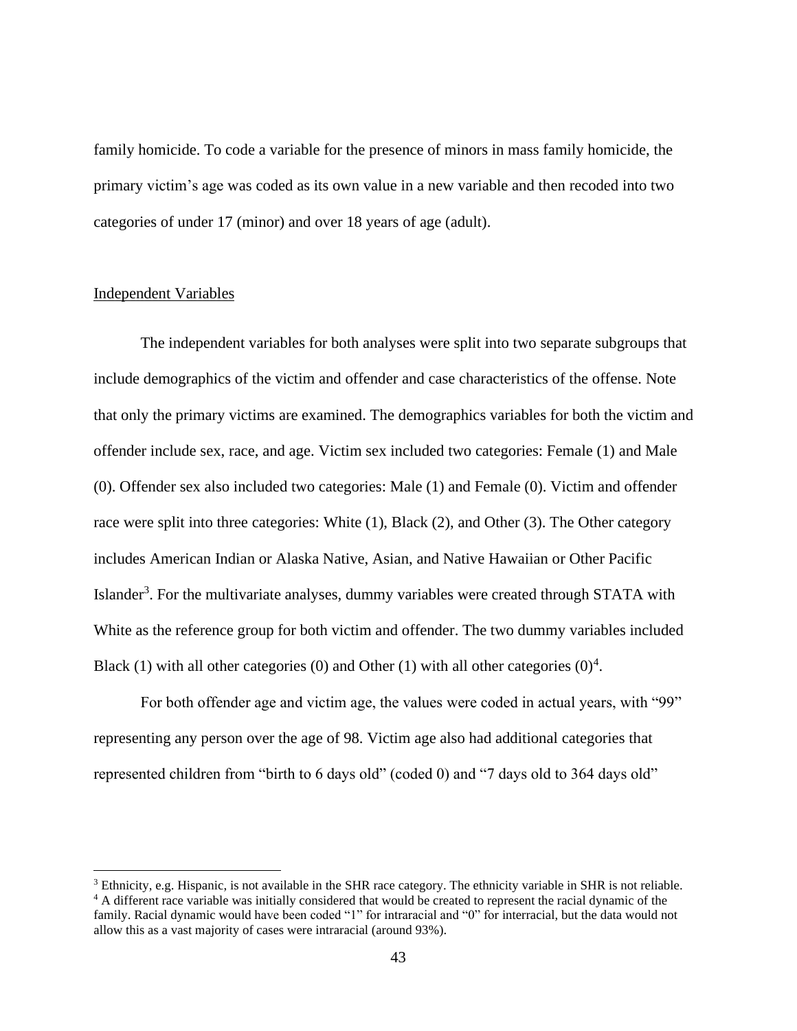family homicide. To code a variable for the presence of minors in mass family homicide, the primary victim's age was coded as its own value in a new variable and then recoded into two categories of under 17 (minor) and over 18 years of age (adult).

## Independent Variables

The independent variables for both analyses were split into two separate subgroups that include demographics of the victim and offender and case characteristics of the offense. Note that only the primary victims are examined. The demographics variables for both the victim and offender include sex, race, and age. Victim sex included two categories: Female (1) and Male (0). Offender sex also included two categories: Male (1) and Female (0). Victim and offender race were split into three categories: White (1), Black (2), and Other (3). The Other category includes American Indian or Alaska Native, Asian, and Native Hawaiian or Other Pacific Islander[3]. For the multivariate analyses, dummy variables were created through STATA with White as the reference group for both victim and offender. The two dummy variables included Black (1) with all other categories (0) and Other (1) with all other categories (0)[4].

For both offender age and victim age, the values were coded in actual years, with "99" representing any person over the age of 98. Victim age also had additional categories that represented children from "birth to 6 days old" (coded 0) and "7 days old to 364 days old"

---

[3] Ethnicity, e.g. Hispanic, is not available in the SHR race category. The ethnicity variable in SHR is not reliable.

[4] A different race variable was initially considered that would be created to represent the racial dynamic of the family. Racial dynamic would have been coded "1" for intraracial and "0" for interracial, but the data would not allow this as a vast majority of cases were intraracial (around 93%).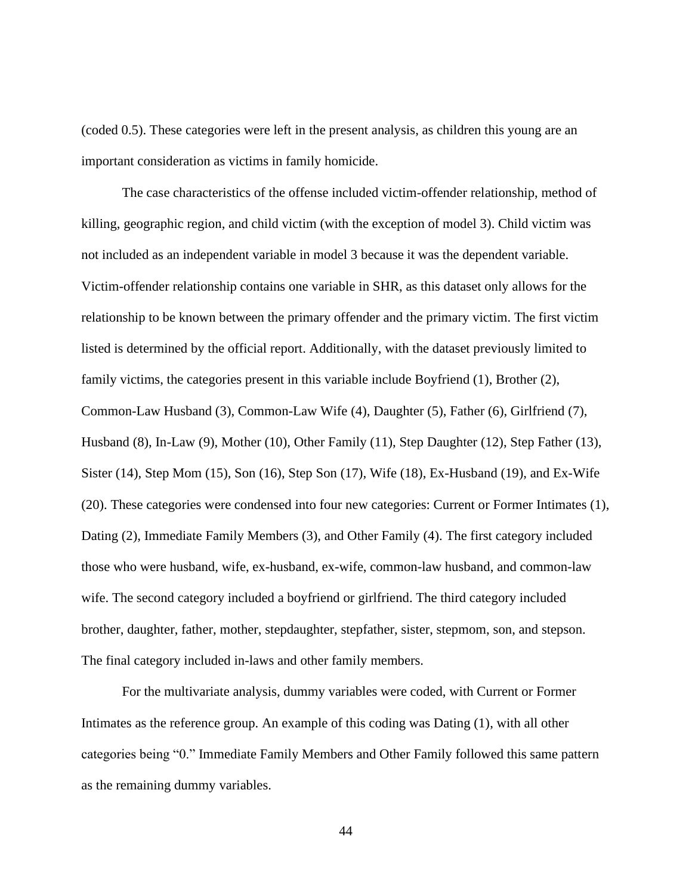(coded 0.5). These categories were left in the present analysis, as children this young are an important consideration as victims in family homicide.

The case characteristics of the offense included victim-offender relationship, method of killing, geographic region, and child victim (with the exception of model 3). Child victim was not included as an independent variable in model 3 because it was the dependent variable. Victim-offender relationship contains one variable in SHR, as this dataset only allows for the relationship to be known between the primary offender and the primary victim. The first victim listed is determined by the official report. Additionally, with the dataset previously limited to family victims, the categories present in this variable include Boyfriend (1), Brother (2), Common-Law Husband (3), Common-Law Wife (4), Daughter (5), Father (6), Girlfriend (7), Husband (8), In-Law (9), Mother (10), Other Family (11), Step Daughter (12), Step Father (13), Sister (14), Step Mom (15), Son (16), Step Son (17), Wife (18), Ex-Husband (19), and Ex-Wife (20). These categories were condensed into four new categories: Current or Former Intimates (1), Dating (2), Immediate Family Members (3), and Other Family (4). The first category included those who were husband, wife, ex-husband, ex-wife, common-law husband, and common-law wife. The second category included a boyfriend or girlfriend. The third category included brother, daughter, father, mother, stepdaughter, stepfather, sister, stepmom, son, and stepson. The final category included in-laws and other family members.

For the multivariate analysis, dummy variables were coded, with Current or Former Intimates as the reference group. An example of this coding was Dating (1), with all other categories being "0." Immediate Family Members and Other Family followed this same pattern as the remaining dummy variables.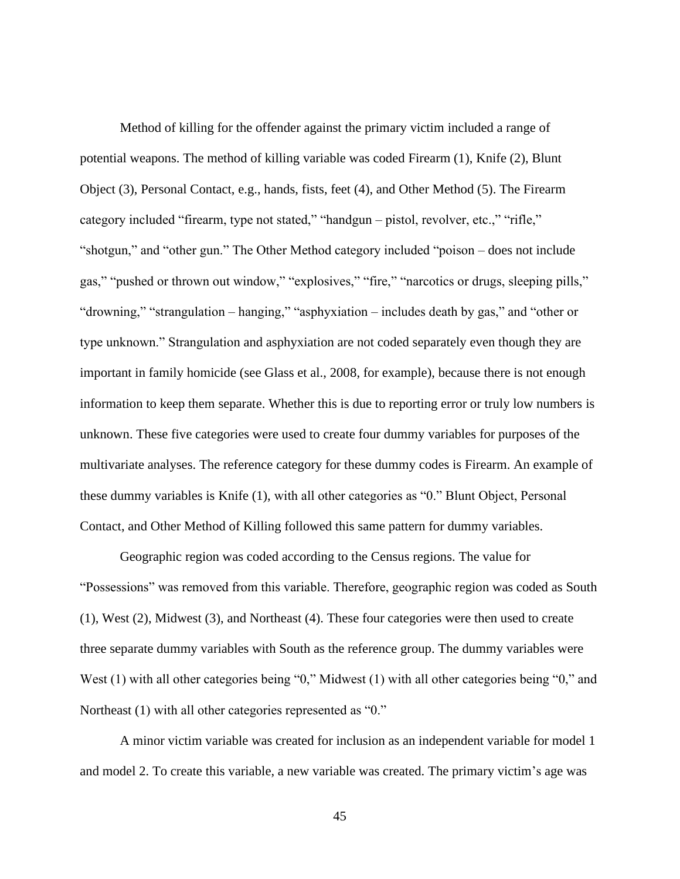Method of killing for the offender against the primary victim included a range of potential weapons. The method of killing variable was coded Firearm (1), Knife (2), Blunt Object (3), Personal Contact, e.g., hands, fists, feet (4), and Other Method (5). The Firearm category included "firearm, type not stated," "handgun – pistol, revolver, etc.," "rifle," "shotgun," and "other gun." The Other Method category included "poison – does not include gas," "pushed or thrown out window," "explosives," "fire," "narcotics or drugs, sleeping pills," "drowning," "strangulation – hanging," "asphyxiation – includes death by gas," and "other or type unknown." Strangulation and asphyxiation are not coded separately even though they are important in family homicide (see Glass et al., 2008, for example), because there is not enough information to keep them separate. Whether this is due to reporting error or truly low numbers is unknown. These five categories were used to create four dummy variables for purposes of the multivariate analyses. The reference category for these dummy codes is Firearm. An example of these dummy variables is Knife (1), with all other categories as "0." Blunt Object, Personal Contact, and Other Method of Killing followed this same pattern for dummy variables.

Geographic region was coded according to the Census regions. The value for "Possessions" was removed from this variable. Therefore, geographic region was coded as South (1), West (2), Midwest (3), and Northeast (4). These four categories were then used to create three separate dummy variables with South as the reference group. The dummy variables were West (1) with all other categories being "0," Midwest (1) with all other categories being "0," and Northeast (1) with all other categories represented as "0."

A minor victim variable was created for inclusion as an independent variable for model 1 and model 2. To create this variable, a new variable was created. The primary victim's age was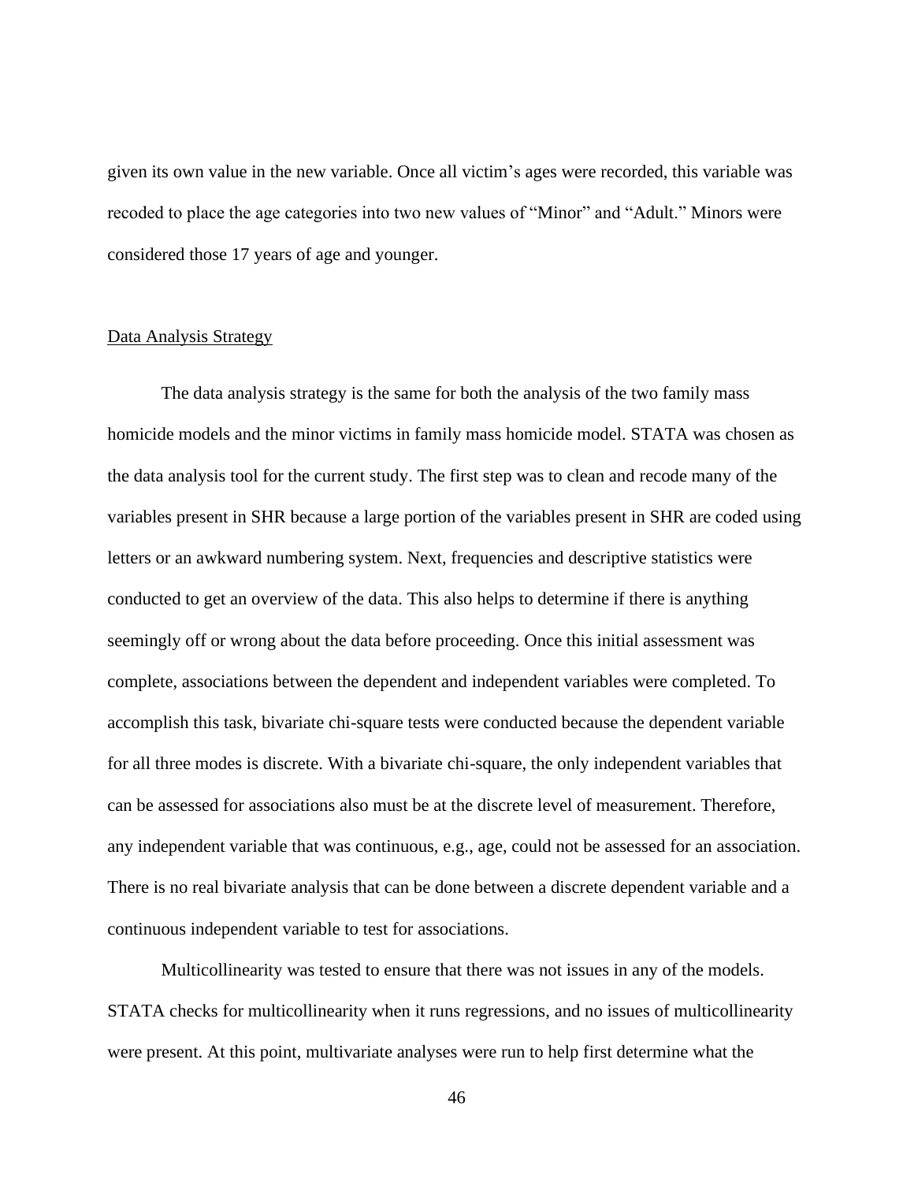given its own value in the new variable. Once all victim's ages were recorded, this variable was recoded to place the age categories into two new values of "Minor" and "Adult." Minors were considered those 17 years of age and younger.

<u>Data Analysis Strategy</u>

The data analysis strategy is the same for both the analysis of the two family mass homicide models and the minor victims in family mass homicide model. STATA was chosen as the data analysis tool for the current study. The first step was to clean and recode many of the variables present in SHR because a large portion of the variables present in SHR are coded using letters or an awkward numbering system. Next, frequencies and descriptive statistics were conducted to get an overview of the data. This also helps to determine if there is anything seemingly off or wrong about the data before proceeding. Once this initial assessment was complete, associations between the dependent and independent variables were completed. To accomplish this task, bivariate chi-square tests were conducted because the dependent variable for all three modes is discrete. With a bivariate chi-square, the only independent variables that can be assessed for associations also must be at the discrete level of measurement. Therefore, any independent variable that was continuous, e.g., age, could not be assessed for an association. There is no real bivariate analysis that can be done between a discrete dependent variable and a continuous independent variable to test for associations.

Multicollinearity was tested to ensure that there was not issues in any of the models. STATA checks for multicollinearity when it runs regressions, and no issues of multicollinearity were present. At this point, multivariate analyses were run to help first determine what the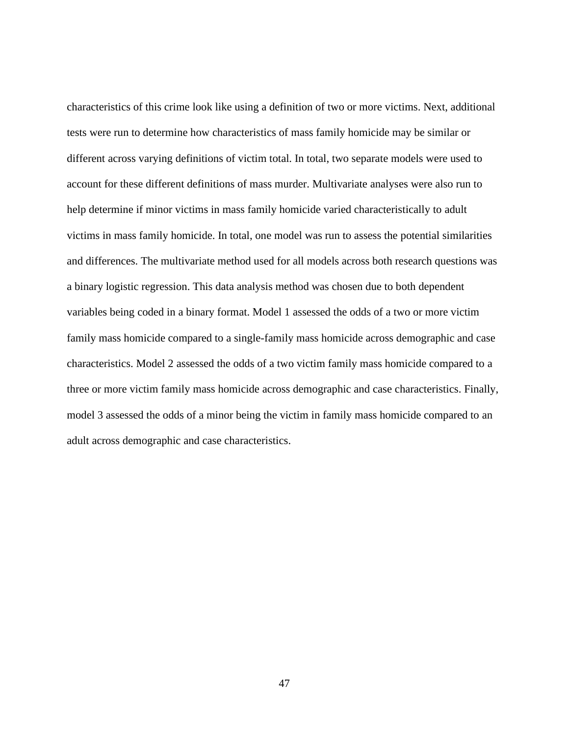characteristics of this crime look like using a definition of two or more victims. Next, additional tests were run to determine how characteristics of mass family homicide may be similar or different across varying definitions of victim total. In total, two separate models were used to account for these different definitions of mass murder. Multivariate analyses were also run to help determine if minor victims in mass family homicide varied characteristically to adult victims in mass family homicide. In total, one model was run to assess the potential similarities and differences. The multivariate method used for all models across both research questions was a binary logistic regression. This data analysis method was chosen due to both dependent variables being coded in a binary format. Model 1 assessed the odds of a two or more victim family mass homicide compared to a single-family mass homicide across demographic and case characteristics. Model 2 assessed the odds of a two victim family mass homicide compared to a three or more victim family mass homicide across demographic and case characteristics. Finally, model 3 assessed the odds of a minor being the victim in family mass homicide compared to an adult across demographic and case characteristics.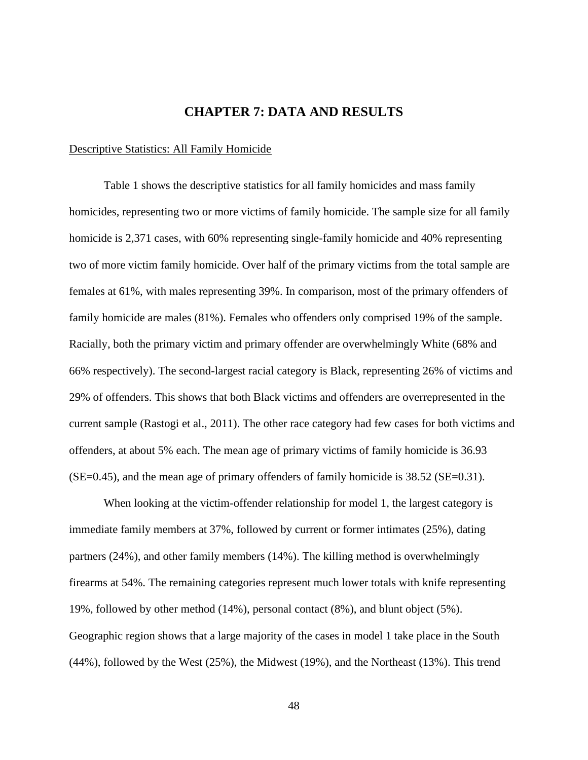# CHAPTER 7: DATA AND RESULTS

Descriptive Statistics: All Family Homicide

Table 1 shows the descriptive statistics for all family homicides and mass family homicides, representing two or more victims of family homicide. The sample size for all family homicide is 2,371 cases, with 60% representing single-family homicide and 40% representing two of more victim family homicide. Over half of the primary victims from the total sample are females at 61%, with males representing 39%. In comparison, most of the primary offenders of family homicide are males (81%). Females who offenders only comprised 19% of the sample. Racially, both the primary victim and primary offender are overwhelmingly White (68% and 66% respectively). The second-largest racial category is Black, representing 26% of victims and 29% of offenders. This shows that both Black victims and offenders are overrepresented in the current sample (Rastogi et al., 2011). The other race category had few cases for both victims and offenders, at about 5% each. The mean age of primary victims of family homicide is 36.93 (SE=0.45), and the mean age of primary offenders of family homicide is 38.52 (SE=0.31).

When looking at the victim-offender relationship for model 1, the largest category is immediate family members at 37%, followed by current or former intimates (25%), dating partners (24%), and other family members (14%). The killing method is overwhelmingly firearms at 54%. The remaining categories represent much lower totals with knife representing 19%, followed by other method (14%), personal contact (8%), and blunt object (5%). Geographic region shows that a large majority of the cases in model 1 take place in the South (44%), followed by the West (25%), the Midwest (19%), and the Northeast (13%). This trend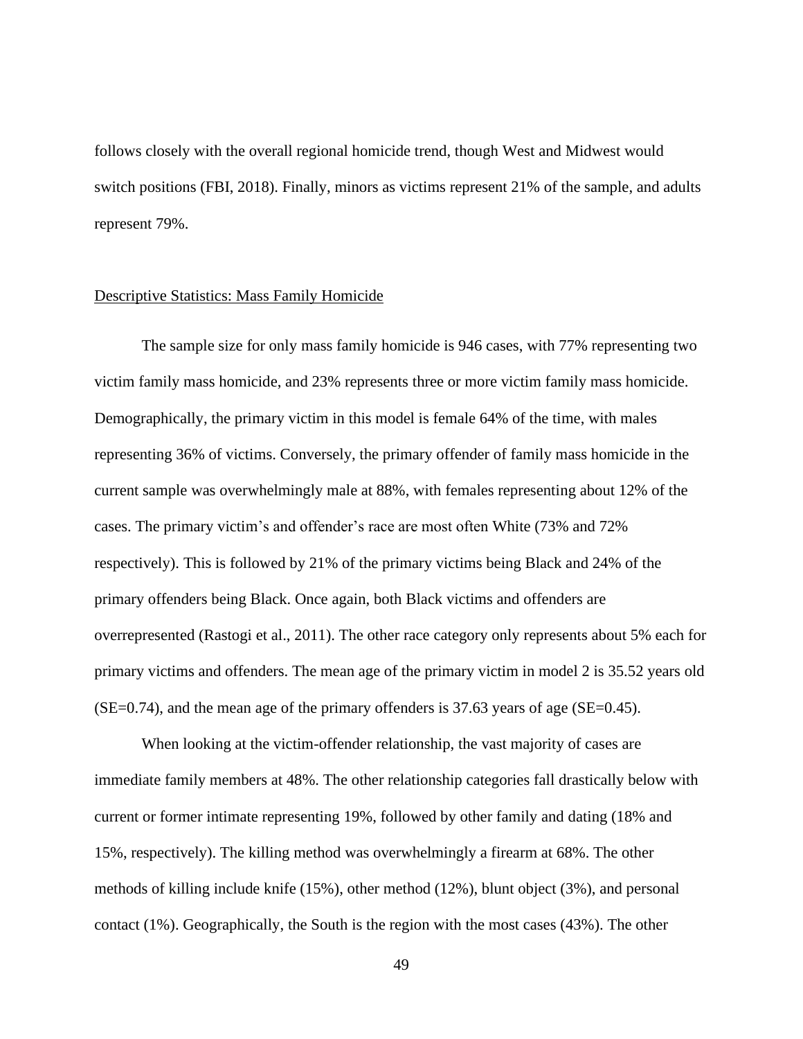follows closely with the overall regional homicide trend, though West and Midwest would switch positions (FBI, 2018). Finally, minors as victims represent 21% of the sample, and adults represent 79%.

<u>Descriptive Statistics: Mass Family Homicide</u>

The sample size for only mass family homicide is 946 cases, with 77% representing two victim family mass homicide, and 23% represents three or more victim family mass homicide. Demographically, the primary victim in this model is female 64% of the time, with males representing 36% of victims. Conversely, the primary offender of family mass homicide in the current sample was overwhelmingly male at 88%, with females representing about 12% of the cases. The primary victim's and offender's race are most often White (73% and 72% respectively). This is followed by 21% of the primary victims being Black and 24% of the primary offenders being Black. Once again, both Black victims and offenders are overrepresented (Rastogi et al., 2011). The other race category only represents about 5% each for primary victims and offenders. The mean age of the primary victim in model 2 is 35.52 years old (SE=0.74), and the mean age of the primary offenders is 37.63 years of age (SE=0.45).

When looking at the victim-offender relationship, the vast majority of cases are immediate family members at 48%. The other relationship categories fall drastically below with current or former intimate representing 19%, followed by other family and dating (18% and 15%, respectively). The killing method was overwhelmingly a firearm at 68%. The other methods of killing include knife (15%), other method (12%), blunt object (3%), and personal contact (1%). Geographically, the South is the region with the most cases (43%). The other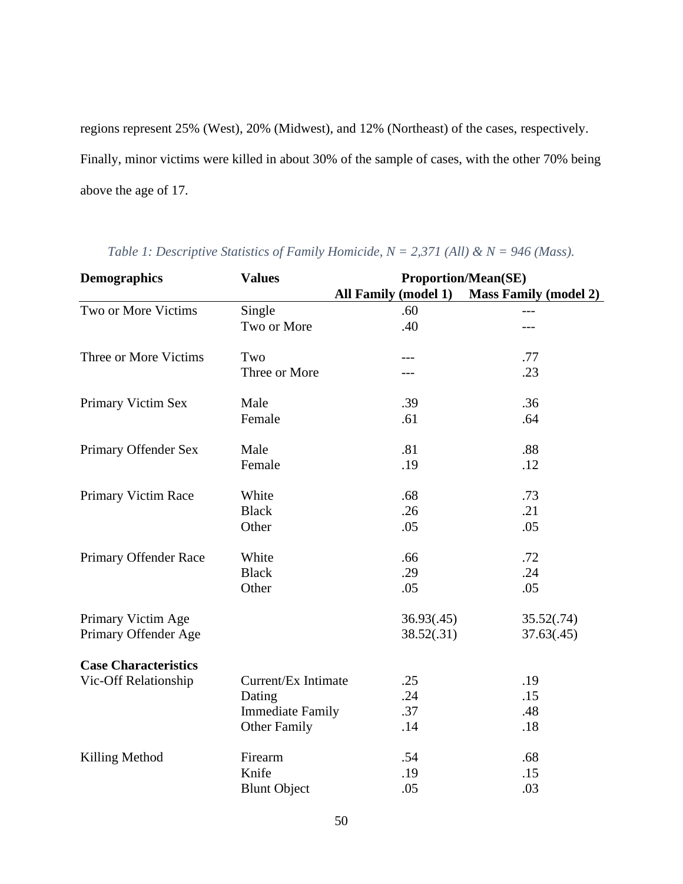regions represent 25% (West), 20% (Midwest), and 12% (Northeast) of the cases, respectively. Finally, minor victims were killed in about 30% of the sample of cases, with the other 70% being above the age of 17.

*Table 1: Descriptive Statistics of Family Homicide, N = 2,371 (All) & N = 946 (Mass).*

| **Demographics** | **Values** | **Proportion/Mean(SE)** | |
|---|---|---|---|
| | | **All Family (model 1)** | **Mass Family (model 2)** |
| Two or More Victims | Single | .60 | --- |
| | Two or More | .40 | --- |
| Three or More Victims | Two | --- | .77 |
| | Three or More | --- | .23 |
| Primary Victim Sex | Male | .39 | .36 |
| | Female | .61 | .64 |
| Primary Offender Sex | Male | .81 | .88 |
| | Female | .19 | .12 |
| Primary Victim Race | White | .68 | .73 |
| | Black | .26 | .21 |
| | Other | .05 | .05 |
| Primary Offender Race | White | .66 | .72 |
| | Black | .29 | .24 |
| | Other | .05 | .05 |
| Primary Victim Age | | 36.93(.45) | 35.52(.74) |
| Primary Offender Age | | 38.52(.31) | 37.63(.45) |
| **Case Characteristics** | | | |
| Vic-Off Relationship | Current/Ex Intimate | .25 | .19 |
| | Dating | .24 | .15 |
| | Immediate Family | .37 | .48 |
| | Other Family | .14 | .18 |
| Killing Method | Firearm | .54 | .68 |
| | Knife | .19 | .15 |
| | Blunt Object | .05 | .03 |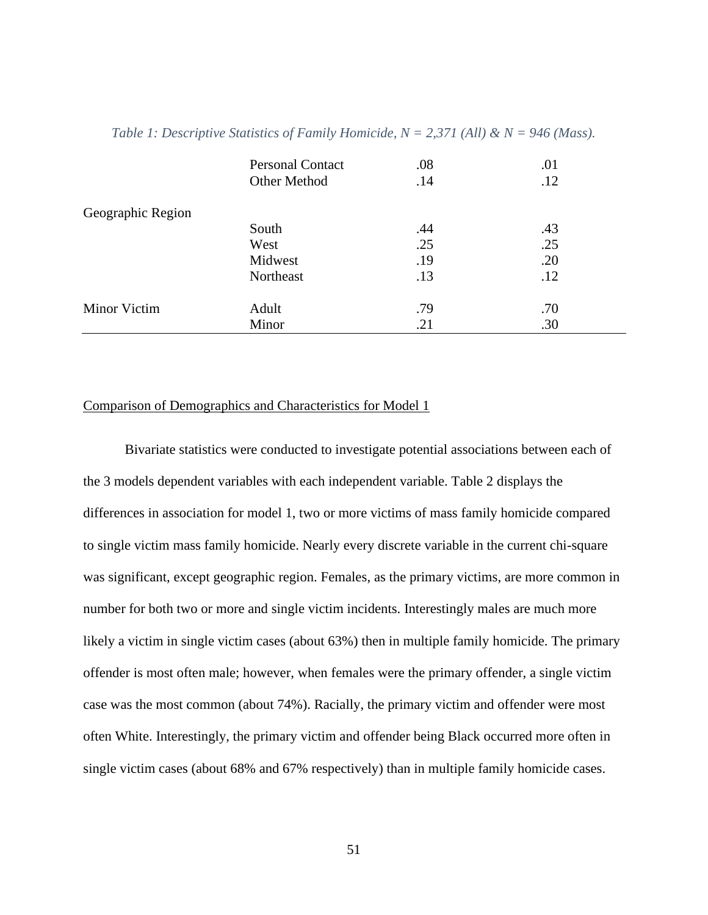*Table 1: Descriptive Statistics of Family Homicide, N = 2,371 (All) & N = 946 (Mass).*

| | | | |
|---|---|---|---|
| | Personal Contact | .08 | .01 |
| | Other Method | .14 | .12 |
| Geographic Region | | | |
| | South | .44 | .43 |
| | West | .25 | .25 |
| | Midwest | .19 | .20 |
| | Northeast | .13 | .12 |
| Minor Victim | Adult | .79 | .70 |
| | Minor | .21 | .30 |

Comparison of Demographics and Characteristics for Model 1

Bivariate statistics were conducted to investigate potential associations between each of the 3 models dependent variables with each independent variable. Table 2 displays the differences in association for model 1, two or more victims of mass family homicide compared to single victim mass family homicide. Nearly every discrete variable in the current chi-square was significant, except geographic region. Females, as the primary victims, are more common in number for both two or more and single victim incidents. Interestingly males are much more likely a victim in single victim cases (about 63%) then in multiple family homicide. The primary offender is most often male; however, when females were the primary offender, a single victim case was the most common (about 74%). Racially, the primary victim and offender were most often White. Interestingly, the primary victim and offender being Black occurred more often in single victim cases (about 68% and 67% respectively) than in multiple family homicide cases.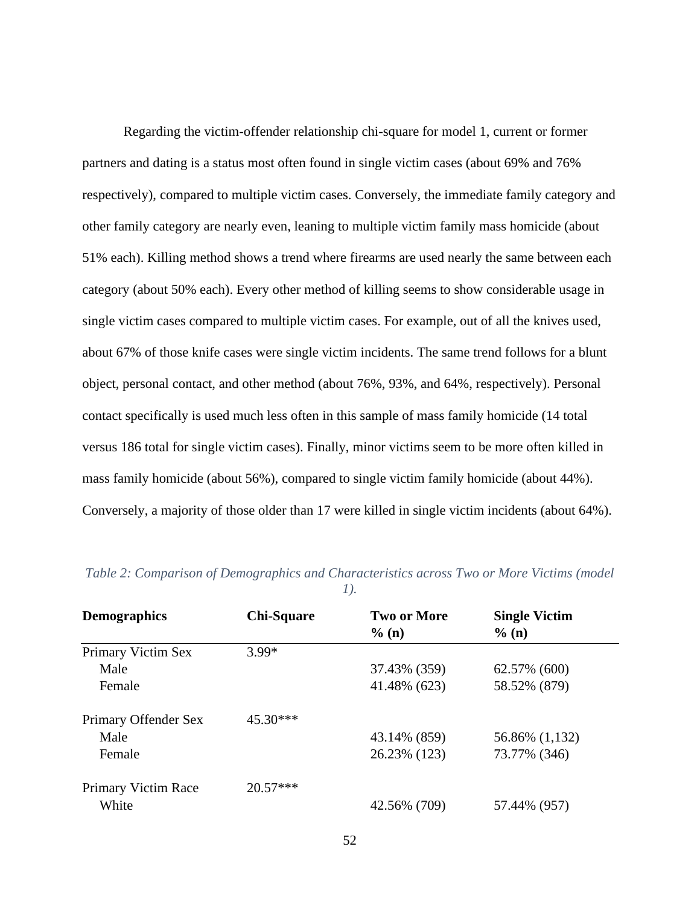Regarding the victim-offender relationship chi-square for model 1, current or former partners and dating is a status most often found in single victim cases (about 69% and 76% respectively), compared to multiple victim cases. Conversely, the immediate family category and other family category are nearly even, leaning to multiple victim family mass homicide (about 51% each). Killing method shows a trend where firearms are used nearly the same between each category (about 50% each). Every other method of killing seems to show considerable usage in single victim cases compared to multiple victim cases. For example, out of all the knives used, about 67% of those knife cases were single victim incidents. The same trend follows for a blunt object, personal contact, and other method (about 76%, 93%, and 64%, respectively). Personal contact specifically is used much less often in this sample of mass family homicide (14 total versus 186 total for single victim cases). Finally, minor victims seem to be more often killed in mass family homicide (about 56%), compared to single victim family homicide (about 44%). Conversely, a majority of those older than 17 were killed in single victim incidents (about 64%).

*Table 2: Comparison of Demographics and Characteristics across Two or More Victims (model 1).*

| **Demographics** | **Chi-Square** | **Two or More % (n)** | **Single Victim % (n)** |
|---|---|---|---|
| Primary Victim Sex | 3.99* | | |
| Male | | 37.43% (359) | 62.57% (600) |
| Female | | 41.48% (623) | 58.52% (879) |
| Primary Offender Sex | 45.30*** | | |
| Male | | 43.14% (859) | 56.86% (1,132) |
| Female | | 26.23% (123) | 73.77% (346) |
| Primary Victim Race | 20.57*** | | |
| White | | 42.56% (709) | 57.44% (957) |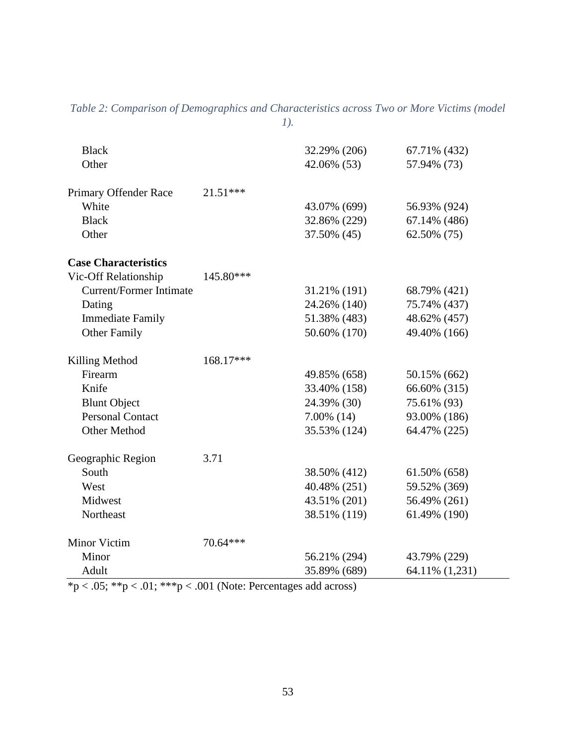*Table 2: Comparison of Demographics and Characteristics across Two or More Victims (model 1).*

| | | | |
|---|---|---|---|
| Black | | 32.29% (206) | 67.71% (432) |
| Other | | 42.06% (53) | 57.94% (73) |
| | | | |
| Primary Offender Race | 21.51*** | | |
| White | | 43.07% (699) | 56.93% (924) |
| Black | | 32.86% (229) | 67.14% (486) |
| Other | | 37.50% (45) | 62.50% (75) |
| | | | |
| **Case Characteristics** | | | |
| Vic-Off Relationship | 145.80*** | | |
| Current/Former Intimate | | 31.21% (191) | 68.79% (421) |
| Dating | | 24.26% (140) | 75.74% (437) |
| Immediate Family | | 51.38% (483) | 48.62% (457) |
| Other Family | | 50.60% (170) | 49.40% (166) |
| | | | |
| Killing Method | 168.17*** | | |
| Firearm | | 49.85% (658) | 50.15% (662) |
| Knife | | 33.40% (158) | 66.60% (315) |
| Blunt Object | | 24.39% (30) | 75.61% (93) |
| Personal Contact | | 7.00% (14) | 93.00% (186) |
| Other Method | | 35.53% (124) | 64.47% (225) |
| | | | |
| Geographic Region | 3.71 | | |
| South | | 38.50% (412) | 61.50% (658) |
| West | | 40.48% (251) | 59.52% (369) |
| Midwest | | 43.51% (201) | 56.49% (261) |
| Northeast | | 38.51% (119) | 61.49% (190) |
| | | | |
| Minor Victim | 70.64*** | | |
| Minor | | 56.21% (294) | 43.79% (229) |
| Adult | | 35.89% (689) | 64.11% (1,231) |

*p < .05; **p < .01; ***p < .001 (Note: Percentages add across)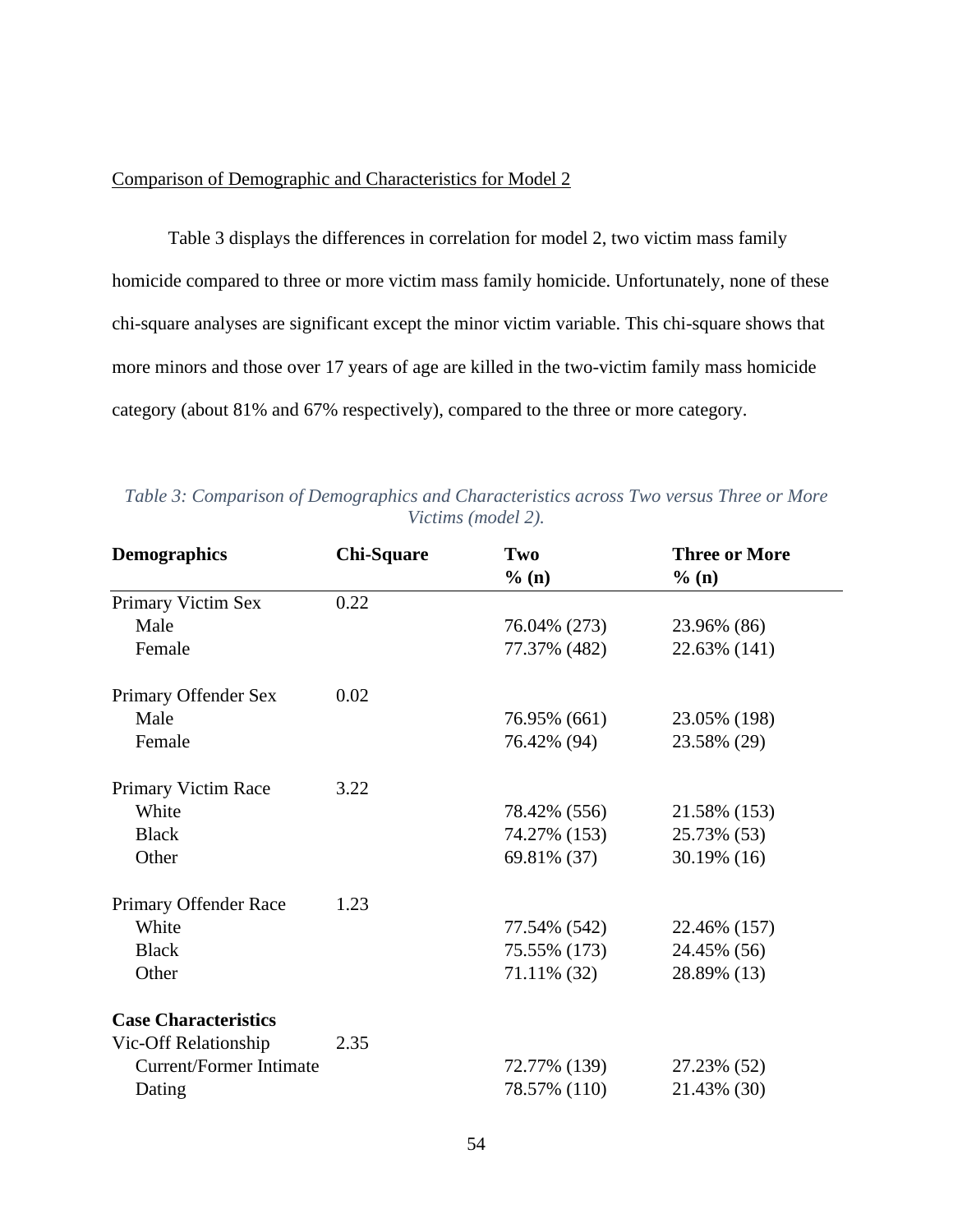Comparison of Demographic and Characteristics for Model 2

Table 3 displays the differences in correlation for model 2, two victim mass family homicide compared to three or more victim mass family homicide. Unfortunately, none of these chi-square analyses are significant except the minor victim variable. This chi-square shows that more minors and those over 17 years of age are killed in the two-victim family mass homicide category (about 81% and 67% respectively), compared to the three or more category.

*Table 3: Comparison of Demographics and Characteristics across Two versus Three or More Victims (model 2).*

| **Demographics** | **Chi-Square** | **Two** % (n) | **Three or More** % (n) |
|---|---|---|---|
| Primary Victim Sex | 0.22 | | |
| Male | | 76.04% (273) | 23.96% (86) |
| Female | | 77.37% (482) | 22.63% (141) |
| Primary Offender Sex | 0.02 | | |
| Male | | 76.95% (661) | 23.05% (198) |
| Female | | 76.42% (94) | 23.58% (29) |
| Primary Victim Race | 3.22 | | |
| White | | 78.42% (556) | 21.58% (153) |
| Black | | 74.27% (153) | 25.73% (53) |
| Other | | 69.81% (37) | 30.19% (16) |
| Primary Offender Race | 1.23 | | |
| White | | 77.54% (542) | 22.46% (157) |
| Black | | 75.55% (173) | 24.45% (56) |
| Other | | 71.11% (32) | 28.89% (13) |
| **Case Characteristics** | | | |
| Vic-Off Relationship | 2.35 | | |
| Current/Former Intimate | | 72.77% (139) | 27.23% (52) |
| Dating | | 78.57% (110) | 21.43% (30) |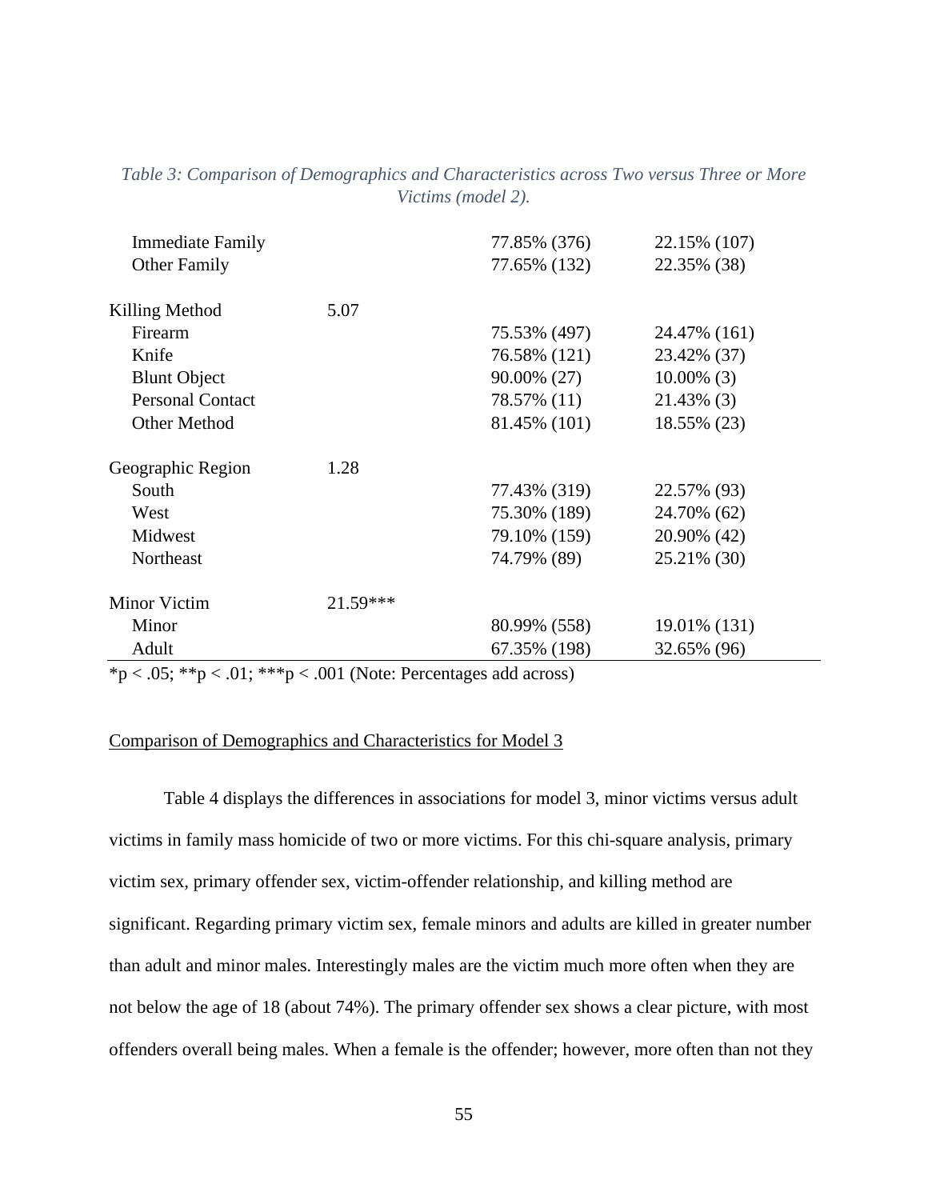*Table 3: Comparison of Demographics and Characteristics across Two versus Three or More Victims (model 2).*

| | | | |
|---|---|---|---|
| Immediate Family | | 77.85% (376) | 22.15% (107) |
| Other Family | | 77.65% (132) | 22.35% (38) |
| Killing Method | 5.07 | | |
| Firearm | | 75.53% (497) | 24.47% (161) |
| Knife | | 76.58% (121) | 23.42% (37) |
| Blunt Object | | 90.00% (27) | 10.00% (3) |
| Personal Contact | | 78.57% (11) | 21.43% (3) |
| Other Method | | 81.45% (101) | 18.55% (23) |
| Geographic Region | 1.28 | | |
| South | | 77.43% (319) | 22.57% (93) |
| West | | 75.30% (189) | 24.70% (62) |
| Midwest | | 79.10% (159) | 20.90% (42) |
| Northeast | | 74.79% (89) | 25.21% (30) |
| Minor Victim | 21.59*** | | |
| Minor | | 80.99% (558) | 19.01% (131) |
| Adult | | 67.35% (198) | 32.65% (96) |

*p < .05; **p < .01; ***p < .001 (Note: Percentages add across)

Comparison of Demographics and Characteristics for Model 3

Table 4 displays the differences in associations for model 3, minor victims versus adult victims in family mass homicide of two or more victims. For this chi-square analysis, primary victim sex, primary offender sex, victim-offender relationship, and killing method are significant. Regarding primary victim sex, female minors and adults are killed in greater number than adult and minor males. Interestingly males are the victim much more often when they are not below the age of 18 (about 74%). The primary offender sex shows a clear picture, with most offenders overall being males. When a female is the offender; however, more often than not they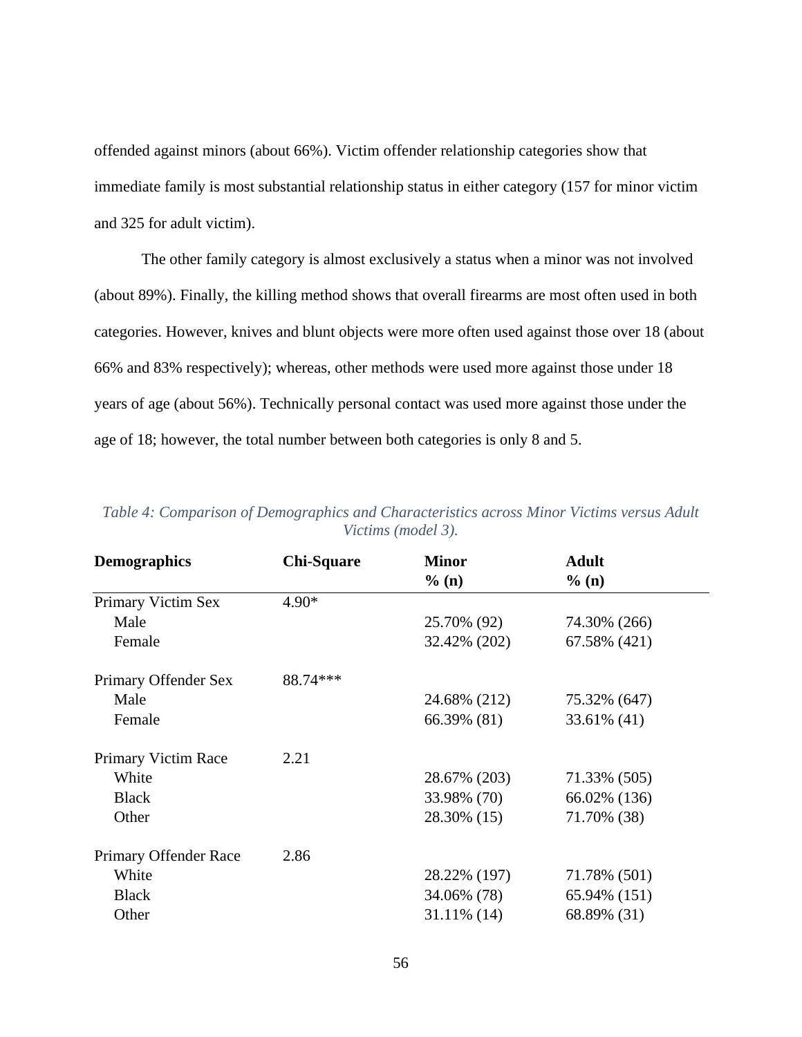offended against minors (about 66%). Victim offender relationship categories show that immediate family is most substantial relationship status in either category (157 for minor victim and 325 for adult victim).

The other family category is almost exclusively a status when a minor was not involved (about 89%). Finally, the killing method shows that overall firearms are most often used in both categories. However, knives and blunt objects were more often used against those over 18 (about 66% and 83% respectively); whereas, other methods were used more against those under 18 years of age (about 56%). Technically personal contact was used more against those under the age of 18; however, the total number between both categories is only 8 and 5.

*Table 4: Comparison of Demographics and Characteristics across Minor Victims versus Adult Victims (model 3).*

| **Demographics** | **Chi-Square** | **Minor % (n)** | **Adult % (n)** |
|---|---|---|---|
| Primary Victim Sex | 4.90* | | |
| Male | | 25.70% (92) | 74.30% (266) |
| Female | | 32.42% (202) | 67.58% (421) |
| Primary Offender Sex | 88.74*** | | |
| Male | | 24.68% (212) | 75.32% (647) |
| Female | | 66.39% (81) | 33.61% (41) |
| Primary Victim Race | 2.21 | | |
| White | | 28.67% (203) | 71.33% (505) |
| Black | | 33.98% (70) | 66.02% (136) |
| Other | | 28.30% (15) | 71.70% (38) |
| Primary Offender Race | 2.86 | | |
| White | | 28.22% (197) | 71.78% (501) |
| Black | | 34.06% (78) | 65.94% (151) |
| Other | | 31.11% (14) | 68.89% (31) |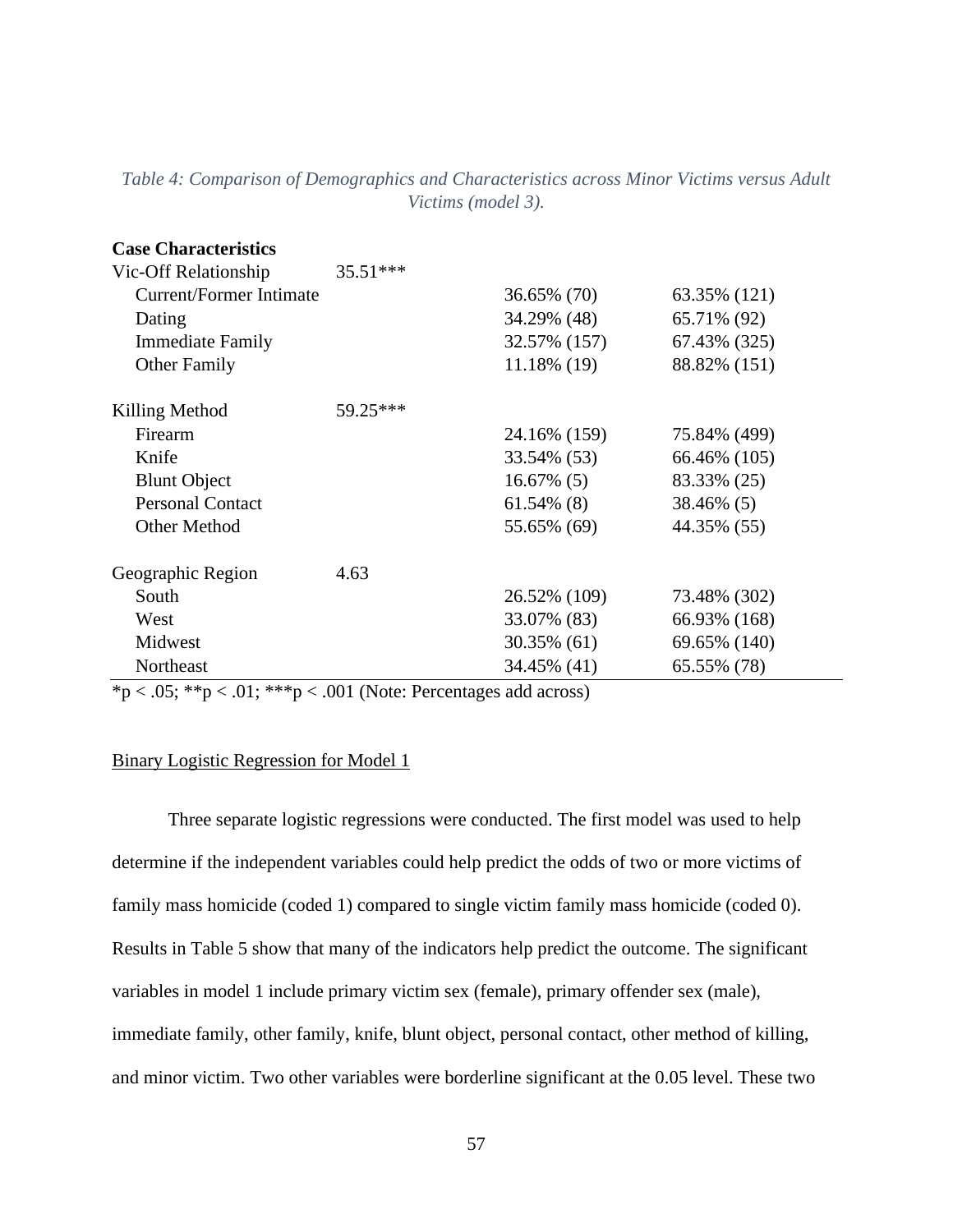*Table 4: Comparison of Demographics and Characteristics across Minor Victims versus Adult Victims (model 3).*

| | | | |
|---|---|---|---|
| **Case Characteristics** | | | |
| Vic-Off Relationship | 35.51*** | | |
| Current/Former Intimate | | 36.65% (70) | 63.35% (121) |
| Dating | | 34.29% (48) | 65.71% (92) |
| Immediate Family | | 32.57% (157) | 67.43% (325) |
| Other Family | | 11.18% (19) | 88.82% (151) |
| Killing Method | 59.25*** | | |
| Firearm | | 24.16% (159) | 75.84% (499) |
| Knife | | 33.54% (53) | 66.46% (105) |
| Blunt Object | | 16.67% (5) | 83.33% (25) |
| Personal Contact | | 61.54% (8) | 38.46% (5) |
| Other Method | | 55.65% (69) | 44.35% (55) |
| Geographic Region | 4.63 | | |
| South | | 26.52% (109) | 73.48% (302) |
| West | | 33.07% (83) | 66.93% (168) |
| Midwest | | 30.35% (61) | 69.65% (140) |
| Northeast | | 34.45% (41) | 65.55% (78) |

*p < .05; **p < .01; ***p < .001 (Note: Percentages add across)

Binary Logistic Regression for Model 1

Three separate logistic regressions were conducted. The first model was used to help determine if the independent variables could help predict the odds of two or more victims of family mass homicide (coded 1) compared to single victim family mass homicide (coded 0). Results in Table 5 show that many of the indicators help predict the outcome. The significant variables in model 1 include primary victim sex (female), primary offender sex (male), immediate family, other family, knife, blunt object, personal contact, other method of killing, and minor victim. Two other variables were borderline significant at the 0.05 level. These two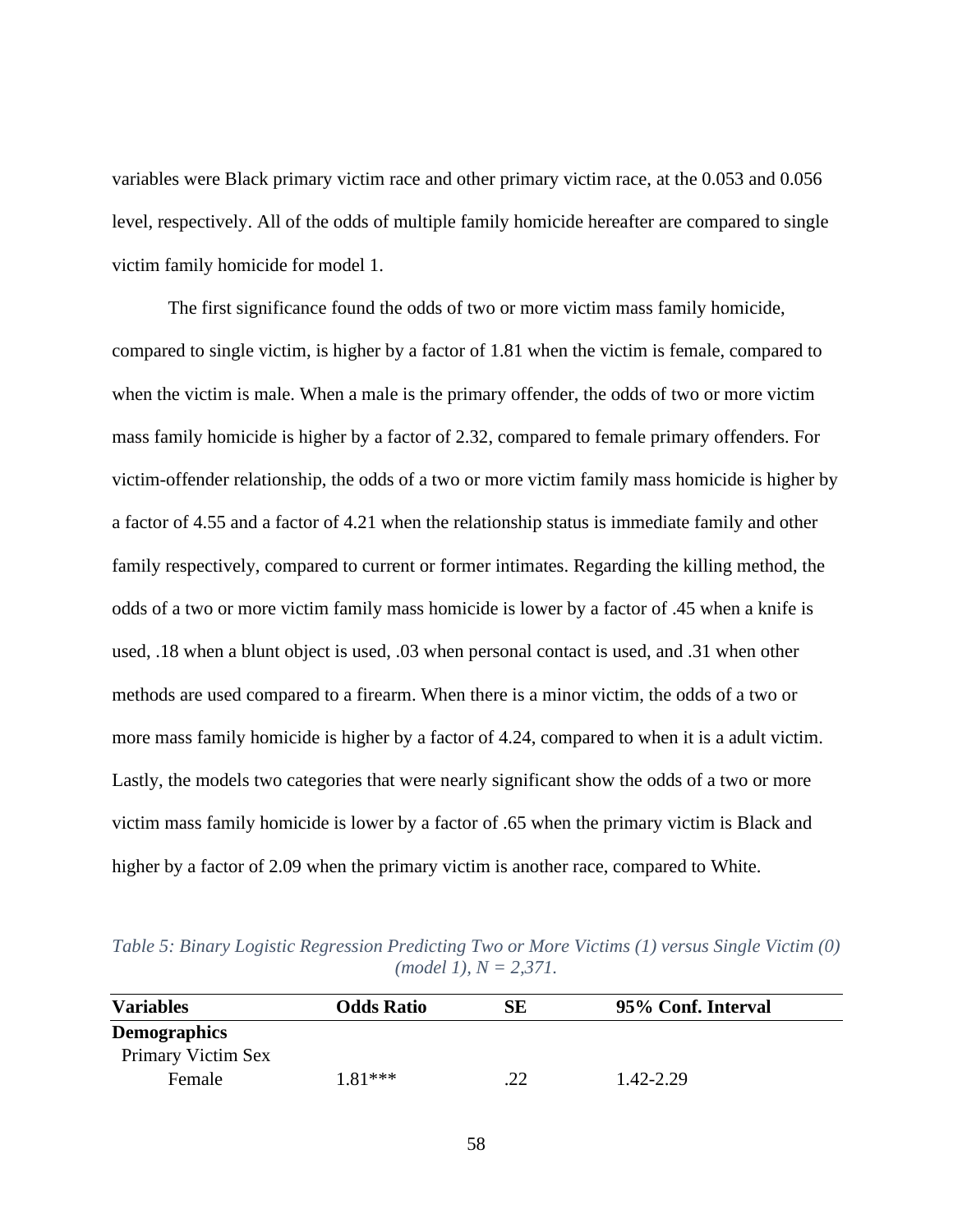variables were Black primary victim race and other primary victim race, at the 0.053 and 0.056 level, respectively. All of the odds of multiple family homicide hereafter are compared to single victim family homicide for model 1.

The first significance found the odds of two or more victim mass family homicide, compared to single victim, is higher by a factor of 1.81 when the victim is female, compared to when the victim is male. When a male is the primary offender, the odds of two or more victim mass family homicide is higher by a factor of 2.32, compared to female primary offenders. For victim-offender relationship, the odds of a two or more victim family mass homicide is higher by a factor of 4.55 and a factor of 4.21 when the relationship status is immediate family and other family respectively, compared to current or former intimates. Regarding the killing method, the odds of a two or more victim family mass homicide is lower by a factor of .45 when a knife is used, .18 when a blunt object is used, .03 when personal contact is used, and .31 when other methods are used compared to a firearm. When there is a minor victim, the odds of a two or more mass family homicide is higher by a factor of 4.24, compared to when it is a adult victim. Lastly, the models two categories that were nearly significant show the odds of a two or more victim mass family homicide is lower by a factor of .65 when the primary victim is Black and higher by a factor of 2.09 when the primary victim is another race, compared to White.

*Table 5: Binary Logistic Regression Predicting Two or More Victims (1) versus Single Victim (0) (model 1), N = 2,371.*

| Variables | Odds Ratio | SE | 95% Conf. Interval |
|---|---|---|---|
| **Demographics** | | | |
| Primary Victim Sex | | | |
| Female | 1.81*** | .22 | 1.42-2.29 |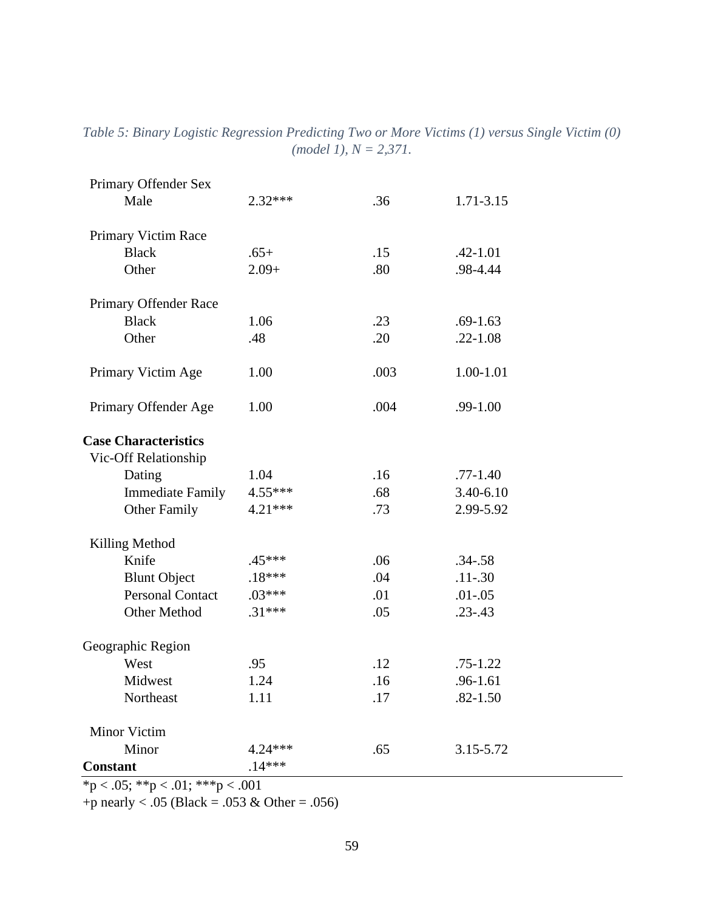*Table 5: Binary Logistic Regression Predicting Two or More Victims (1) versus Single Victim (0) (model 1), N = 2,371.*

| | | | |
|---|---|---|---|
| Primary Offender Sex | | | |
| Male | 2.32*** | .36 | 1.71-3.15 |
| Primary Victim Race | | | |
| Black | .65+ | .15 | .42-1.01 |
| Other | 2.09+ | .80 | .98-4.44 |
| Primary Offender Race | | | |
| Black | 1.06 | .23 | .69-1.63 |
| Other | .48 | .20 | .22-1.08 |
| Primary Victim Age | 1.00 | .003 | 1.00-1.01 |
| Primary Offender Age | 1.00 | .004 | .99-1.00 |
| **Case Characteristics** | | | |
| Vic-Off Relationship | | | |
| Dating | 1.04 | .16 | .77-1.40 |
| Immediate Family | 4.55*** | .68 | 3.40-6.10 |
| Other Family | 4.21*** | .73 | 2.99-5.92 |
| Killing Method | | | |
| Knife | .45*** | .06 | .34-.58 |
| Blunt Object | .18*** | .04 | .11-.30 |
| Personal Contact | .03*** | .01 | .01-.05 |
| Other Method | .31*** | .05 | .23-.43 |
| Geographic Region | | | |
| West | .95 | .12 | .75-1.22 |
| Midwest | 1.24 | .16 | .96-1.61 |
| Northeast | 1.11 | .17 | .82-1.50 |
| Minor Victim | | | |
| Minor | 4.24*** | .65 | 3.15-5.72 |
| **Constant** | .14*** | | |

*p < .05; **p < .01; ***p < .001

+p nearly < .05 (Black = .053 & Other = .056)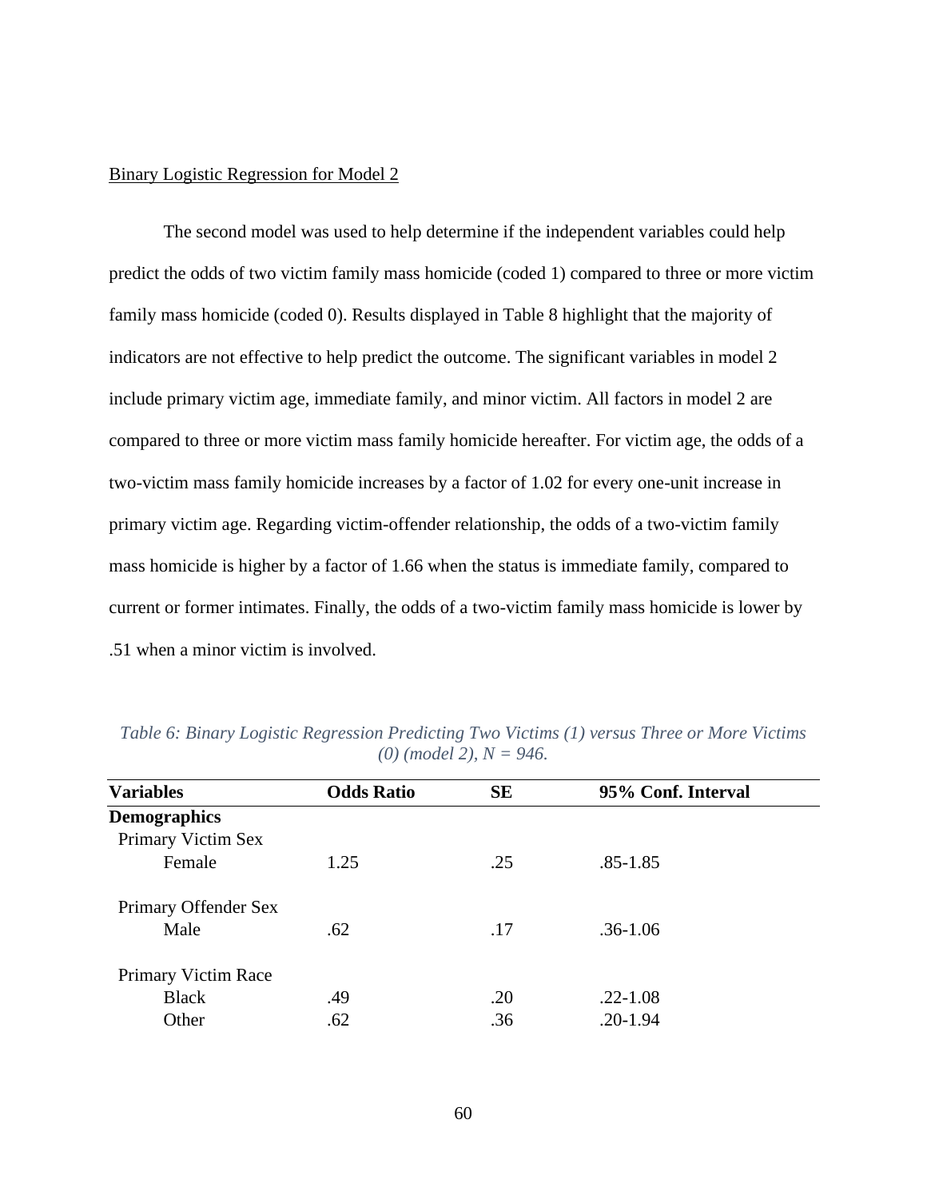<u>Binary Logistic Regression for Model 2</u>

The second model was used to help determine if the independent variables could help predict the odds of two victim family mass homicide (coded 1) compared to three or more victim family mass homicide (coded 0). Results displayed in Table 8 highlight that the majority of indicators are not effective to help predict the outcome. The significant variables in model 2 include primary victim age, immediate family, and minor victim. All factors in model 2 are compared to three or more victim mass family homicide hereafter. For victim age, the odds of a two-victim mass family homicide increases by a factor of 1.02 for every one-unit increase in primary victim age. Regarding victim-offender relationship, the odds of a two-victim family mass homicide is higher by a factor of 1.66 when the status is immediate family, compared to current or former intimates. Finally, the odds of a two-victim family mass homicide is lower by .51 when a minor victim is involved.

*Table 6: Binary Logistic Regression Predicting Two Victims (1) versus Three or More Victims (0) (model 2), N = 946.*

| Variables | Odds Ratio | SE | 95% Conf. Interval |
|---|---|---|---|
| **Demographics** | | | |
| Primary Victim Sex | | | |
| Female | 1.25 | .25 | .85-1.85 |
| Primary Offender Sex | | | |
| Male | .62 | .17 | .36-1.06 |
| Primary Victim Race | | | |
| Black | .49 | .20 | .22-1.08 |
| Other | .62 | .36 | .20-1.94 |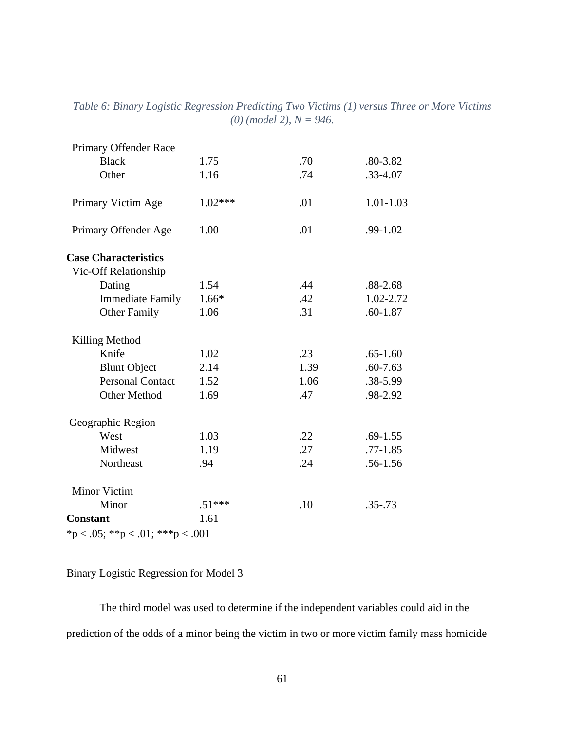*Table 6: Binary Logistic Regression Predicting Two Victims (1) versus Three or More Victims (0) (model 2), N = 946.*

| | | | |
|---|---|---|---|
| Primary Offender Race | | | |
| Black | 1.75 | .70 | .80-3.82 |
| Other | 1.16 | .74 | .33-4.07 |
| Primary Victim Age | 1.02*** | .01 | 1.01-1.03 |
| Primary Offender Age | 1.00 | .01 | .99-1.02 |
| **Case Characteristics** | | | |
| Vic-Off Relationship | | | |
| Dating | 1.54 | .44 | .88-2.68 |
| Immediate Family | 1.66* | .42 | 1.02-2.72 |
| Other Family | 1.06 | .31 | .60-1.87 |
| Killing Method | | | |
| Knife | 1.02 | .23 | .65-1.60 |
| Blunt Object | 2.14 | 1.39 | .60-7.63 |
| Personal Contact | 1.52 | 1.06 | .38-5.99 |
| Other Method | 1.69 | .47 | .98-2.92 |
| Geographic Region | | | |
| West | 1.03 | .22 | .69-1.55 |
| Midwest | 1.19 | .27 | .77-1.85 |
| Northeast | .94 | .24 | .56-1.56 |
| Minor Victim | | | |
| Minor | .51*** | .10 | .35-.73 |
| **Constant** | 1.61 | | |

*p < .05; **p < .01; ***p < .001

## Binary Logistic Regression for Model 3

The third model was used to determine if the independent variables could aid in the prediction of the odds of a minor being the victim in two or more victim family mass homicide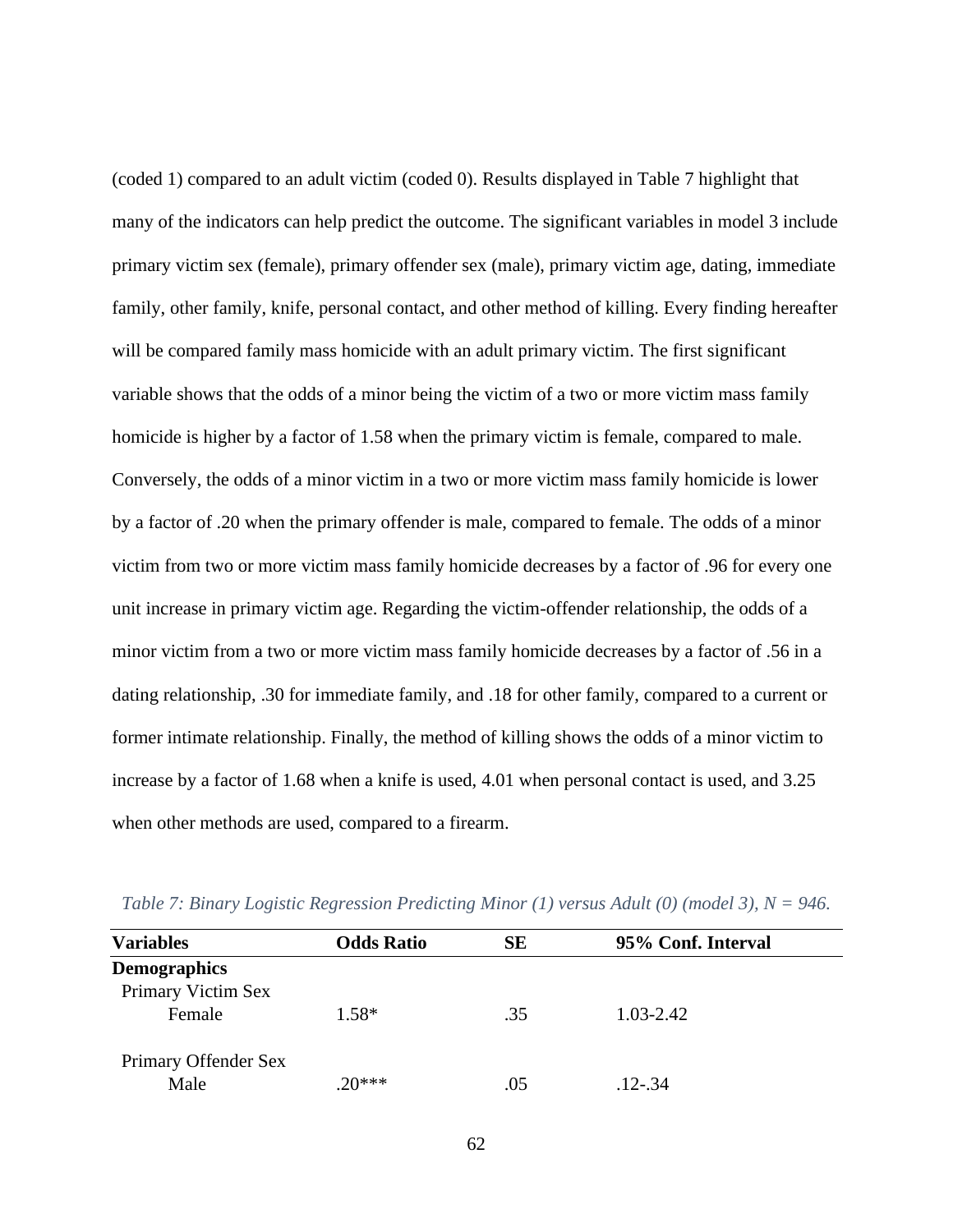(coded 1) compared to an adult victim (coded 0). Results displayed in Table 7 highlight that many of the indicators can help predict the outcome. The significant variables in model 3 include primary victim sex (female), primary offender sex (male), primary victim age, dating, immediate family, other family, knife, personal contact, and other method of killing. Every finding hereafter will be compared family mass homicide with an adult primary victim. The first significant variable shows that the odds of a minor being the victim of a two or more victim mass family homicide is higher by a factor of 1.58 when the primary victim is female, compared to male. Conversely, the odds of a minor victim in a two or more victim mass family homicide is lower by a factor of .20 when the primary offender is male, compared to female. The odds of a minor victim from two or more victim mass family homicide decreases by a factor of .96 for every one unit increase in primary victim age. Regarding the victim-offender relationship, the odds of a minor victim from a two or more victim mass family homicide decreases by a factor of .56 in a dating relationship, .30 for immediate family, and .18 for other family, compared to a current or former intimate relationship. Finally, the method of killing shows the odds of a minor victim to increase by a factor of 1.68 when a knife is used, 4.01 when personal contact is used, and 3.25 when other methods are used, compared to a firearm.

*Table 7: Binary Logistic Regression Predicting Minor (1) versus Adult (0) (model 3), N = 946.*

| Variables | Odds Ratio | SE | 95% Conf. Interval |
|---|---|---|---|
| **Demographics** | | | |
| Primary Victim Sex | | | |
| Female | 1.58* | .35 | 1.03-2.42 |
| Primary Offender Sex | | | |
| Male | .20*** | .05 | .12-.34 |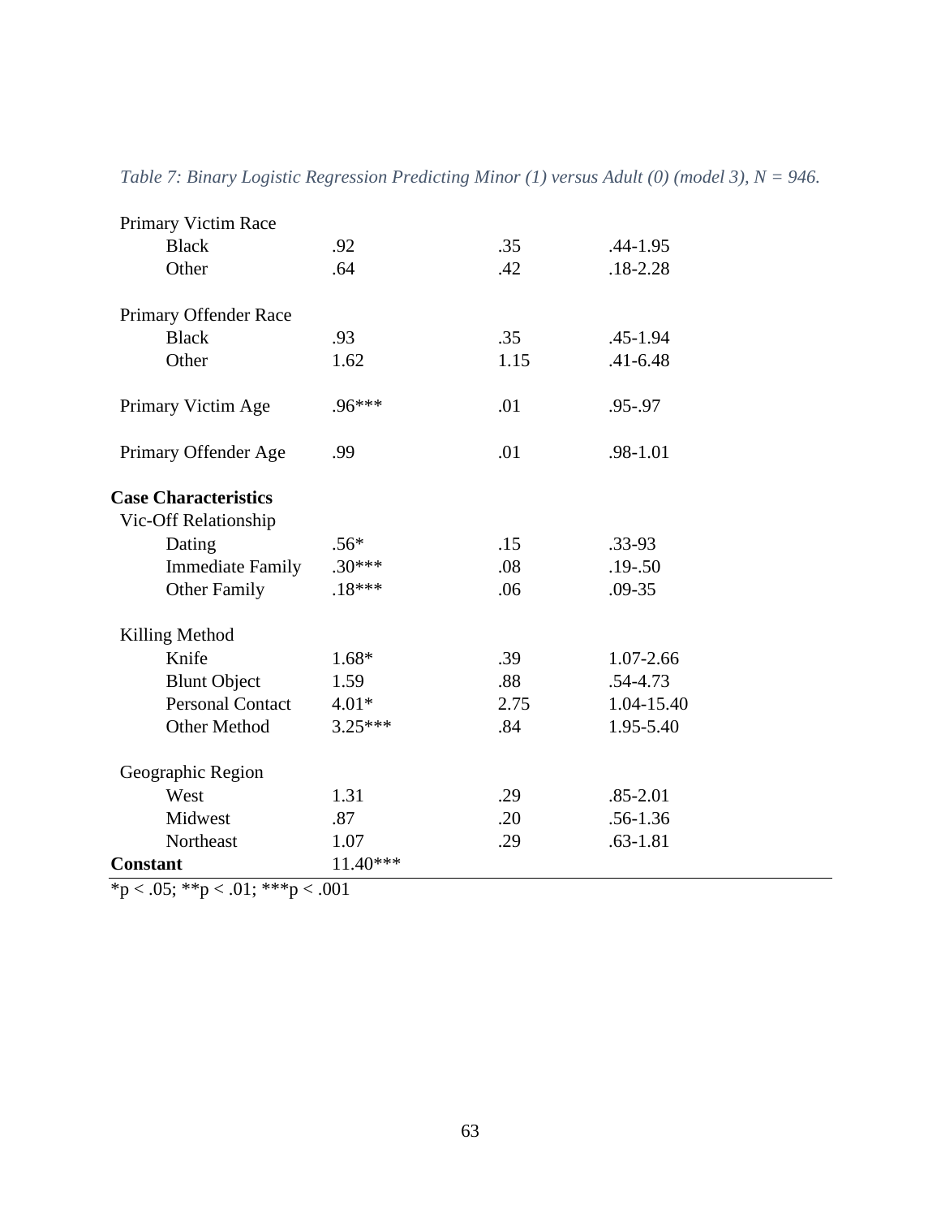*Table 7: Binary Logistic Regression Predicting Minor (1) versus Adult (0) (model 3), N = 946.*

| | | | |
|---|---|---|---|
| Primary Victim Race | | | |
| Black | .92 | .35 | .44-1.95 |
| Other | .64 | .42 | .18-2.28 |
| | | | |
| Primary Offender Race | | | |
| Black | .93 | .35 | .45-1.94 |
| Other | 1.62 | 1.15 | .41-6.48 |
| | | | |
| Primary Victim Age | .96*** | .01 | .95-.97 |
| | | | |
| Primary Offender Age | .99 | .01 | .98-1.01 |
| | | | |
| **Case Characteristics** | | | |
| Vic-Off Relationship | | | |
| Dating | .56* | .15 | .33-93 |
| Immediate Family | .30*** | .08 | .19-.50 |
| Other Family | .18*** | .06 | .09-35 |
| | | | |
| Killing Method | | | |
| Knife | 1.68* | .39 | 1.07-2.66 |
| Blunt Object | 1.59 | .88 | .54-4.73 |
| Personal Contact | 4.01* | 2.75 | 1.04-15.40 |
| Other Method | 3.25*** | .84 | 1.95-5.40 |
| | | | |
| Geographic Region | | | |
| West | 1.31 | .29 | .85-2.01 |
| Midwest | .87 | .20 | .56-1.36 |
| Northeast | 1.07 | .29 | .63-1.81 |
| **Constant** | 11.40*** | | |

*p < .05; **p < .01; ***p < .001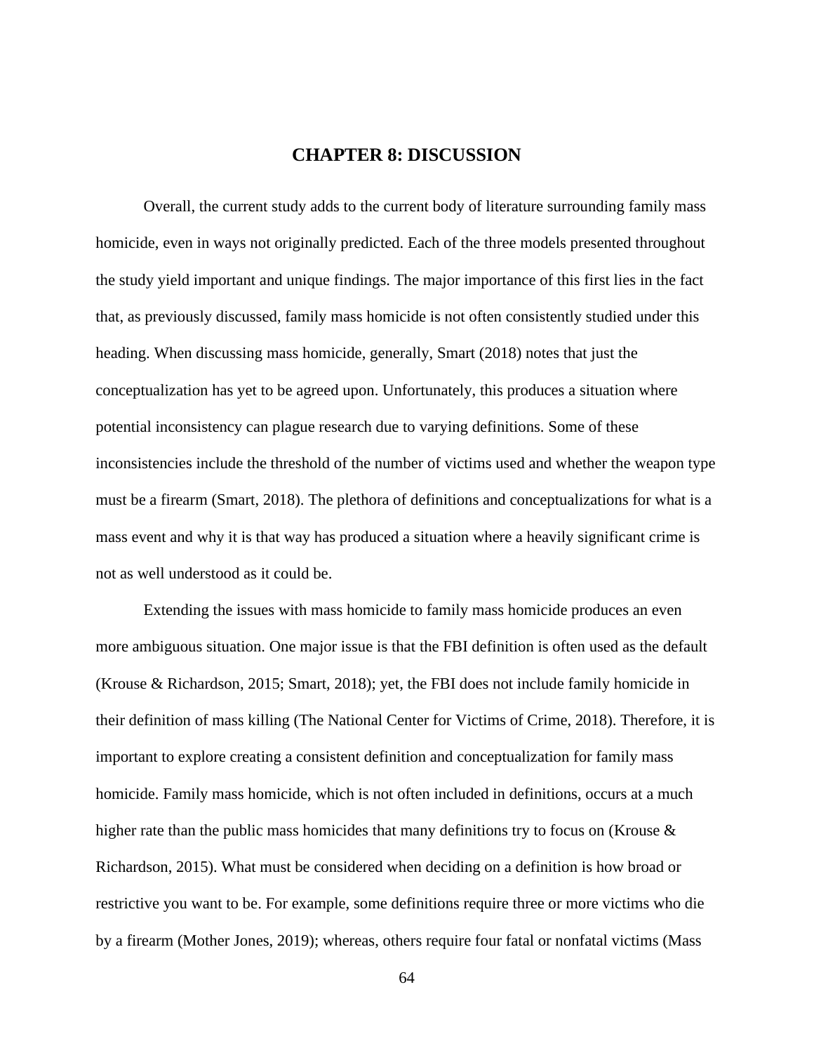# CHAPTER 8: DISCUSSION

Overall, the current study adds to the current body of literature surrounding family mass homicide, even in ways not originally predicted. Each of the three models presented throughout the study yield important and unique findings. The major importance of this first lies in the fact that, as previously discussed, family mass homicide is not often consistently studied under this heading. When discussing mass homicide, generally, Smart (2018) notes that just the conceptualization has yet to be agreed upon. Unfortunately, this produces a situation where potential inconsistency can plague research due to varying definitions. Some of these inconsistencies include the threshold of the number of victims used and whether the weapon type must be a firearm (Smart, 2018). The plethora of definitions and conceptualizations for what is a mass event and why it is that way has produced a situation where a heavily significant crime is not as well understood as it could be.

Extending the issues with mass homicide to family mass homicide produces an even more ambiguous situation. One major issue is that the FBI definition is often used as the default (Krouse & Richardson, 2015; Smart, 2018); yet, the FBI does not include family homicide in their definition of mass killing (The National Center for Victims of Crime, 2018). Therefore, it is important to explore creating a consistent definition and conceptualization for family mass homicide. Family mass homicide, which is not often included in definitions, occurs at a much higher rate than the public mass homicides that many definitions try to focus on (Krouse & Richardson, 2015). What must be considered when deciding on a definition is how broad or restrictive you want to be. For example, some definitions require three or more victims who die by a firearm (Mother Jones, 2019); whereas, others require four fatal or nonfatal victims (Mass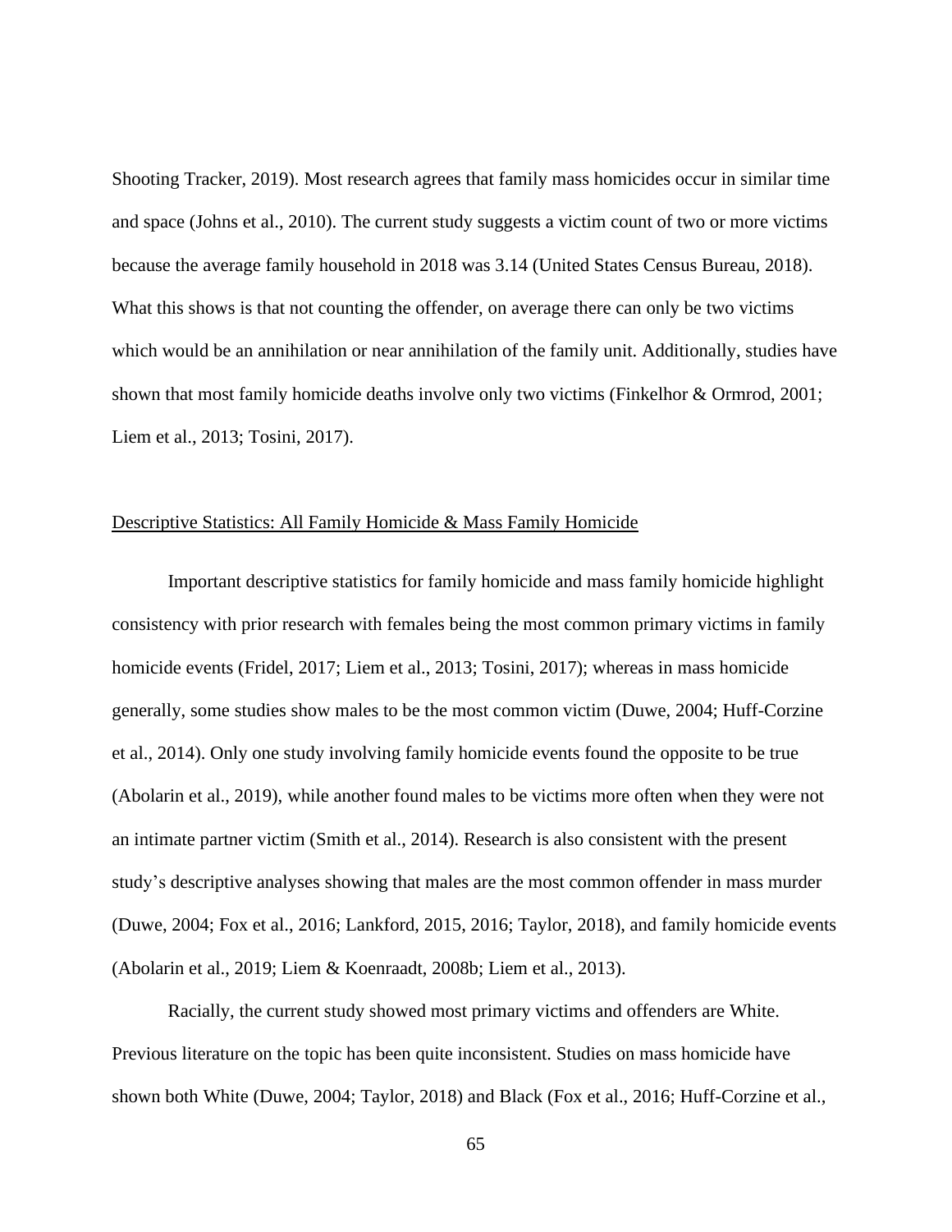Shooting Tracker, 2019). Most research agrees that family mass homicides occur in similar time and space (Johns et al., 2010). The current study suggests a victim count of two or more victims because the average family household in 2018 was 3.14 (United States Census Bureau, 2018). What this shows is that not counting the offender, on average there can only be two victims which would be an annihilation or near annihilation of the family unit. Additionally, studies have shown that most family homicide deaths involve only two victims (Finkelhor & Ormrod, 2001; Liem et al., 2013; Tosini, 2017).

<u>Descriptive Statistics: All Family Homicide & Mass Family Homicide</u>

Important descriptive statistics for family homicide and mass family homicide highlight consistency with prior research with females being the most common primary victims in family homicide events (Fridel, 2017; Liem et al., 2013; Tosini, 2017); whereas in mass homicide generally, some studies show males to be the most common victim (Duwe, 2004; Huff-Corzine et al., 2014). Only one study involving family homicide events found the opposite to be true (Abolarin et al., 2019), while another found males to be victims more often when they were not an intimate partner victim (Smith et al., 2014). Research is also consistent with the present study's descriptive analyses showing that males are the most common offender in mass murder (Duwe, 2004; Fox et al., 2016; Lankford, 2015, 2016; Taylor, 2018), and family homicide events (Abolarin et al., 2019; Liem & Koenraadt, 2008b; Liem et al., 2013).

Racially, the current study showed most primary victims and offenders are White. Previous literature on the topic has been quite inconsistent. Studies on mass homicide have shown both White (Duwe, 2004; Taylor, 2018) and Black (Fox et al., 2016; Huff-Corzine et al.,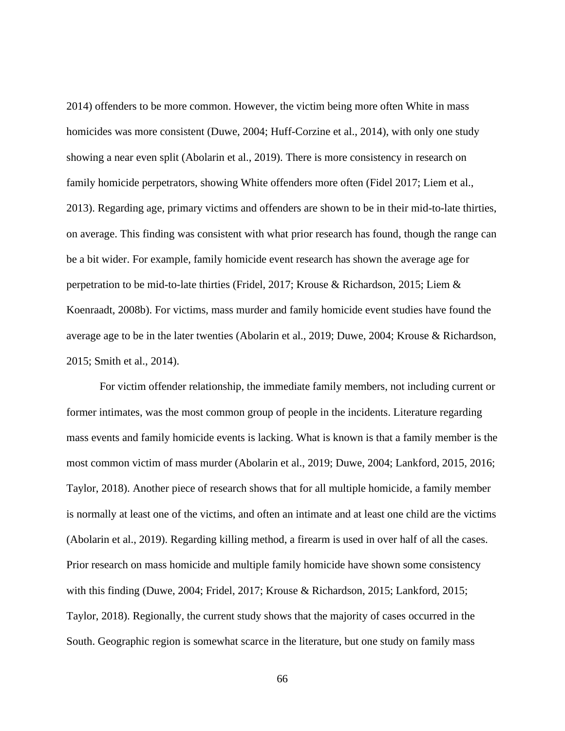2014) offenders to be more common. However, the victim being more often White in mass homicides was more consistent (Duwe, 2004; Huff-Corzine et al., 2014), with only one study showing a near even split (Abolarin et al., 2019). There is more consistency in research on family homicide perpetrators, showing White offenders more often (Fidel 2017; Liem et al., 2013). Regarding age, primary victims and offenders are shown to be in their mid-to-late thirties, on average. This finding was consistent with what prior research has found, though the range can be a bit wider. For example, family homicide event research has shown the average age for perpetration to be mid-to-late thirties (Fridel, 2017; Krouse & Richardson, 2015; Liem & Koenraadt, 2008b). For victims, mass murder and family homicide event studies have found the average age to be in the later twenties (Abolarin et al., 2019; Duwe, 2004; Krouse & Richardson, 2015; Smith et al., 2014).

For victim offender relationship, the immediate family members, not including current or former intimates, was the most common group of people in the incidents. Literature regarding mass events and family homicide events is lacking. What is known is that a family member is the most common victim of mass murder (Abolarin et al., 2019; Duwe, 2004; Lankford, 2015, 2016; Taylor, 2018). Another piece of research shows that for all multiple homicide, a family member is normally at least one of the victims, and often an intimate and at least one child are the victims (Abolarin et al., 2019). Regarding killing method, a firearm is used in over half of all the cases. Prior research on mass homicide and multiple family homicide have shown some consistency with this finding (Duwe, 2004; Fridel, 2017; Krouse & Richardson, 2015; Lankford, 2015; Taylor, 2018). Regionally, the current study shows that the majority of cases occurred in the South. Geographic region is somewhat scarce in the literature, but one study on family mass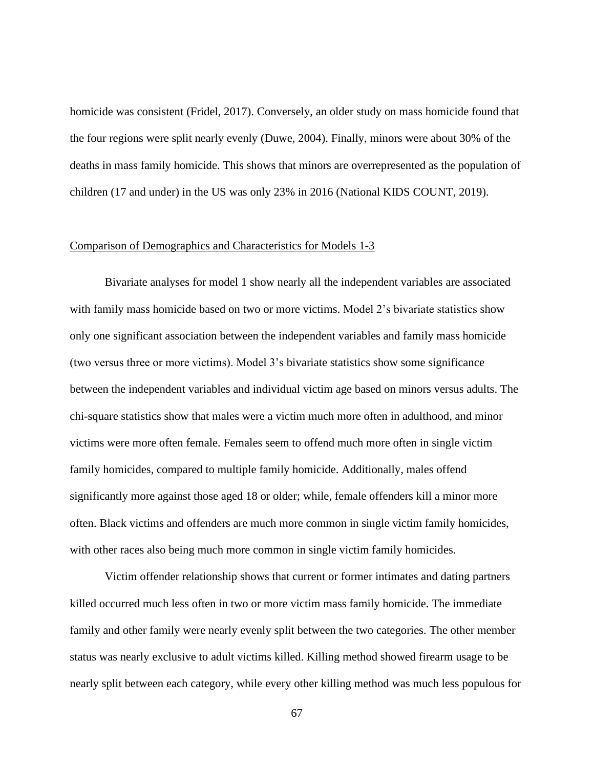homicide was consistent (Fridel, 2017). Conversely, an older study on mass homicide found that the four regions were split nearly evenly (Duwe, 2004). Finally, minors were about 30% of the deaths in mass family homicide. This shows that minors are overrepresented as the population of children (17 and under) in the US was only 23% in 2016 (National KIDS COUNT, 2019).

### Comparison of Demographics and Characteristics for Models 1-3

Bivariate analyses for model 1 show nearly all the independent variables are associated with family mass homicide based on two or more victims. Model 2's bivariate statistics show only one significant association between the independent variables and family mass homicide (two versus three or more victims). Model 3's bivariate statistics show some significance between the independent variables and individual victim age based on minors versus adults. The chi-square statistics show that males were a victim much more often in adulthood, and minor victims were more often female. Females seem to offend much more often in single victim family homicides, compared to multiple family homicide. Additionally, males offend significantly more against those aged 18 or older; while, female offenders kill a minor more often. Black victims and offenders are much more common in single victim family homicides, with other races also being much more common in single victim family homicides.

Victim offender relationship shows that current or former intimates and dating partners killed occurred much less often in two or more victim mass family homicide. The immediate family and other family were nearly evenly split between the two categories. The other member status was nearly exclusive to adult victims killed. Killing method showed firearm usage to be nearly split between each category, while every other killing method was much less populous for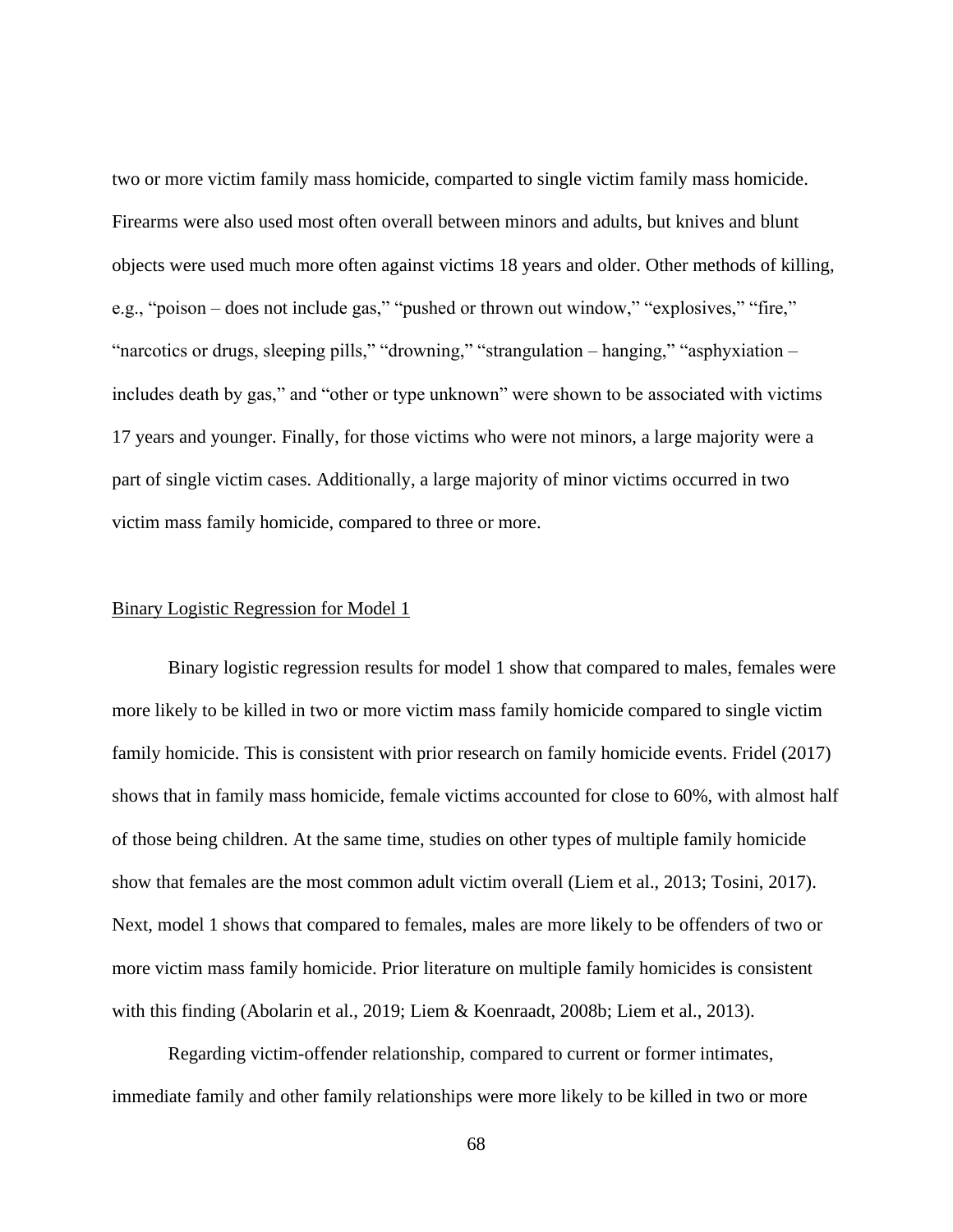two or more victim family mass homicide, comparted to single victim family mass homicide. Firearms were also used most often overall between minors and adults, but knives and blunt objects were used much more often against victims 18 years and older. Other methods of killing, e.g., "poison – does not include gas," "pushed or thrown out window," "explosives," "fire," "narcotics or drugs, sleeping pills," "drowning," "strangulation – hanging," "asphyxiation – includes death by gas," and "other or type unknown" were shown to be associated with victims 17 years and younger. Finally, for those victims who were not minors, a large majority were a part of single victim cases. Additionally, a large majority of minor victims occurred in two victim mass family homicide, compared to three or more.

<u>Binary Logistic Regression for Model 1</u>

Binary logistic regression results for model 1 show that compared to males, females were more likely to be killed in two or more victim mass family homicide compared to single victim family homicide. This is consistent with prior research on family homicide events. Fridel (2017) shows that in family mass homicide, female victims accounted for close to 60%, with almost half of those being children. At the same time, studies on other types of multiple family homicide show that females are the most common adult victim overall (Liem et al., 2013; Tosini, 2017). Next, model 1 shows that compared to females, males are more likely to be offenders of two or more victim mass family homicide. Prior literature on multiple family homicides is consistent with this finding (Abolarin et al., 2019; Liem & Koenraadt, 2008b; Liem et al., 2013).

Regarding victim-offender relationship, compared to current or former intimates, immediate family and other family relationships were more likely to be killed in two or more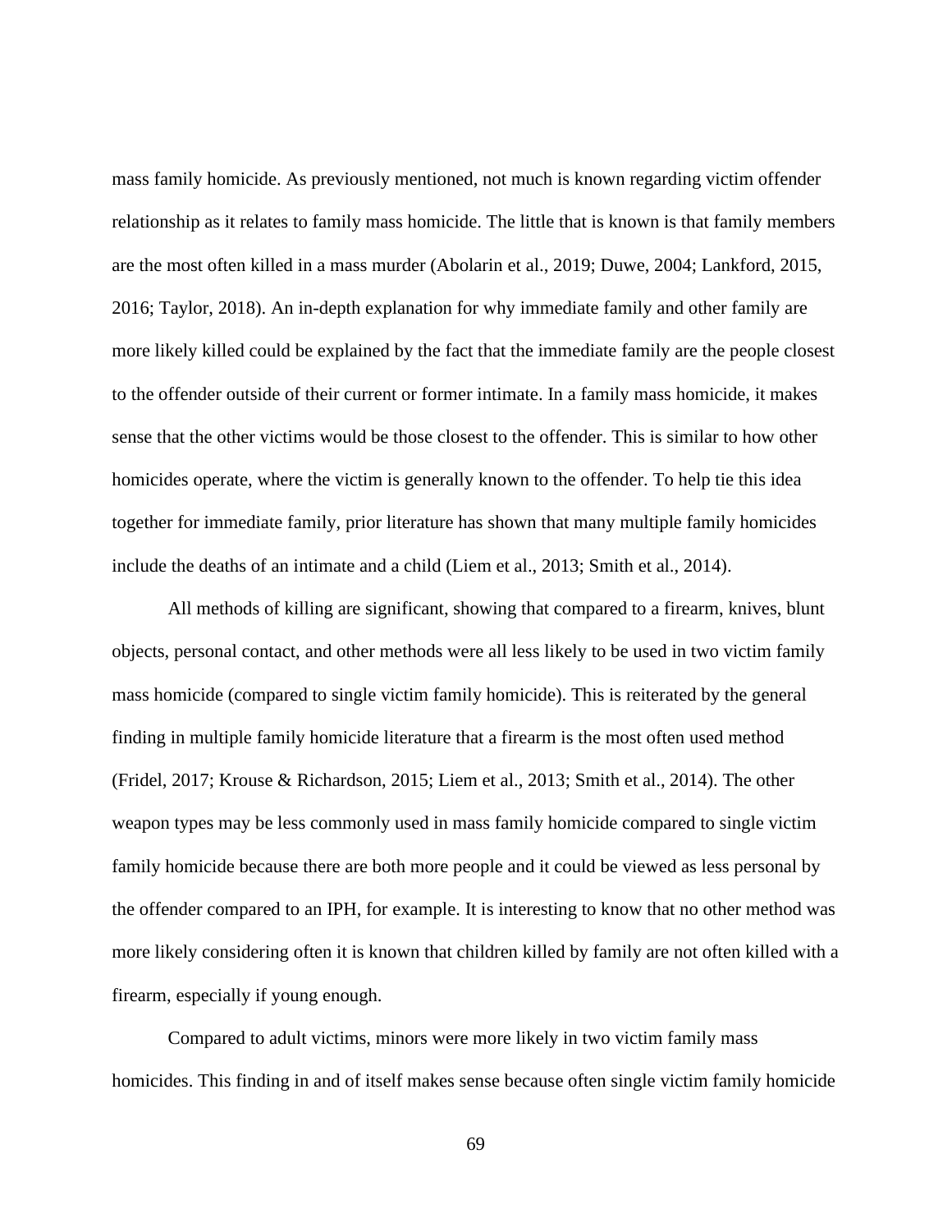mass family homicide. As previously mentioned, not much is known regarding victim offender relationship as it relates to family mass homicide. The little that is known is that family members are the most often killed in a mass murder (Abolarin et al., 2019; Duwe, 2004; Lankford, 2015, 2016; Taylor, 2018). An in-depth explanation for why immediate family and other family are more likely killed could be explained by the fact that the immediate family are the people closest to the offender outside of their current or former intimate. In a family mass homicide, it makes sense that the other victims would be those closest to the offender. This is similar to how other homicides operate, where the victim is generally known to the offender. To help tie this idea together for immediate family, prior literature has shown that many multiple family homicides include the deaths of an intimate and a child (Liem et al., 2013; Smith et al., 2014).

All methods of killing are significant, showing that compared to a firearm, knives, blunt objects, personal contact, and other methods were all less likely to be used in two victim family mass homicide (compared to single victim family homicide). This is reiterated by the general finding in multiple family homicide literature that a firearm is the most often used method (Fridel, 2017; Krouse & Richardson, 2015; Liem et al., 2013; Smith et al., 2014). The other weapon types may be less commonly used in mass family homicide compared to single victim family homicide because there are both more people and it could be viewed as less personal by the offender compared to an IPH, for example. It is interesting to know that no other method was more likely considering often it is known that children killed by family are not often killed with a firearm, especially if young enough.

Compared to adult victims, minors were more likely in two victim family mass homicides. This finding in and of itself makes sense because often single victim family homicide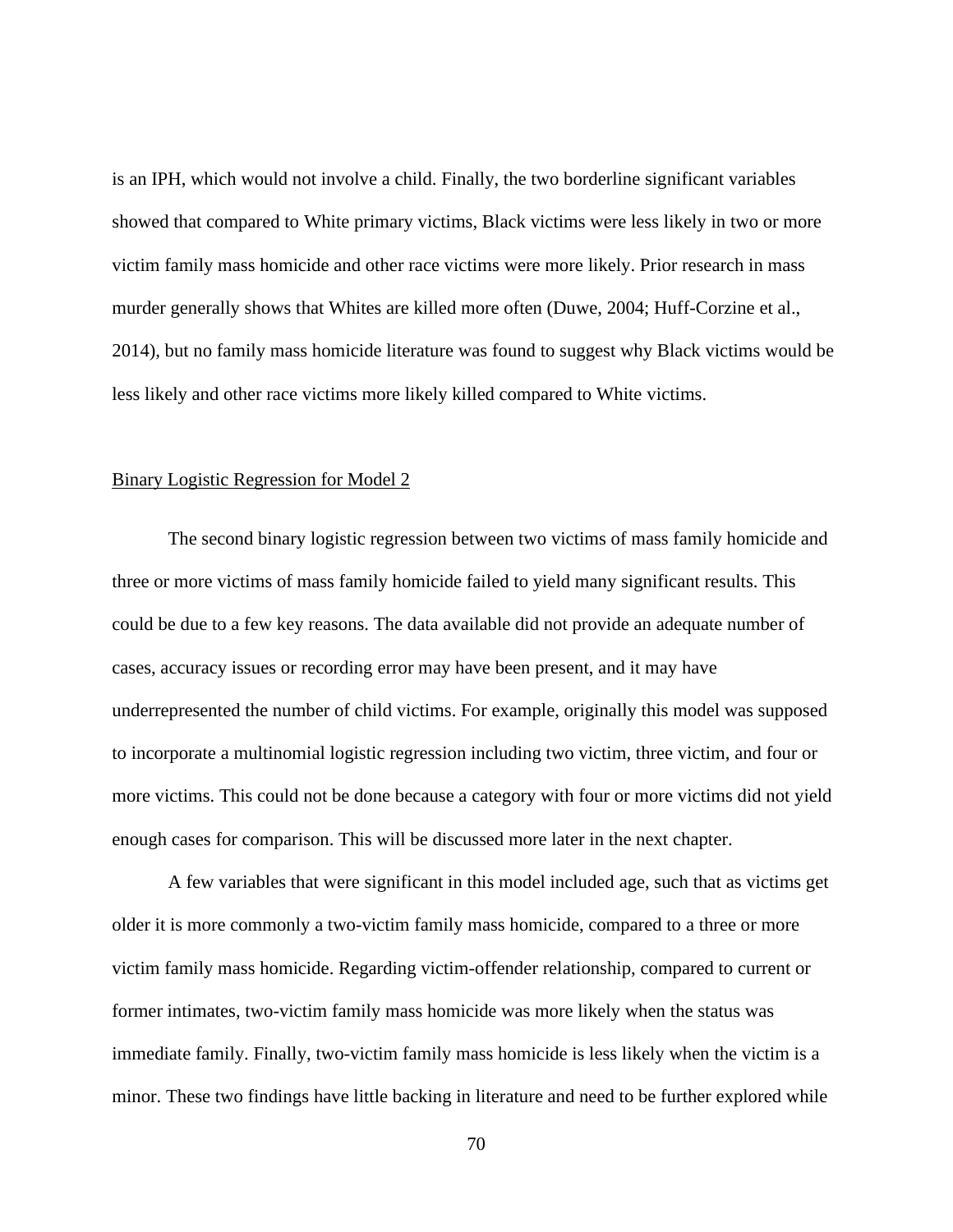is an IPH, which would not involve a child. Finally, the two borderline significant variables showed that compared to White primary victims, Black victims were less likely in two or more victim family mass homicide and other race victims were more likely. Prior research in mass murder generally shows that Whites are killed more often (Duwe, 2004; Huff-Corzine et al., 2014), but no family mass homicide literature was found to suggest why Black victims would be less likely and other race victims more likely killed compared to White victims.

## Binary Logistic Regression for Model 2

The second binary logistic regression between two victims of mass family homicide and three or more victims of mass family homicide failed to yield many significant results. This could be due to a few key reasons. The data available did not provide an adequate number of cases, accuracy issues or recording error may have been present, and it may have underrepresented the number of child victims. For example, originally this model was supposed to incorporate a multinomial logistic regression including two victim, three victim, and four or more victims. This could not be done because a category with four or more victims did not yield enough cases for comparison. This will be discussed more later in the next chapter.

A few variables that were significant in this model included age, such that as victims get older it is more commonly a two-victim family mass homicide, compared to a three or more victim family mass homicide. Regarding victim-offender relationship, compared to current or former intimates, two-victim family mass homicide was more likely when the status was immediate family. Finally, two-victim family mass homicide is less likely when the victim is a minor. These two findings have little backing in literature and need to be further explored while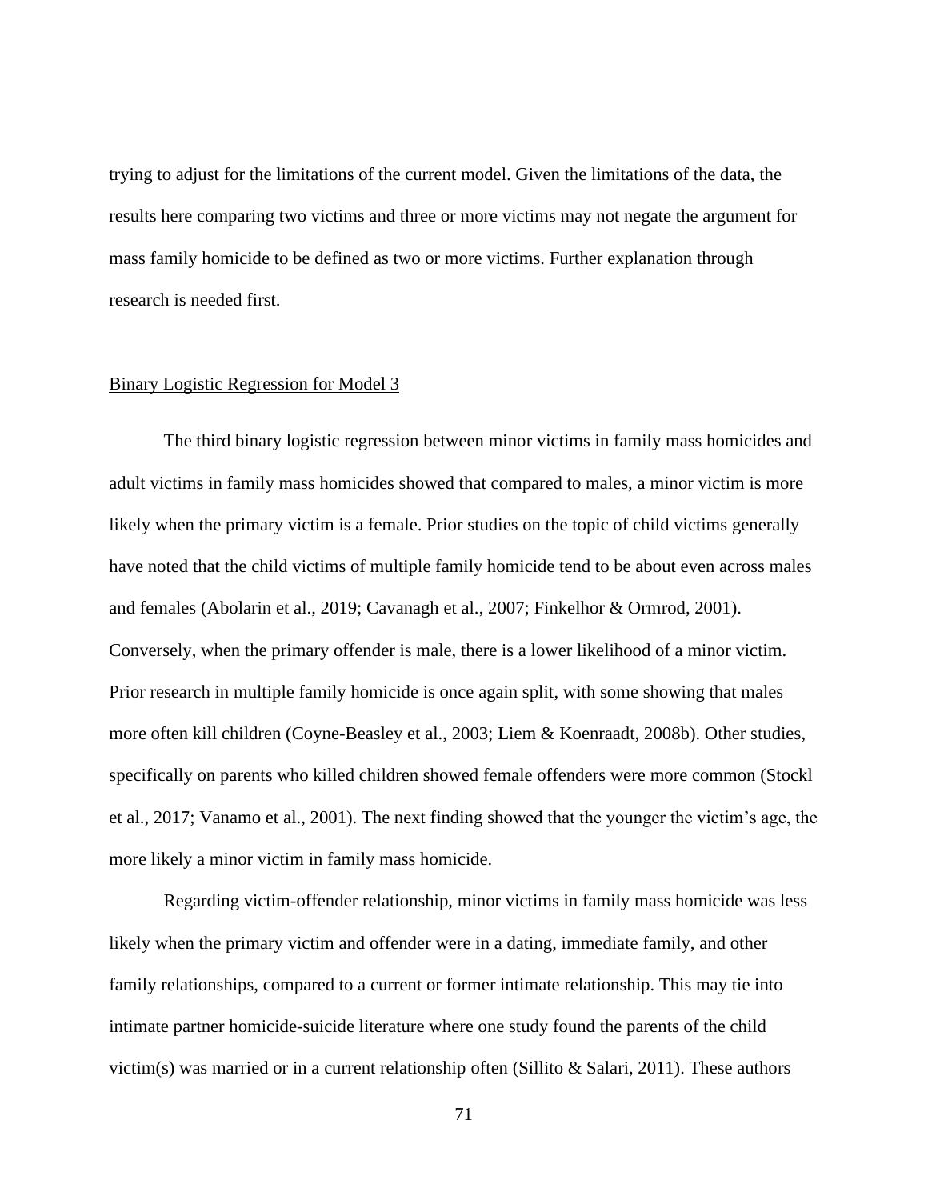trying to adjust for the limitations of the current model. Given the limitations of the data, the results here comparing two victims and three or more victims may not negate the argument for mass family homicide to be defined as two or more victims. Further explanation through research is needed first.

### Binary Logistic Regression for Model 3

The third binary logistic regression between minor victims in family mass homicides and adult victims in family mass homicides showed that compared to males, a minor victim is more likely when the primary victim is a female. Prior studies on the topic of child victims generally have noted that the child victims of multiple family homicide tend to be about even across males and females (Abolarin et al., 2019; Cavanagh et al., 2007; Finkelhor & Ormrod, 2001). Conversely, when the primary offender is male, there is a lower likelihood of a minor victim. Prior research in multiple family homicide is once again split, with some showing that males more often kill children (Coyne-Beasley et al., 2003; Liem & Koenraadt, 2008b). Other studies, specifically on parents who killed children showed female offenders were more common (Stockl et al., 2017; Vanamo et al., 2001). The next finding showed that the younger the victim's age, the more likely a minor victim in family mass homicide.

Regarding victim-offender relationship, minor victims in family mass homicide was less likely when the primary victim and offender were in a dating, immediate family, and other family relationships, compared to a current or former intimate relationship. This may tie into intimate partner homicide-suicide literature where one study found the parents of the child victim(s) was married or in a current relationship often (Sillito & Salari, 2011). These authors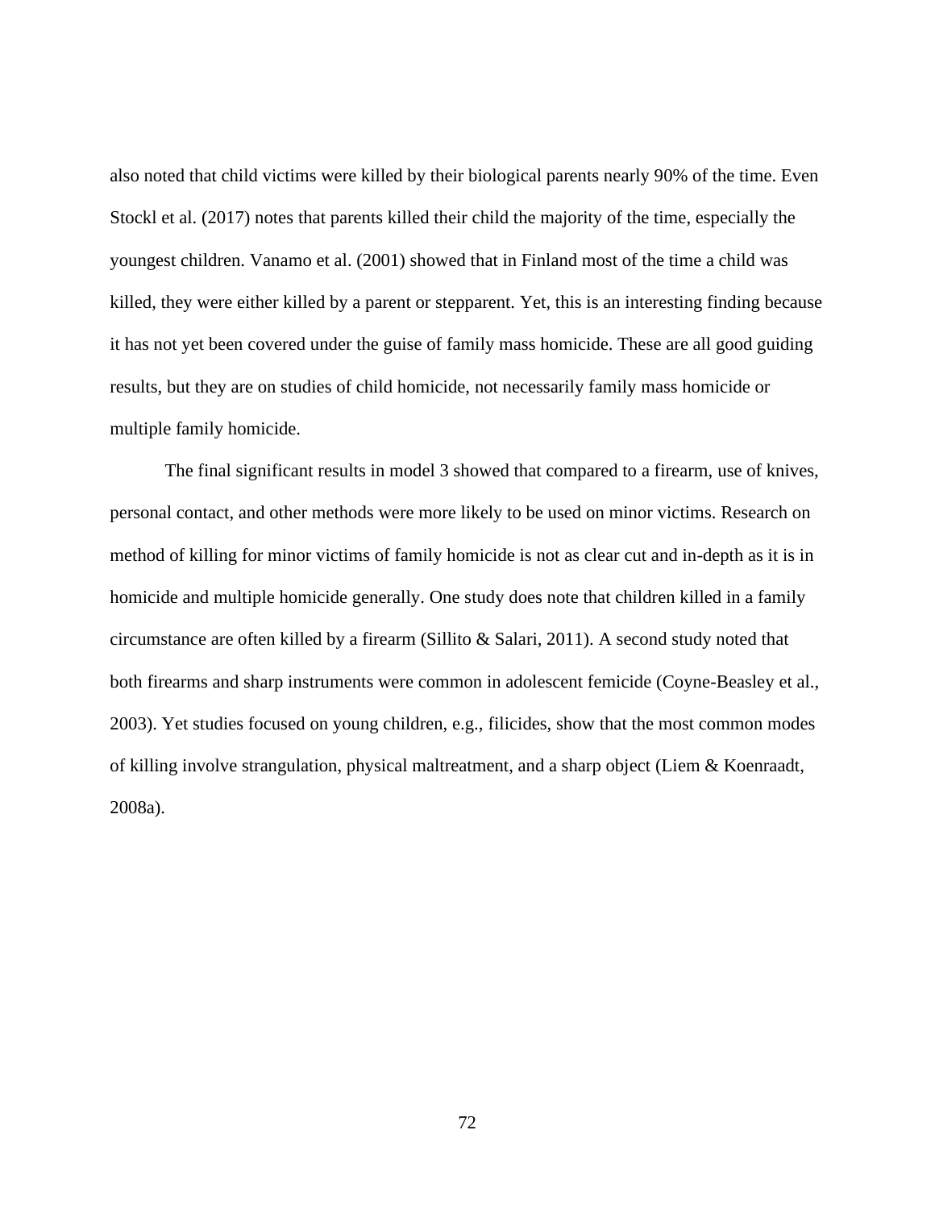also noted that child victims were killed by their biological parents nearly 90% of the time. Even Stockl et al. (2017) notes that parents killed their child the majority of the time, especially the youngest children. Vanamo et al. (2001) showed that in Finland most of the time a child was killed, they were either killed by a parent or stepparent. Yet, this is an interesting finding because it has not yet been covered under the guise of family mass homicide. These are all good guiding results, but they are on studies of child homicide, not necessarily family mass homicide or multiple family homicide.

The final significant results in model 3 showed that compared to a firearm, use of knives, personal contact, and other methods were more likely to be used on minor victims. Research on method of killing for minor victims of family homicide is not as clear cut and in-depth as it is in homicide and multiple homicide generally. One study does note that children killed in a family circumstance are often killed by a firearm (Sillito & Salari, 2011). A second study noted that both firearms and sharp instruments were common in adolescent femicide (Coyne-Beasley et al., 2003). Yet studies focused on young children, e.g., filicides, show that the most common modes of killing involve strangulation, physical maltreatment, and a sharp object (Liem & Koenraadt, 2008a).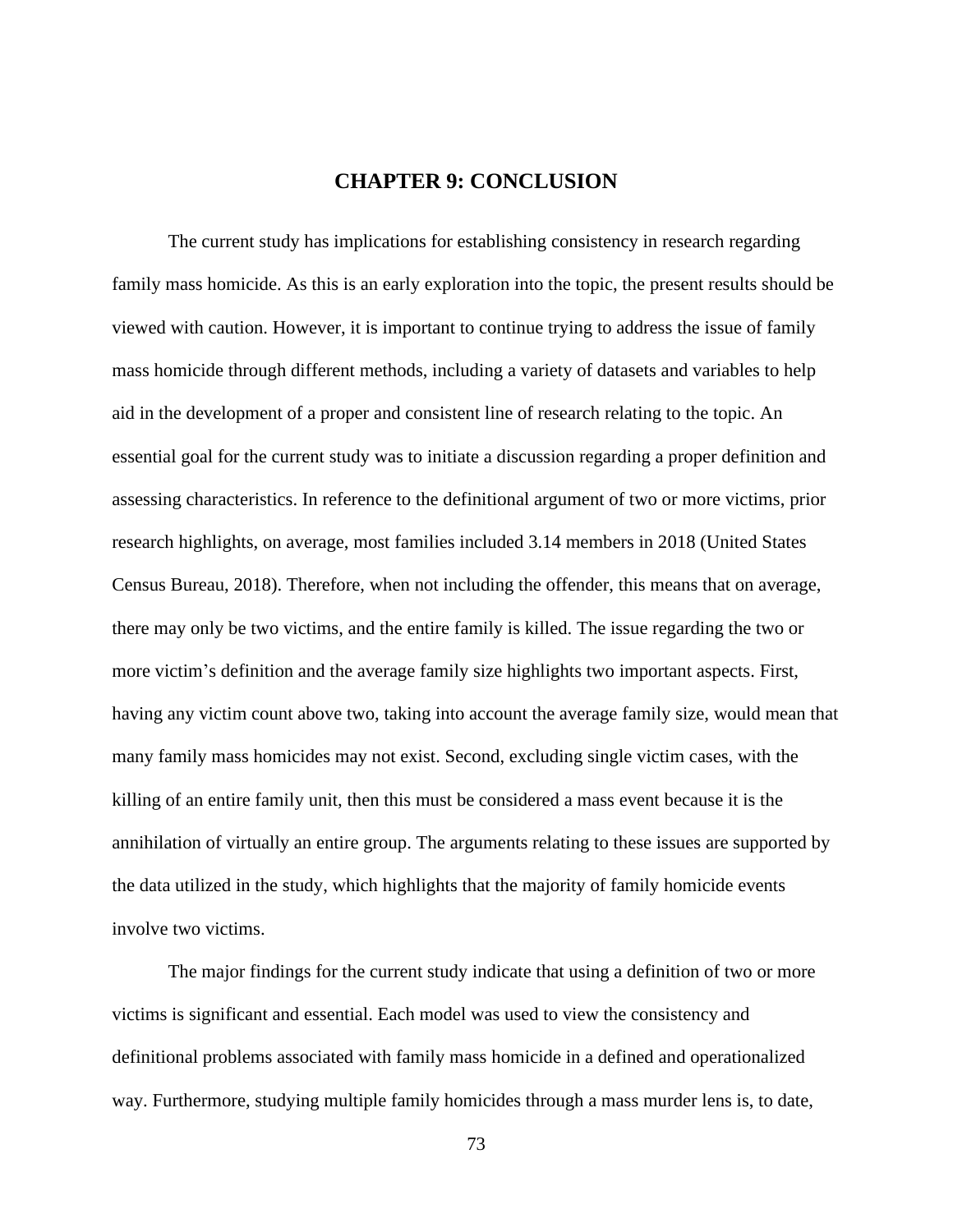# CHAPTER 9: CONCLUSION

The current study has implications for establishing consistency in research regarding family mass homicide. As this is an early exploration into the topic, the present results should be viewed with caution. However, it is important to continue trying to address the issue of family mass homicide through different methods, including a variety of datasets and variables to help aid in the development of a proper and consistent line of research relating to the topic. An essential goal for the current study was to initiate a discussion regarding a proper definition and assessing characteristics. In reference to the definitional argument of two or more victims, prior research highlights, on average, most families included 3.14 members in 2018 (United States Census Bureau, 2018). Therefore, when not including the offender, this means that on average, there may only be two victims, and the entire family is killed. The issue regarding the two or more victim's definition and the average family size highlights two important aspects. First, having any victim count above two, taking into account the average family size, would mean that many family mass homicides may not exist. Second, excluding single victim cases, with the killing of an entire family unit, then this must be considered a mass event because it is the annihilation of virtually an entire group. The arguments relating to these issues are supported by the data utilized in the study, which highlights that the majority of family homicide events involve two victims.

The major findings for the current study indicate that using a definition of two or more victims is significant and essential. Each model was used to view the consistency and definitional problems associated with family mass homicide in a defined and operationalized way. Furthermore, studying multiple family homicides through a mass murder lens is, to date,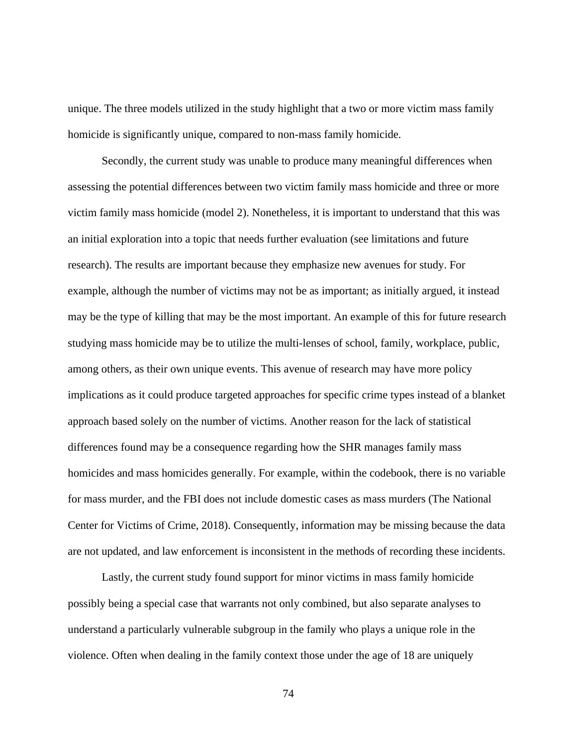unique. The three models utilized in the study highlight that a two or more victim mass family homicide is significantly unique, compared to non-mass family homicide.

Secondly, the current study was unable to produce many meaningful differences when assessing the potential differences between two victim family mass homicide and three or more victim family mass homicide (model 2). Nonetheless, it is important to understand that this was an initial exploration into a topic that needs further evaluation (see limitations and future research). The results are important because they emphasize new avenues for study. For example, although the number of victims may not be as important; as initially argued, it instead may be the type of killing that may be the most important. An example of this for future research studying mass homicide may be to utilize the multi-lenses of school, family, workplace, public, among others, as their own unique events. This avenue of research may have more policy implications as it could produce targeted approaches for specific crime types instead of a blanket approach based solely on the number of victims. Another reason for the lack of statistical differences found may be a consequence regarding how the SHR manages family mass homicides and mass homicides generally. For example, within the codebook, there is no variable for mass murder, and the FBI does not include domestic cases as mass murders (The National Center for Victims of Crime, 2018). Consequently, information may be missing because the data are not updated, and law enforcement is inconsistent in the methods of recording these incidents.

Lastly, the current study found support for minor victims in mass family homicide possibly being a special case that warrants not only combined, but also separate analyses to understand a particularly vulnerable subgroup in the family who plays a unique role in the violence. Often when dealing in the family context those under the age of 18 are uniquely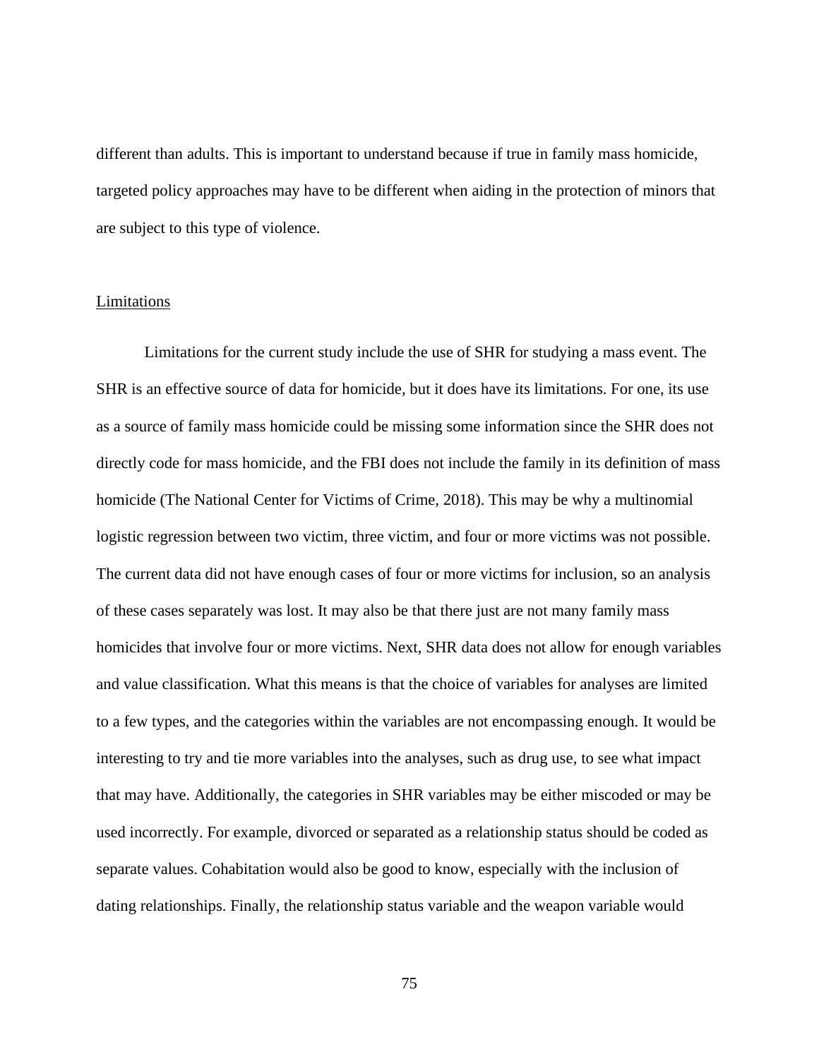different than adults. This is important to understand because if true in family mass homicide, targeted policy approaches may have to be different when aiding in the protection of minors that are subject to this type of violence.

## Limitations

Limitations for the current study include the use of SHR for studying a mass event. The SHR is an effective source of data for homicide, but it does have its limitations. For one, its use as a source of family mass homicide could be missing some information since the SHR does not directly code for mass homicide, and the FBI does not include the family in its definition of mass homicide (The National Center for Victims of Crime, 2018). This may be why a multinomial logistic regression between two victim, three victim, and four or more victims was not possible. The current data did not have enough cases of four or more victims for inclusion, so an analysis of these cases separately was lost. It may also be that there just are not many family mass homicides that involve four or more victims. Next, SHR data does not allow for enough variables and value classification. What this means is that the choice of variables for analyses are limited to a few types, and the categories within the variables are not encompassing enough. It would be interesting to try and tie more variables into the analyses, such as drug use, to see what impact that may have. Additionally, the categories in SHR variables may be either miscoded or may be used incorrectly. For example, divorced or separated as a relationship status should be coded as separate values. Cohabitation would also be good to know, especially with the inclusion of dating relationships. Finally, the relationship status variable and the weapon variable would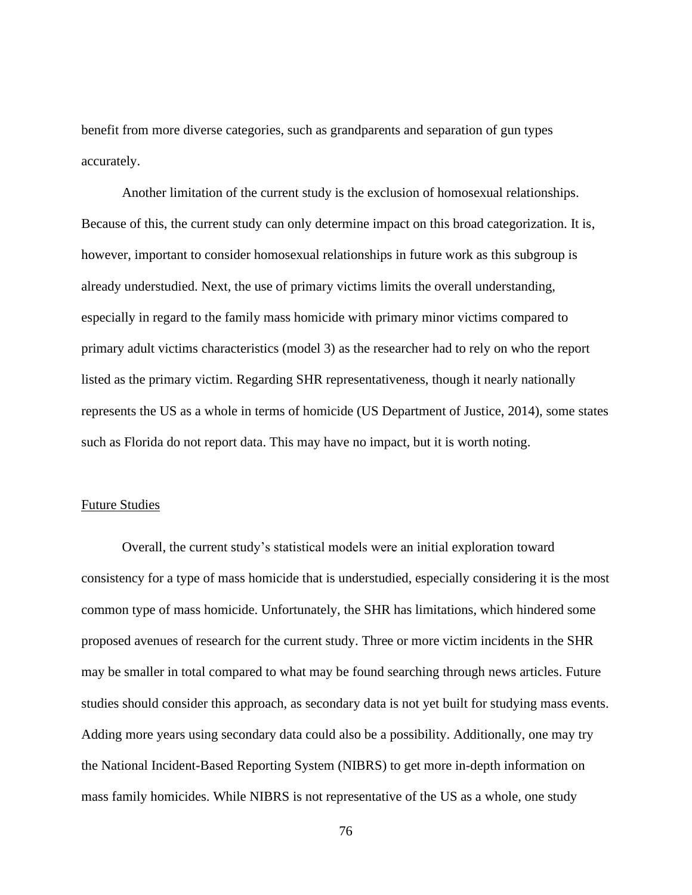benefit from more diverse categories, such as grandparents and separation of gun types accurately.

Another limitation of the current study is the exclusion of homosexual relationships. Because of this, the current study can only determine impact on this broad categorization. It is, however, important to consider homosexual relationships in future work as this subgroup is already understudied. Next, the use of primary victims limits the overall understanding, especially in regard to the family mass homicide with primary minor victims compared to primary adult victims characteristics (model 3) as the researcher had to rely on who the report listed as the primary victim. Regarding SHR representativeness, though it nearly nationally represents the US as a whole in terms of homicide (US Department of Justice, 2014), some states such as Florida do not report data. This may have no impact, but it is worth noting.

### Future Studies

Overall, the current study's statistical models were an initial exploration toward consistency for a type of mass homicide that is understudied, especially considering it is the most common type of mass homicide. Unfortunately, the SHR has limitations, which hindered some proposed avenues of research for the current study. Three or more victim incidents in the SHR may be smaller in total compared to what may be found searching through news articles. Future studies should consider this approach, as secondary data is not yet built for studying mass events. Adding more years using secondary data could also be a possibility. Additionally, one may try the National Incident-Based Reporting System (NIBRS) to get more in-depth information on mass family homicides. While NIBRS is not representative of the US as a whole, one study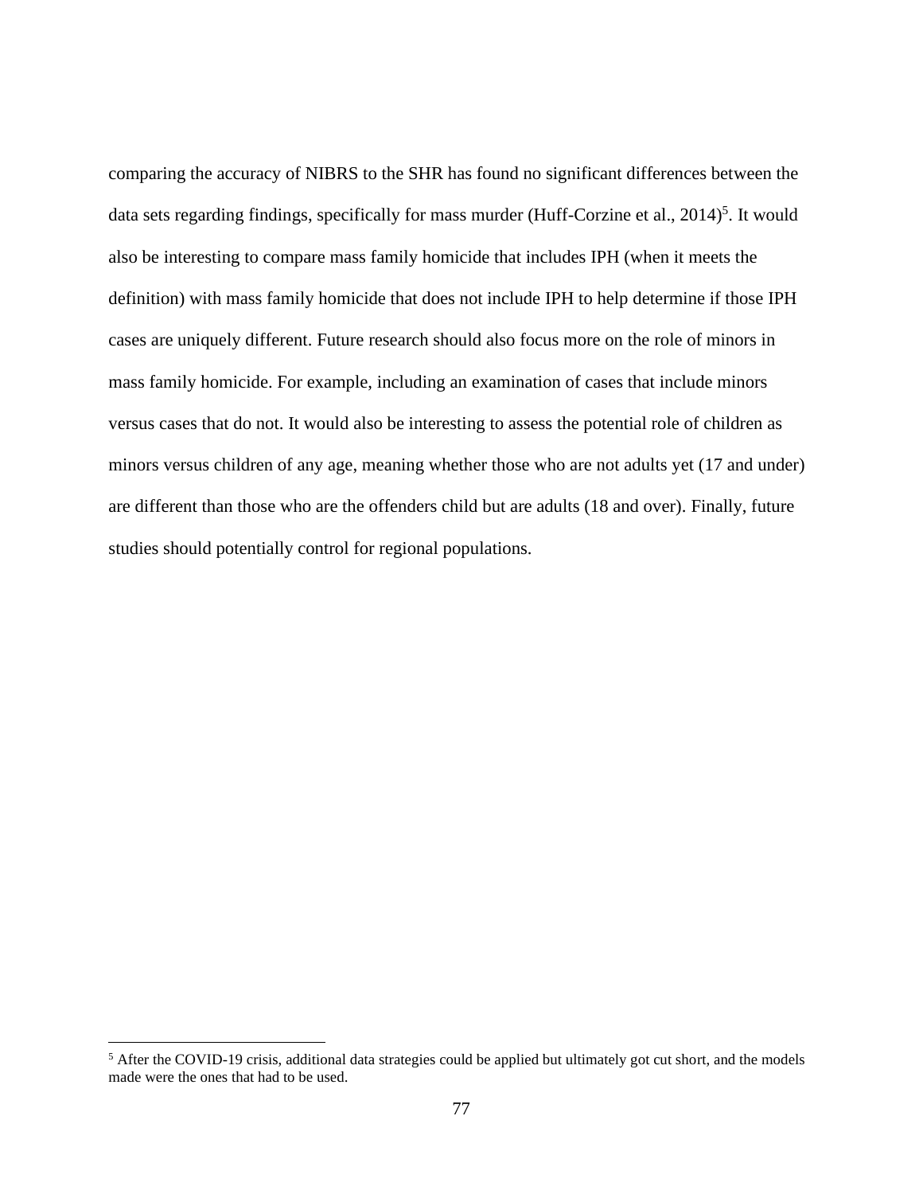comparing the accuracy of NIBRS to the SHR has found no significant differences between the data sets regarding findings, specifically for mass murder (Huff-Corzine et al., 2014)[5]. It would also be interesting to compare mass family homicide that includes IPH (when it meets the definition) with mass family homicide that does not include IPH to help determine if those IPH cases are uniquely different. Future research should also focus more on the role of minors in mass family homicide. For example, including an examination of cases that include minors versus cases that do not. It would also be interesting to assess the potential role of children as minors versus children of any age, meaning whether those who are not adults yet (17 and under) are different than those who are the offenders child but are adults (18 and over). Finally, future studies should potentially control for regional populations.

[5] After the COVID-19 crisis, additional data strategies could be applied but ultimately got cut short, and the models made were the ones that had to be used.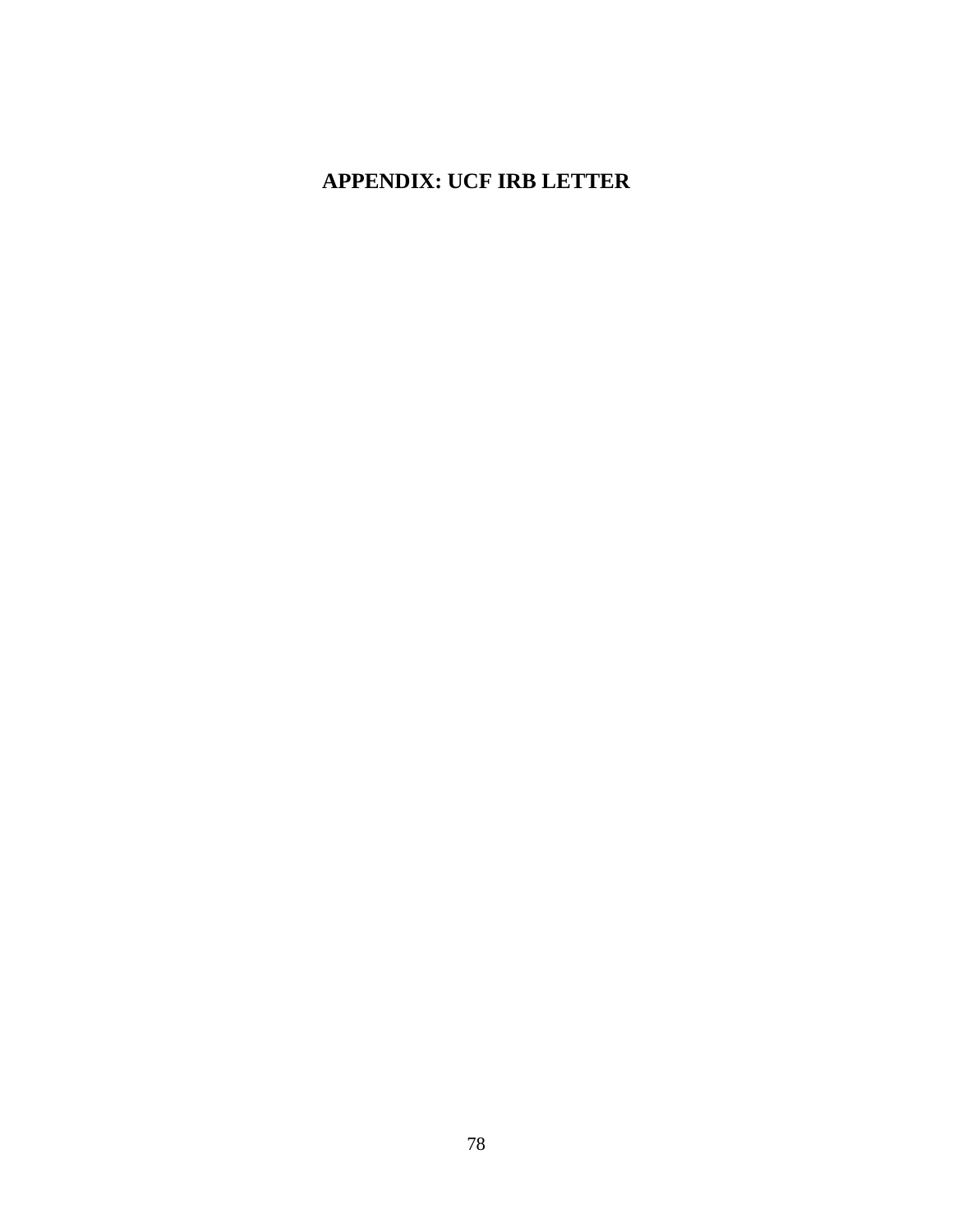# APPENDIX: UCF IRB LETTER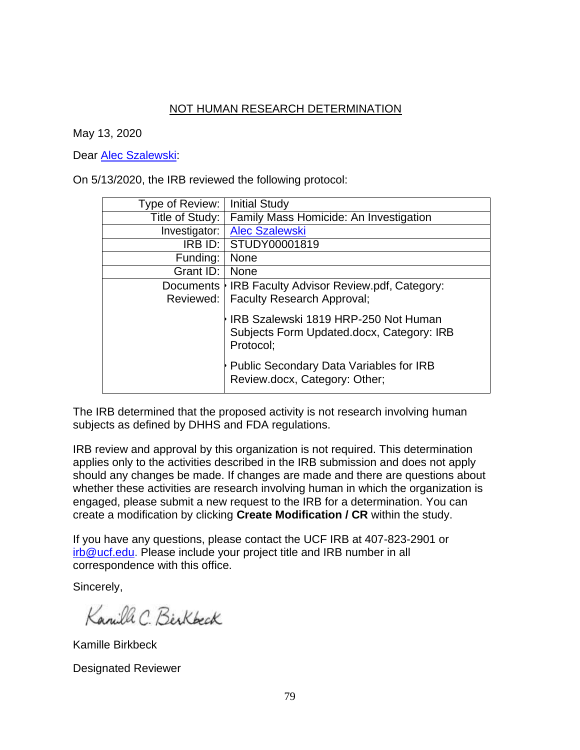NOT HUMAN RESEARCH DETERMINATION

May 13, 2020

Dear Alec Szalewski:

On 5/13/2020, the IRB reviewed the following protocol:

| | |
|---|---|
| Type of Review: | Initial Study |
| Title of Study: | Family Mass Homicide: An Investigation |
| Investigator: | Alec Szalewski |
| IRB ID: | STUDY00001819 |
| Funding: | None |
| Grant ID: | None |
| Documents Reviewed: | • IRB Faculty Advisor Review.pdf, Category: Faculty Research Approval; • IRB Szalewski 1819 HRP-250 Not Human Subjects Form Updated.docx, Category: IRB Protocol; • Public Secondary Data Variables for IRB Review.docx, Category: Other; |

The IRB determined that the proposed activity is not research involving human subjects as defined by DHHS and FDA regulations.

IRB review and approval by this organization is not required. This determination applies only to the activities described in the IRB submission and does not apply should any changes be made. If changes are made and there are questions about whether these activities are research involving human in which the organization is engaged, please submit a new request to the IRB for a determination. You can create a modification by clicking **Create Modification / CR** within the study.

If you have any questions, please contact the UCF IRB at 407-823-2901 or irb@ucf.edu. Please include your project title and IRB number in all correspondence with this office.

Sincerely,

Kamille C. Birkbeck

Kamille Birkbeck

Designated Reviewer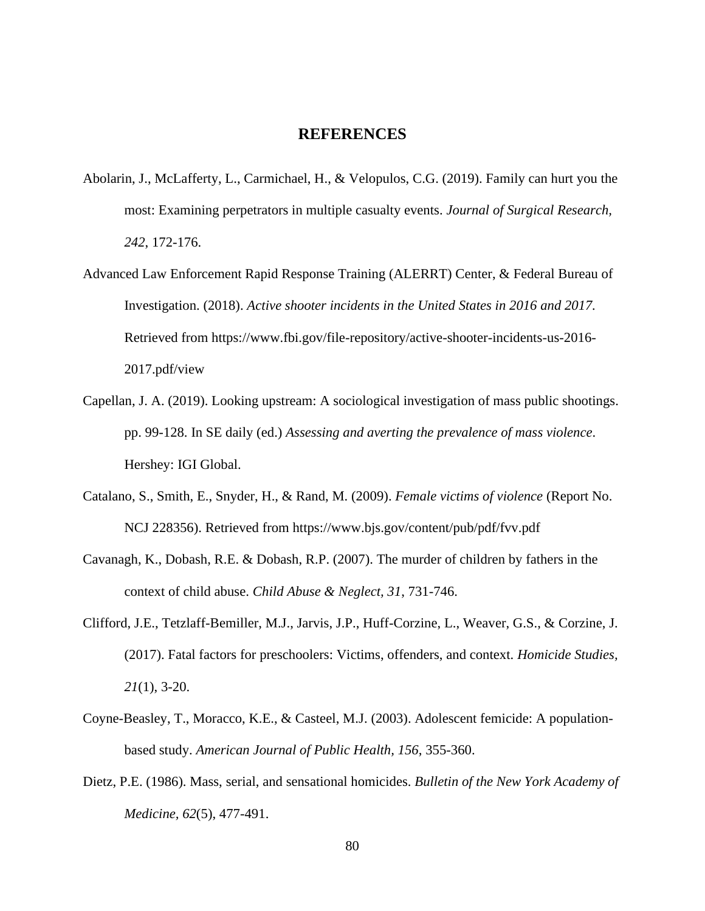# REFERENCES

Abolarin, J., McLafferty, L., Carmichael, H., & Velopulos, C.G. (2019). Family can hurt you the most: Examining perpetrators in multiple casualty events. *Journal of Surgical Research, 242*, 172-176.

Advanced Law Enforcement Rapid Response Training (ALERRT) Center, & Federal Bureau of Investigation. (2018). *Active shooter incidents in the United States in 2016 and 2017.* Retrieved from https://www.fbi.gov/file-repository/active-shooter-incidents-us-2016-2017.pdf/view

Capellan, J. A. (2019). Looking upstream: A sociological investigation of mass public shootings. pp. 99-128. In SE daily (ed.) *Assessing and averting the prevalence of mass violence*. Hershey: IGI Global.

Catalano, S., Smith, E., Snyder, H., & Rand, M. (2009). *Female victims of violence* (Report No. NCJ 228356). Retrieved from https://www.bjs.gov/content/pub/pdf/fvv.pdf

Cavanagh, K., Dobash, R.E. & Dobash, R.P. (2007). The murder of children by fathers in the context of child abuse. *Child Abuse & Neglect, 31*, 731-746.

Clifford, J.E., Tetzlaff-Bemiller, M.J., Jarvis, J.P., Huff-Corzine, L., Weaver, G.S., & Corzine, J. (2017). Fatal factors for preschoolers: Victims, offenders, and context. *Homicide Studies, 21*(1), 3-20.

Coyne-Beasley, T., Moracco, K.E., & Casteel, M.J. (2003). Adolescent femicide: A population-based study. *American Journal of Public Health, 156*, 355-360.

Dietz, P.E. (1986). Mass, serial, and sensational homicides. *Bulletin of the New York Academy of Medicine, 62*(5), 477-491.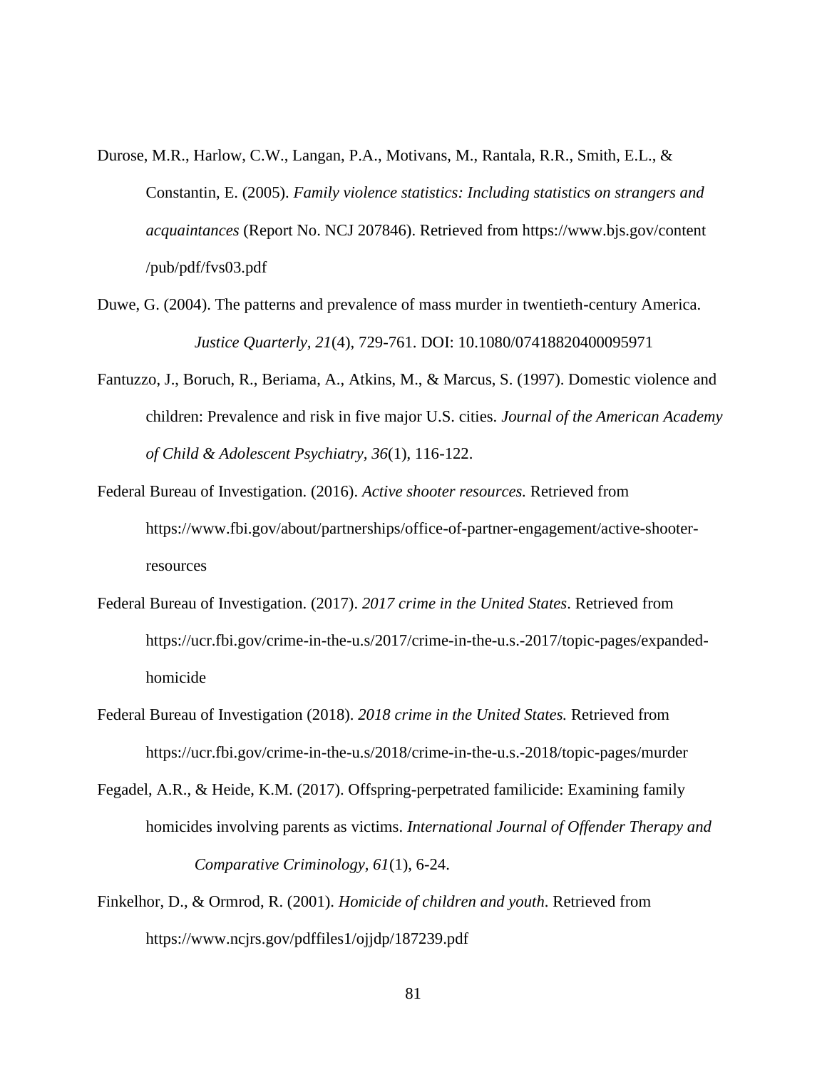Durose, M.R., Harlow, C.W., Langan, P.A., Motivans, M., Rantala, R.R., Smith, E.L., & Constantin, E. (2005). *Family violence statistics: Including statistics on strangers and acquaintances* (Report No. NCJ 207846). Retrieved from https://www.bjs.gov/content /pub/pdf/fvs03.pdf

Duwe, G. (2004). The patterns and prevalence of mass murder in twentieth-century America. *Justice Quarterly, 21*(4), 729-761. DOI: 10.1080/07418820400095971

Fantuzzo, J., Boruch, R., Beriama, A., Atkins, M., & Marcus, S. (1997). Domestic violence and children: Prevalence and risk in five major U.S. cities. *Journal of the American Academy of Child & Adolescent Psychiatry, 36*(1), 116-122.

Federal Bureau of Investigation. (2016). *Active shooter resources.* Retrieved from https://www.fbi.gov/about/partnerships/office-of-partner-engagement/active-shooter-resources

Federal Bureau of Investigation. (2017). *2017 crime in the United States*. Retrieved from https://ucr.fbi.gov/crime-in-the-u.s/2017/crime-in-the-u.s.-2017/topic-pages/expanded-homicide

Federal Bureau of Investigation (2018). *2018 crime in the United States.* Retrieved from https://ucr.fbi.gov/crime-in-the-u.s/2018/crime-in-the-u.s.-2018/topic-pages/murder

Fegadel, A.R., & Heide, K.M. (2017). Offspring-perpetrated familicide: Examining family homicides involving parents as victims. *International Journal of Offender Therapy and Comparative Criminology*, *61*(1), 6-24.

Finkelhor, D., & Ormrod, R. (2001). *Homicide of children and youth*. Retrieved from https://www.ncjrs.gov/pdffiles1/ojjdp/187239.pdf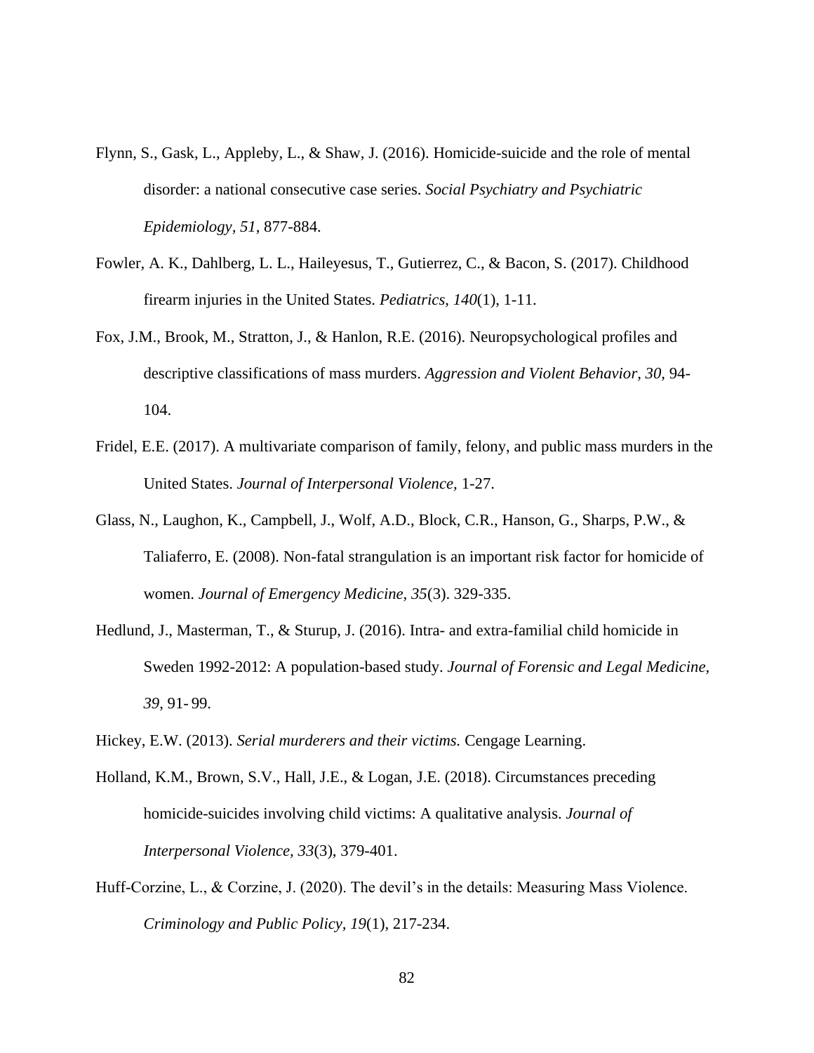Flynn, S., Gask, L., Appleby, L., & Shaw, J. (2016). Homicide-suicide and the role of mental disorder: a national consecutive case series. *Social Psychiatry and Psychiatric Epidemiology, 51*, 877-884.

Fowler, A. K., Dahlberg, L. L., Haileyesus, T., Gutierrez, C., & Bacon, S. (2017). Childhood firearm injuries in the United States. *Pediatrics*, *140*(1), 1-11.

Fox, J.M., Brook, M., Stratton, J., & Hanlon, R.E. (2016). Neuropsychological profiles and descriptive classifications of mass murders. *Aggression and Violent Behavior, 30*, 94-104.

Fridel, E.E. (2017). A multivariate comparison of family, felony, and public mass murders in the United States. *Journal of Interpersonal Violence,* 1-27.

Glass, N., Laughon, K., Campbell, J., Wolf, A.D., Block, C.R., Hanson, G., Sharps, P.W., & Taliaferro, E. (2008). Non-fatal strangulation is an important risk factor for homicide of women. *Journal of Emergency Medicine, 35*(3). 329-335.

Hedlund, J., Masterman, T., & Sturup, J. (2016). Intra- and extra-familial child homicide in Sweden 1992-2012: A population-based study. *Journal of Forensic and Legal Medicine, 39*, 91- 99.

Hickey, E.W. (2013). *Serial murderers and their victims.* Cengage Learning.

Holland, K.M., Brown, S.V., Hall, J.E., & Logan, J.E. (2018). Circumstances preceding homicide-suicides involving child victims: A qualitative analysis. *Journal of Interpersonal Violence, 33*(3), 379-401.

Huff-Corzine, L., & Corzine, J. (2020). The devil's in the details: Measuring Mass Violence. *Criminology and Public Policy, 19*(1), 217-234.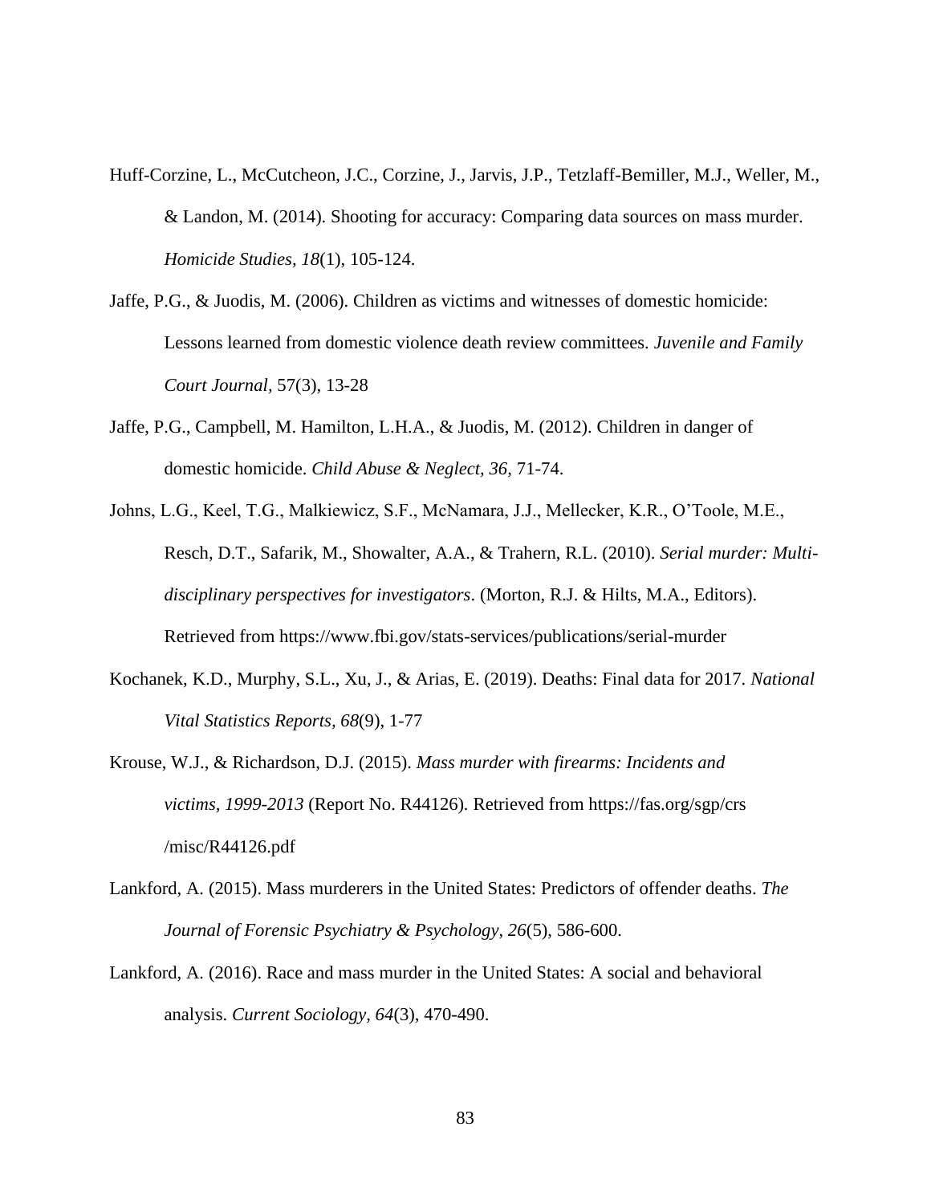Huff-Corzine, L., McCutcheon, J.C., Corzine, J., Jarvis, J.P., Tetzlaff-Bemiller, M.J., Weller, M., & Landon, M. (2014). Shooting for accuracy: Comparing data sources on mass murder. *Homicide Studies, 18*(1), 105-124.

Jaffe, P.G., & Juodis, M. (2006). Children as victims and witnesses of domestic homicide: Lessons learned from domestic violence death review committees. *Juvenile and Family Court Journal,* 57(3), 13-28

Jaffe, P.G., Campbell, M. Hamilton, L.H.A., & Juodis, M. (2012). Children in danger of domestic homicide. *Child Abuse & Neglect, 36,* 71-74.

Johns, L.G., Keel, T.G., Malkiewicz, S.F., McNamara, J.J., Mellecker, K.R., O'Toole, M.E., Resch, D.T., Safarik, M., Showalter, A.A., & Trahern, R.L. (2010). *Serial murder: Multi-disciplinary perspectives for investigators*. (Morton, R.J. & Hilts, M.A., Editors). Retrieved from https://www.fbi.gov/stats-services/publications/serial-murder

Kochanek, K.D., Murphy, S.L., Xu, J., & Arias, E. (2019). Deaths: Final data for 2017. *National Vital Statistics Reports, 68*(9), 1-77

Krouse, W.J., & Richardson, D.J. (2015). *Mass murder with firearms: Incidents and victims, 1999-2013* (Report No. R44126). Retrieved from https://fas.org/sgp/crs /misc/R44126.pdf

Lankford, A. (2015). Mass murderers in the United States: Predictors of offender deaths. *The Journal of Forensic Psychiatry & Psychology, 26*(5), 586-600.

Lankford, A. (2016). Race and mass murder in the United States: A social and behavioral analysis. *Current Sociology, 64*(3), 470-490.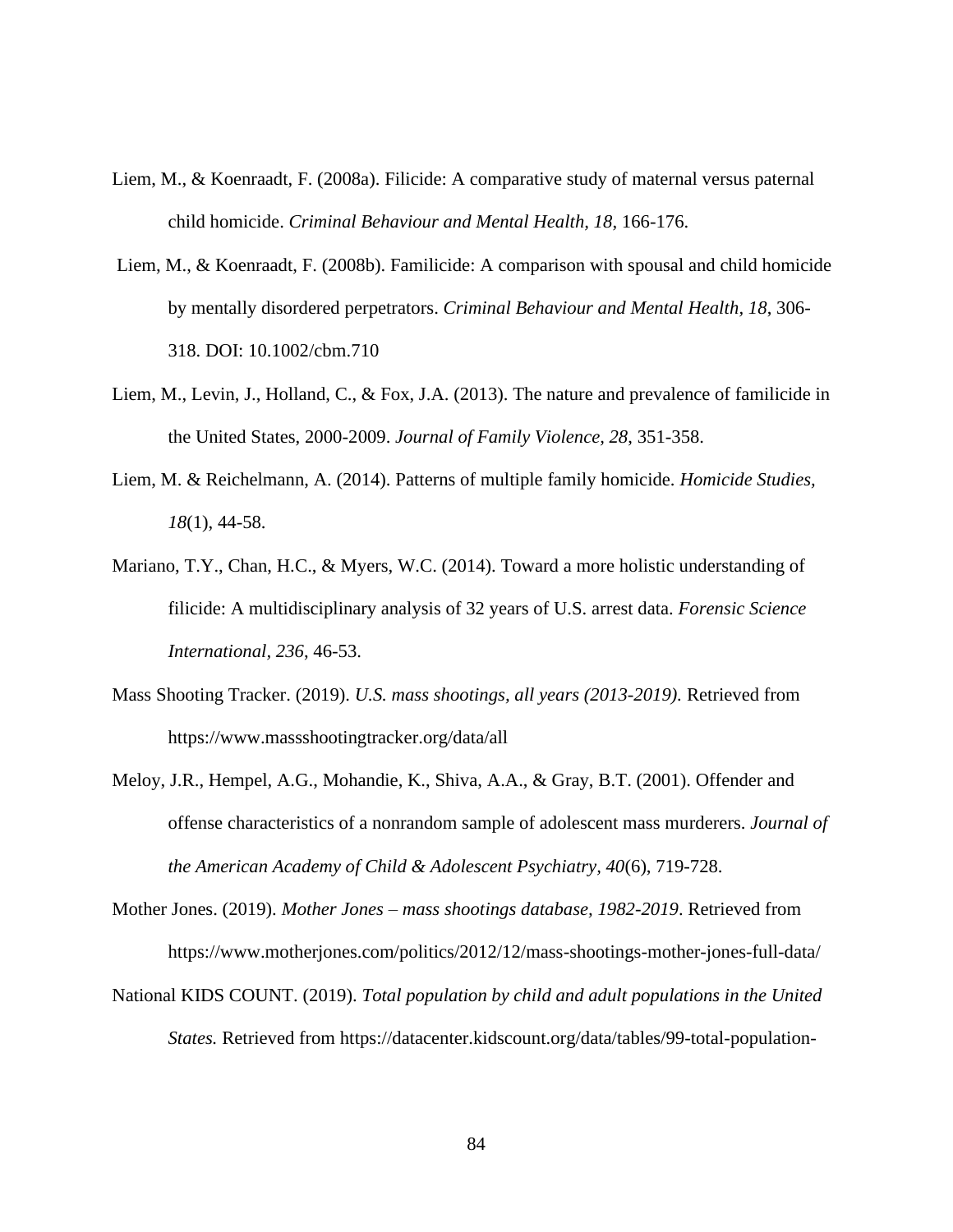Liem, M., & Koenraadt, F. (2008a). Filicide: A comparative study of maternal versus paternal child homicide. *Criminal Behaviour and Mental Health, 18*, 166-176.

Liem, M., & Koenraadt, F. (2008b). Familicide: A comparison with spousal and child homicide by mentally disordered perpetrators. *Criminal Behaviour and Mental Health, 18*, 306-318. DOI: 10.1002/cbm.710

Liem, M., Levin, J., Holland, C., & Fox, J.A. (2013). The nature and prevalence of familicide in the United States, 2000-2009. *Journal of Family Violence, 28*, 351-358.

Liem, M. & Reichelmann, A. (2014). Patterns of multiple family homicide. *Homicide Studies, 18*(1), 44-58.

Mariano, T.Y., Chan, H.C., & Myers, W.C. (2014). Toward a more holistic understanding of filicide: A multidisciplinary analysis of 32 years of U.S. arrest data. *Forensic Science International, 236*, 46-53.

Mass Shooting Tracker. (2019). *U.S. mass shootings, all years (2013-2019).* Retrieved from https://www.massshootingtracker.org/data/all

Meloy, J.R., Hempel, A.G., Mohandie, K., Shiva, A.A., & Gray, B.T. (2001). Offender and offense characteristics of a nonrandom sample of adolescent mass murderers. *Journal of the American Academy of Child & Adolescent Psychiatry, 40*(6), 719-728.

Mother Jones. (2019). *Mother Jones – mass shootings database, 1982-2019*. Retrieved from https://www.motherjones.com/politics/2012/12/mass-shootings-mother-jones-full-data/

National KIDS COUNT. (2019). *Total population by child and adult populations in the United States.* Retrieved from https://datacenter.kidscount.org/data/tables/99-total-population-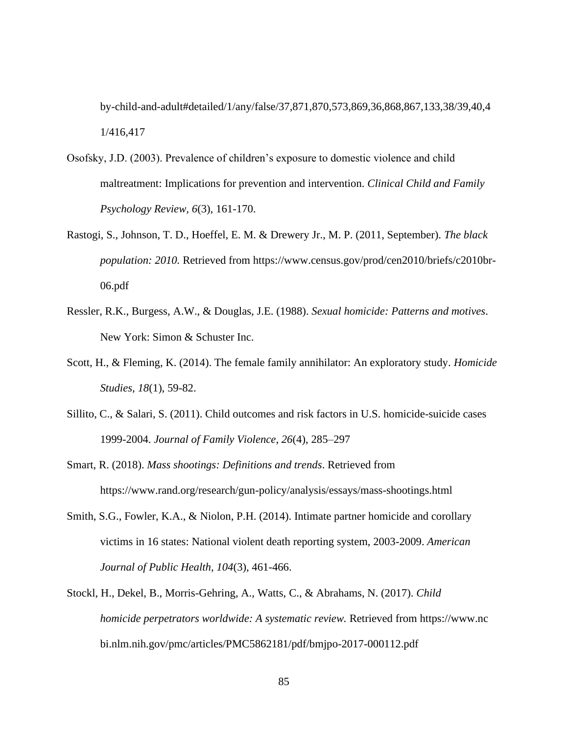by-child-and-adult#detailed/1/any/false/37,871,870,573,869,36,868,867,133,38/39,40,41/416,417

Osofsky, J.D. (2003). Prevalence of children's exposure to domestic violence and child maltreatment: Implications for prevention and intervention. *Clinical Child and Family Psychology Review, 6*(3), 161-170.

Rastogi, S., Johnson, T. D., Hoeffel, E. M. & Drewery Jr., M. P. (2011, September). *The black population: 2010.* Retrieved from https://www.census.gov/prod/cen2010/briefs/c2010br-06.pdf

Ressler, R.K., Burgess, A.W., & Douglas, J.E. (1988). *Sexual homicide: Patterns and motives*. New York: Simon & Schuster Inc.

Scott, H., & Fleming, K. (2014). The female family annihilator: An exploratory study. *Homicide Studies, 18*(1), 59-82.

Sillito, C., & Salari, S. (2011). Child outcomes and risk factors in U.S. homicide-suicide cases 1999-2004. *Journal of Family Violence, 26*(4), 285–297

Smart, R. (2018). *Mass shootings: Definitions and trends*. Retrieved from https://www.rand.org/research/gun-policy/analysis/essays/mass-shootings.html

Smith, S.G., Fowler, K.A., & Niolon, P.H. (2014). Intimate partner homicide and corollary victims in 16 states: National violent death reporting system, 2003-2009. *American Journal of Public Health, 104*(3), 461-466.

Stockl, H., Dekel, B., Morris-Gehring, A., Watts, C., & Abrahams, N. (2017). *Child homicide perpetrators worldwide: A systematic review.* Retrieved from https://www.ncbi.nlm.nih.gov/pmc/articles/PMC5862181/pdf/bmjpo-2017-000112.pdf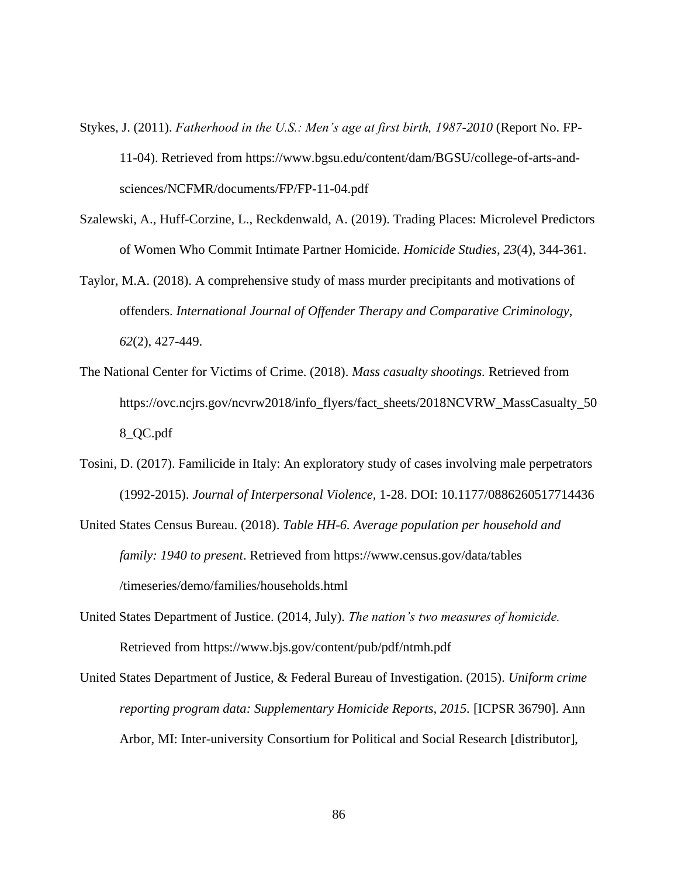Stykes, J. (2011). *Fatherhood in the U.S.: Men's age at first birth, 1987-2010* (Report No. FP-11-04). Retrieved from https://www.bgsu.edu/content/dam/BGSU/college-of-arts-and-sciences/NCFMR/documents/FP/FP-11-04.pdf

Szalewski, A., Huff-Corzine, L., Reckdenwald, A. (2019). Trading Places: Microlevel Predictors of Women Who Commit Intimate Partner Homicide. *Homicide Studies, 23*(4), 344-361.

Taylor, M.A. (2018). A comprehensive study of mass murder precipitants and motivations of offenders. *International Journal of Offender Therapy and Comparative Criminology, 62*(2), 427-449.

The National Center for Victims of Crime. (2018). *Mass casualty shootings.* Retrieved from https://ovc.ncjrs.gov/ncvrw2018/info_flyers/fact_sheets/2018NCVRW_MassCasualty_508_QC.pdf

Tosini, D. (2017). Familicide in Italy: An exploratory study of cases involving male perpetrators (1992-2015). *Journal of Interpersonal Violence,* 1-28. DOI: 10.1177/0886260517714436

United States Census Bureau. (2018). *Table HH-6. Average population per household and family: 1940 to present*. Retrieved from https://www.census.gov/data/tables/timeseries/demo/families/households.html

United States Department of Justice. (2014, July). *The nation's two measures of homicide.* Retrieved from https://www.bjs.gov/content/pub/pdf/ntmh.pdf

United States Department of Justice, & Federal Bureau of Investigation. (2015). *Uniform crime reporting program data: Supplementary Homicide Reports, 2015.* [ICPSR 36790]. Ann Arbor, MI: Inter-university Consortium for Political and Social Research [distributor],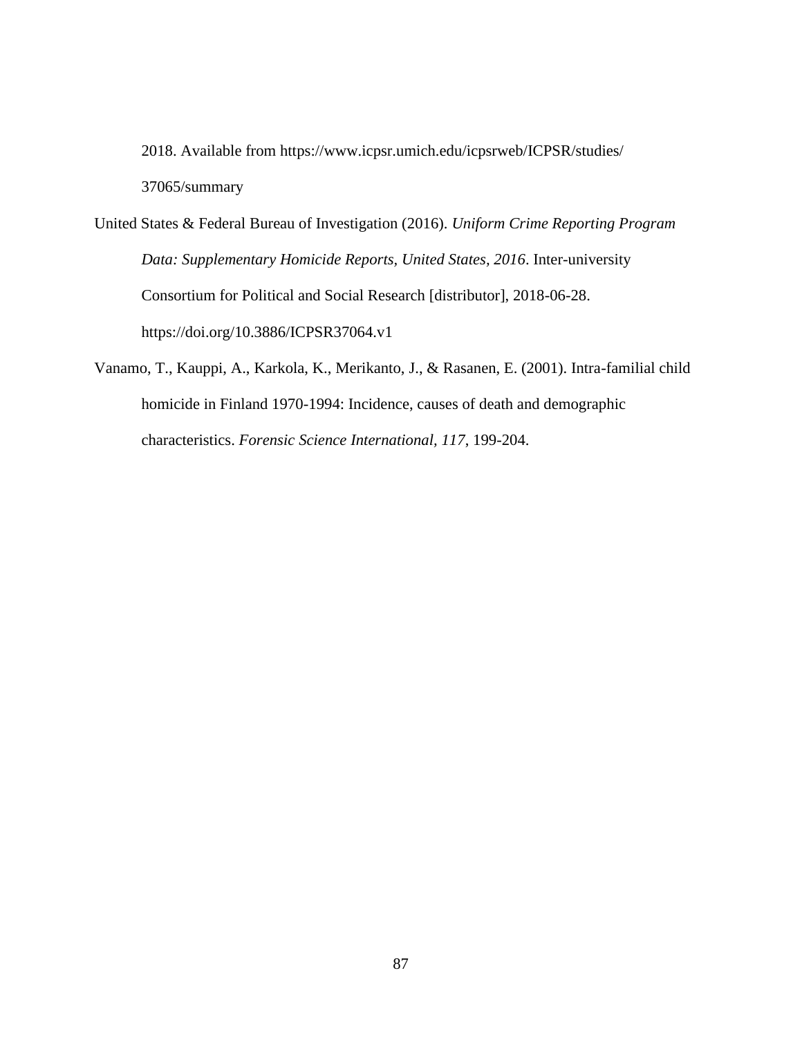2018. Available from https://www.icpsr.umich.edu/icpsrweb/ICPSR/studies/37065/summary

United States & Federal Bureau of Investigation (2016). *Uniform Crime Reporting Program Data: Supplementary Homicide Reports, United States, 2016*. Inter-university Consortium for Political and Social Research [distributor], 2018-06-28. https://doi.org/10.3886/ICPSR37064.v1

Vanamo, T., Kauppi, A., Karkola, K., Merikanto, J., & Rasanen, E. (2001). Intra-familial child homicide in Finland 1970-1994: Incidence, causes of death and demographic characteristics. *Forensic Science International, 117*, 199-204.